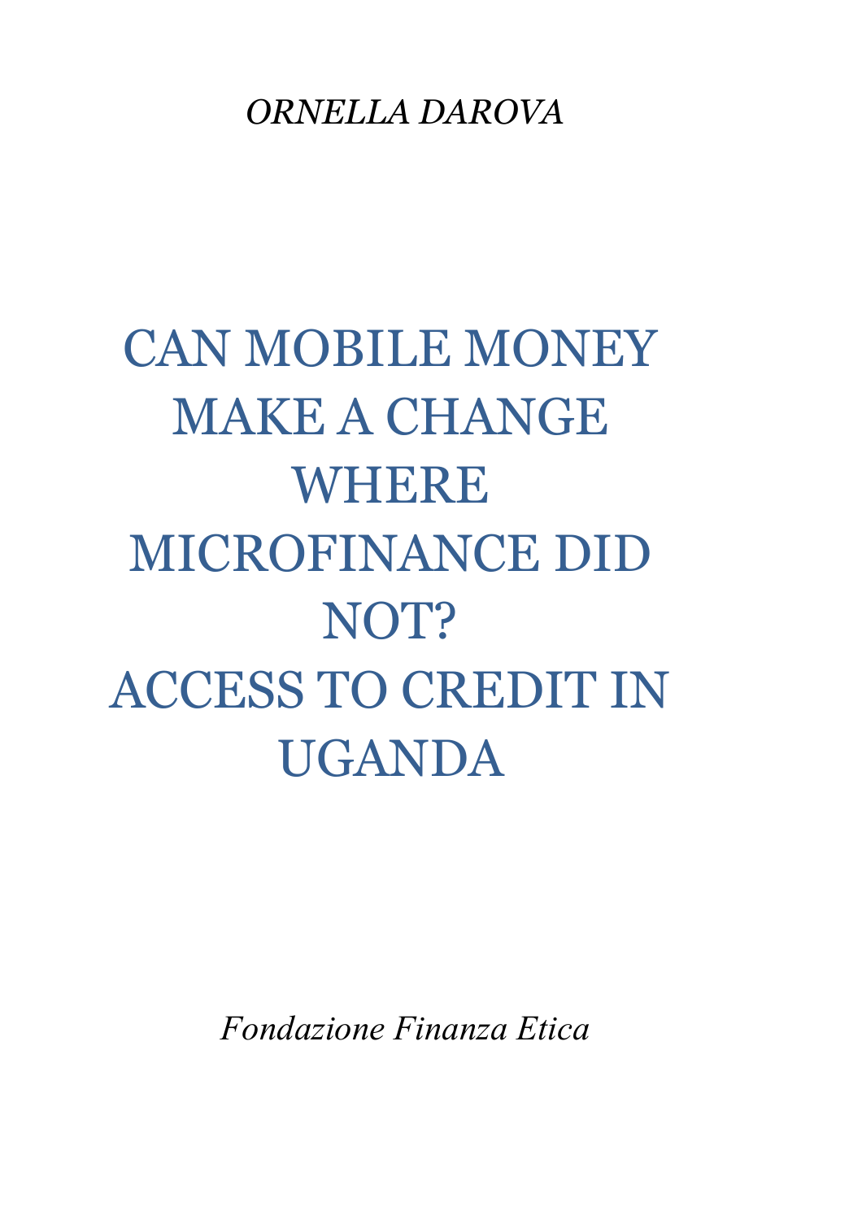*ORNELLA DAROVA*

# CAN MOBILE MONEY MAKE A CHANGE WHERE MICROFINANCE DID NOT? ACCESS TO CREDIT IN UGANDA

*Fondazione Finanza Etica*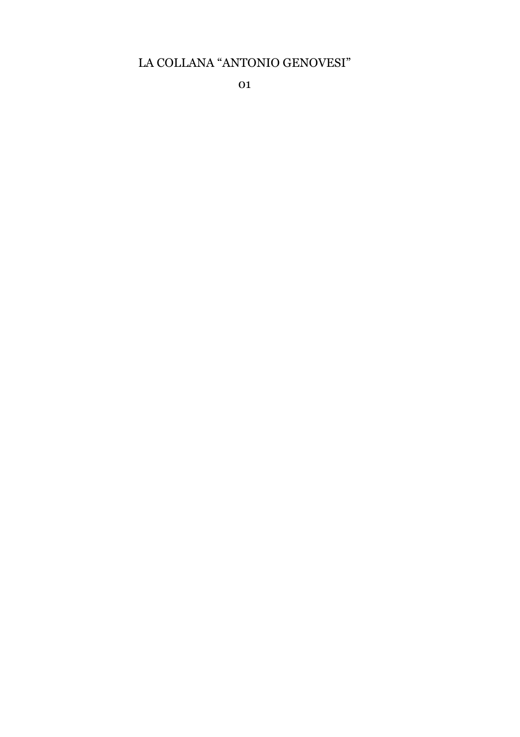LA COLLANA “ANTONIO GENOVESI”

01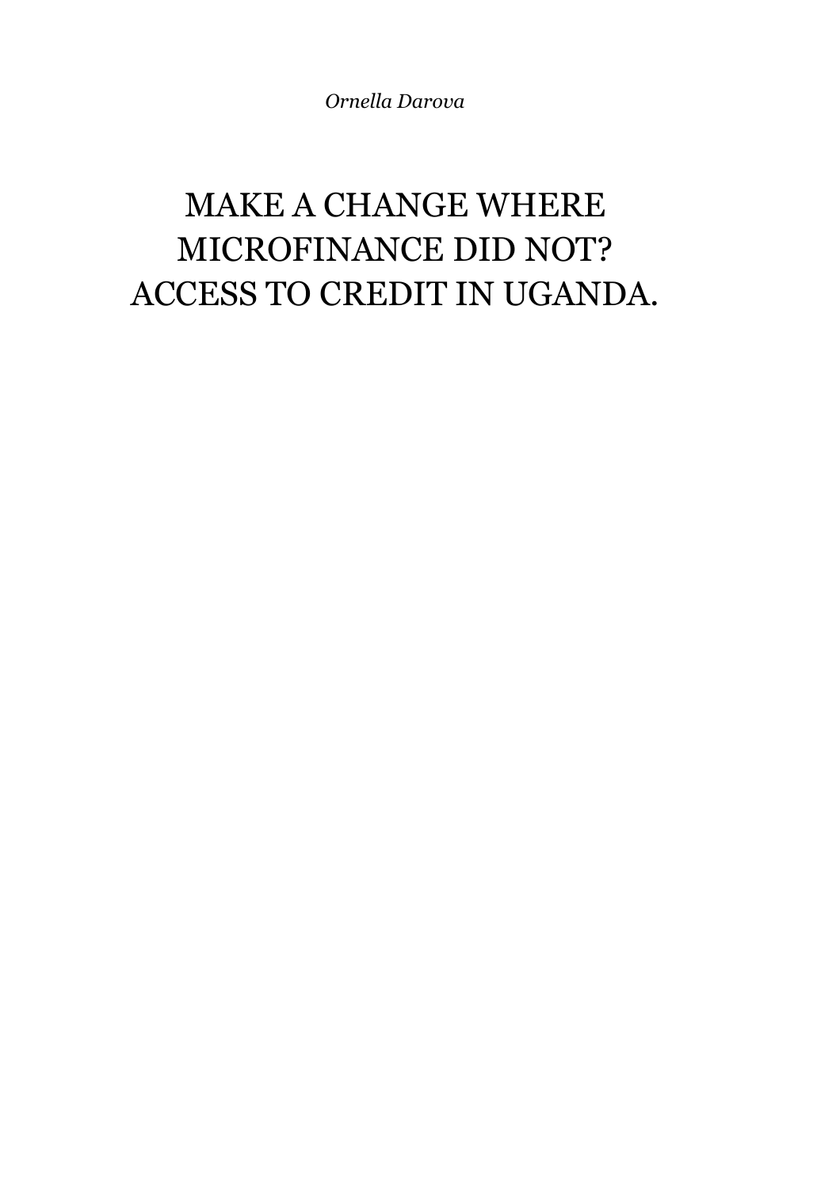*Ornella Darova*

# MAKE A CHANGE WHERE MICROFINANCE DID NOT? ACCESS TO CREDIT IN UGANDA.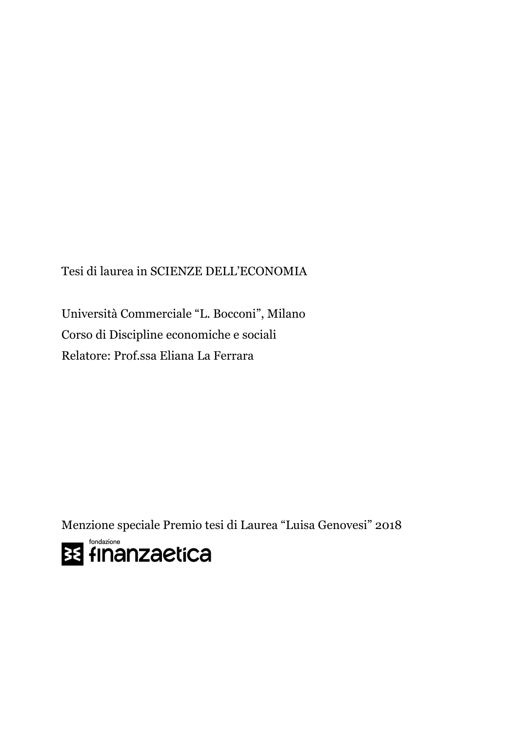Tesi di laurea in SCIENZE DELL'ECONOMIA

Università Commerciale "L. Bocconi", Milano
Corso di Discipline economiche e sociali
Relatore: Prof.ssa Eliana La Ferrara

Menzione speciale Premio tesi di Laurea "Luisa Genovesi" 2018

fondazione finanzaetica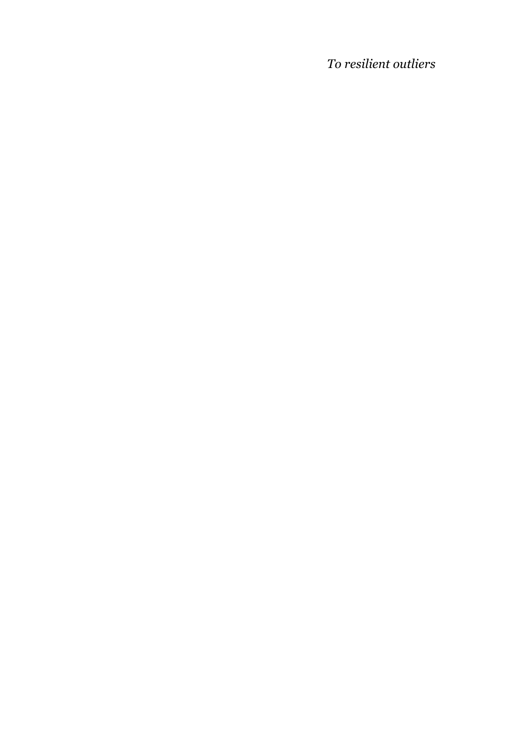*To resilient outliers*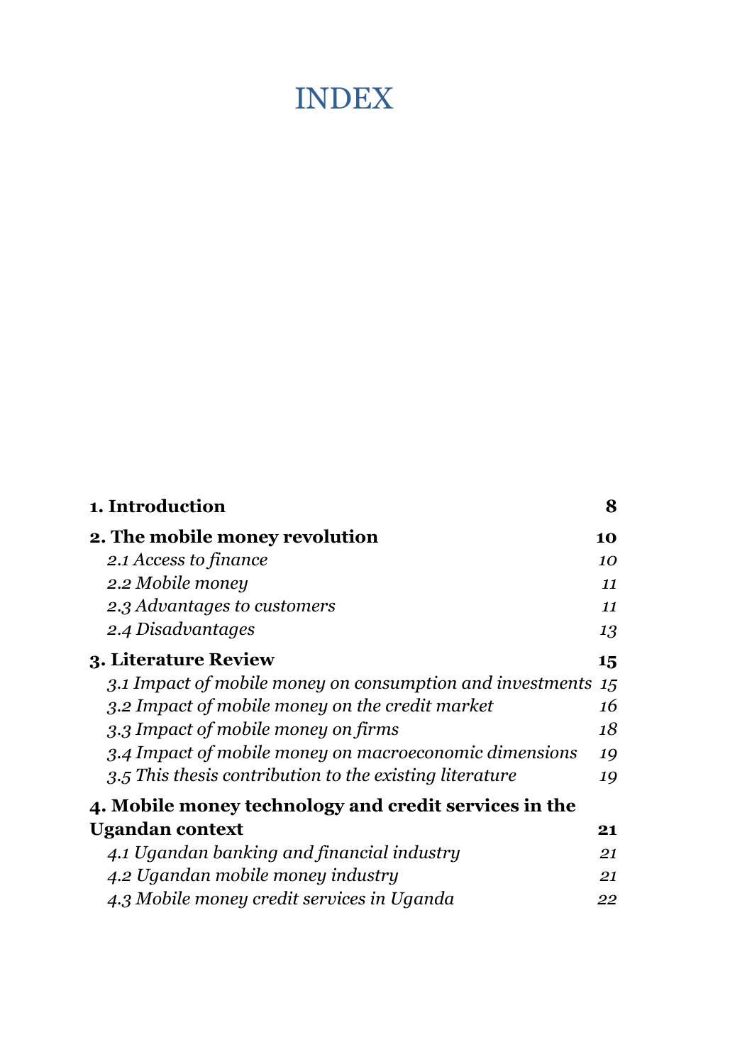# INDEX

| | |
|---|---|
| **1. Introduction** | **8** |
| **2. The mobile money revolution** | **10** |
| *2.1 Access to finance* | *10* |
| *2.2 Mobile money* | *11* |
| *2.3 Advantages to customers* | *11* |
| *2.4 Disadvantages* | *13* |
| **3. Literature Review** | **15** |
| *3.1 Impact of mobile money on consumption and investments* | *15* |
| *3.2 Impact of mobile money on the credit market* | *16* |
| *3.3 Impact of mobile money on firms* | *18* |
| *3.4 Impact of mobile money on macroeconomic dimensions* | *19* |
| *3.5 This thesis contribution to the existing literature* | *19* |
| **4. Mobile money technology and credit services in the Ugandan context** | **21** |
| *4.1 Ugandan banking and financial industry* | *21* |
| *4.2 Ugandan mobile money industry* | *21* |
| *4.3 Mobile money credit services in Uganda* | *22* |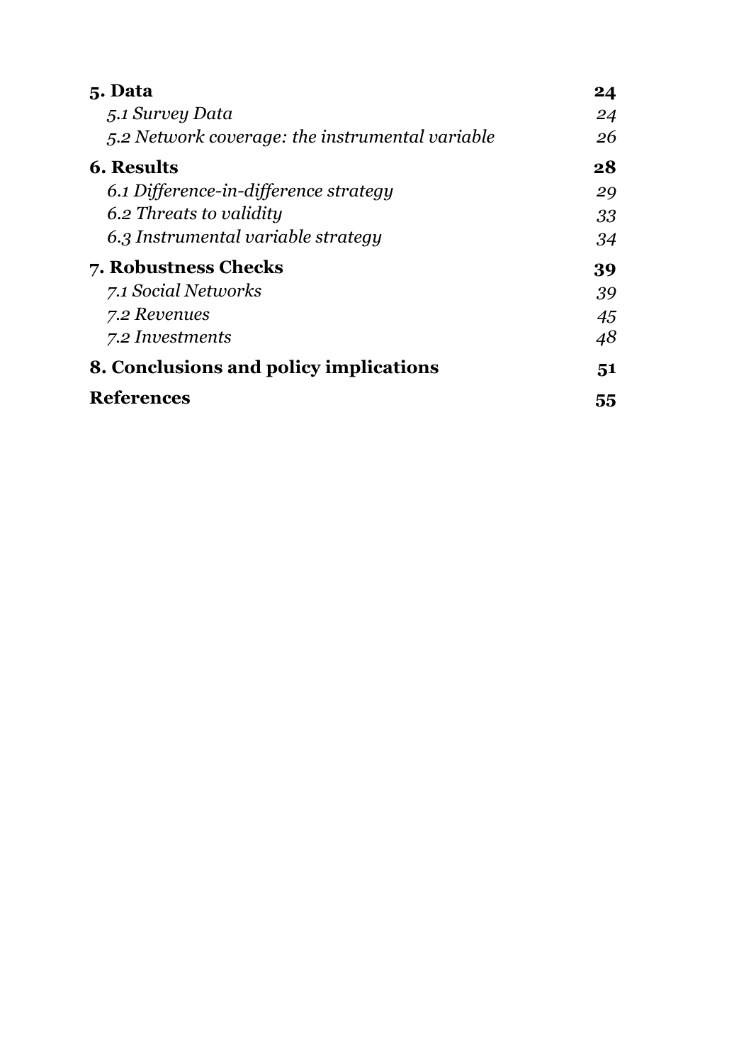**5. Data** **24**

*5.1 Survey Data* *24*

*5.2 Network coverage: the instrumental variable* *26*

**6. Results** **28**

*6.1 Difference-in-difference strategy* *29*

*6.2 Threats to validity* *33*

*6.3 Instrumental variable strategy* *34*

**7. Robustness Checks** **39**

*7.1 Social Networks* *39*

*7.2 Revenues* *45*

*7.2 Investments* *48*

**8. Conclusions and policy implications** **51**

**References** **55**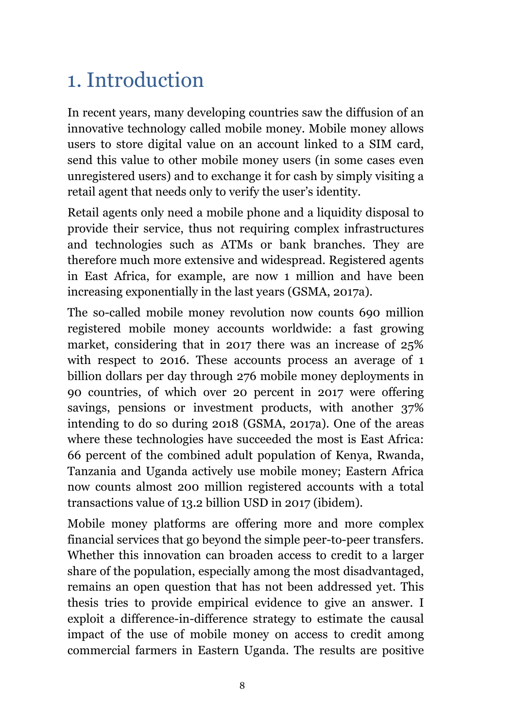# 1. Introduction

In recent years, many developing countries saw the diffusion of an innovative technology called mobile money. Mobile money allows users to store digital value on an account linked to a SIM card, send this value to other mobile money users (in some cases even unregistered users) and to exchange it for cash by simply visiting a retail agent that needs only to verify the user's identity.

Retail agents only need a mobile phone and a liquidity disposal to provide their service, thus not requiring complex infrastructures and technologies such as ATMs or bank branches. They are therefore much more extensive and widespread. Registered agents in East Africa, for example, are now 1 million and have been increasing exponentially in the last years (GSMA, 2017a).

The so-called mobile money revolution now counts 690 million registered mobile money accounts worldwide: a fast growing market, considering that in 2017 there was an increase of 25% with respect to 2016. These accounts process an average of 1 billion dollars per day through 276 mobile money deployments in 90 countries, of which over 20 percent in 2017 were offering savings, pensions or investment products, with another 37% intending to do so during 2018 (GSMA, 2017a). One of the areas where these technologies have succeeded the most is East Africa: 66 percent of the combined adult population of Kenya, Rwanda, Tanzania and Uganda actively use mobile money; Eastern Africa now counts almost 200 million registered accounts with a total transactions value of 13.2 billion USD in 2017 (ibidem).

Mobile money platforms are offering more and more complex financial services that go beyond the simple peer-to-peer transfers. Whether this innovation can broaden access to credit to a larger share of the population, especially among the most disadvantaged, remains an open question that has not been addressed yet. This thesis tries to provide empirical evidence to give an answer. I exploit a difference-in-difference strategy to estimate the causal impact of the use of mobile money on access to credit among commercial farmers in Eastern Uganda. The results are positive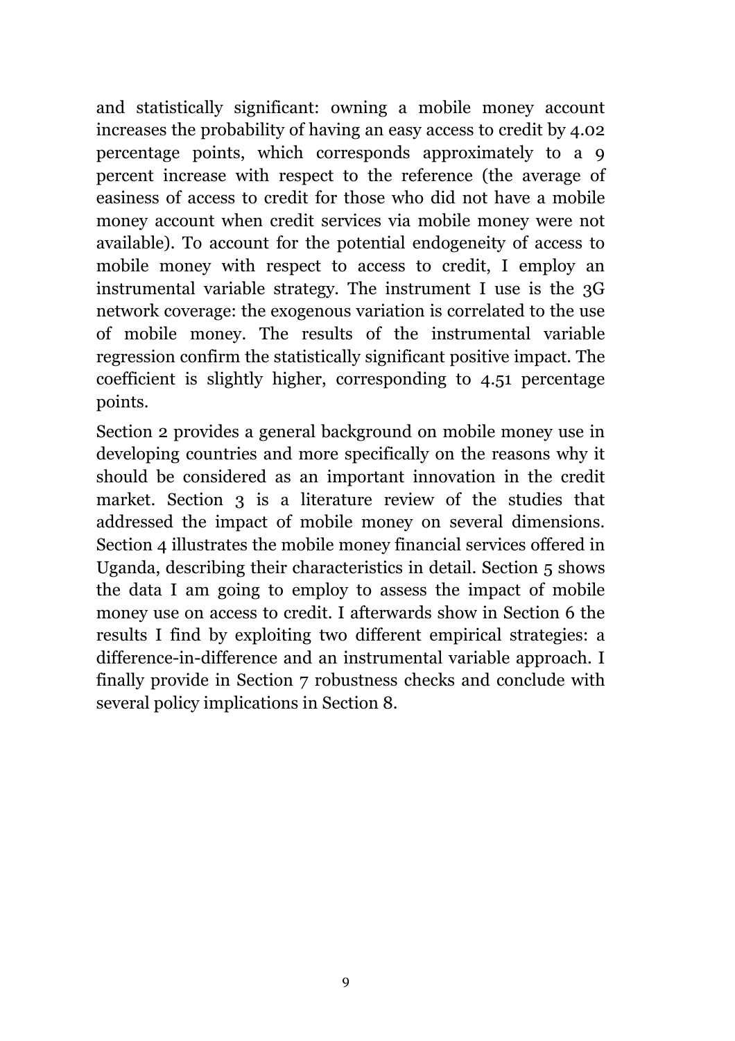and statistically significant: owning a mobile money account increases the probability of having an easy access to credit by 4.02 percentage points, which corresponds approximately to a 9 percent increase with respect to the reference (the average of easiness of access to credit for those who did not have a mobile money account when credit services via mobile money were not available). To account for the potential endogeneity of access to mobile money with respect to access to credit, I employ an instrumental variable strategy. The instrument I use is the 3G network coverage: the exogenous variation is correlated to the use of mobile money. The results of the instrumental variable regression confirm the statistically significant positive impact. The coefficient is slightly higher, corresponding to 4.51 percentage points.

Section 2 provides a general background on mobile money use in developing countries and more specifically on the reasons why it should be considered as an important innovation in the credit market. Section 3 is a literature review of the studies that addressed the impact of mobile money on several dimensions. Section 4 illustrates the mobile money financial services offered in Uganda, describing their characteristics in detail. Section 5 shows the data I am going to employ to assess the impact of mobile money use on access to credit. I afterwards show in Section 6 the results I find by exploiting two different empirical strategies: a difference-in-difference and an instrumental variable approach. I finally provide in Section 7 robustness checks and conclude with several policy implications in Section 8.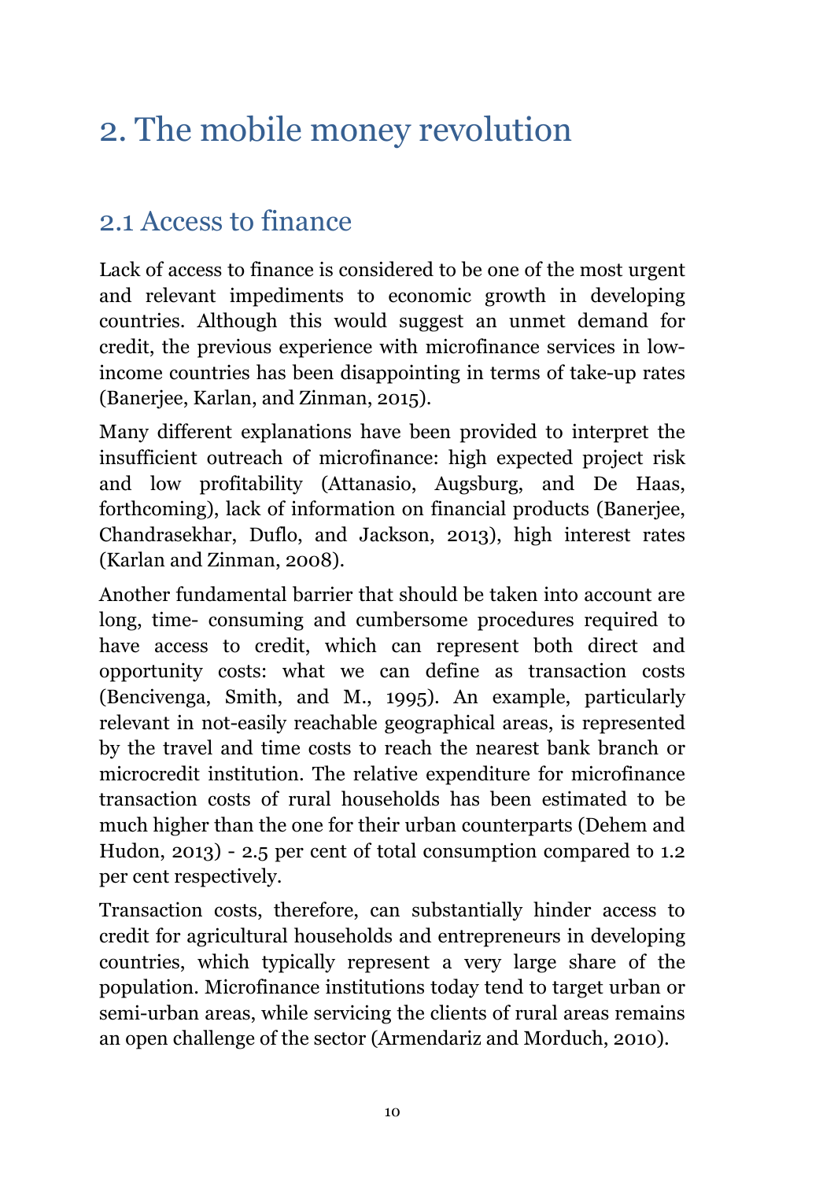# 2. The mobile money revolution

## 2.1 Access to finance

Lack of access to finance is considered to be one of the most urgent and relevant impediments to economic growth in developing countries. Although this would suggest an unmet demand for credit, the previous experience with microfinance services in low-income countries has been disappointing in terms of take-up rates (Banerjee, Karlan, and Zinman, 2015).

Many different explanations have been provided to interpret the insufficient outreach of microfinance: high expected project risk and low profitability (Attanasio, Augsburg, and De Haas, forthcoming), lack of information on financial products (Banerjee, Chandrasekhar, Duflo, and Jackson, 2013), high interest rates (Karlan and Zinman, 2008).

Another fundamental barrier that should be taken into account are long, time- consuming and cumbersome procedures required to have access to credit, which can represent both direct and opportunity costs: what we can define as transaction costs (Bencivenga, Smith, and M., 1995). An example, particularly relevant in not-easily reachable geographical areas, is represented by the travel and time costs to reach the nearest bank branch or microcredit institution. The relative expenditure for microfinance transaction costs of rural households has been estimated to be much higher than the one for their urban counterparts (Dehem and Hudon, 2013) - 2.5 per cent of total consumption compared to 1.2 per cent respectively.

Transaction costs, therefore, can substantially hinder access to credit for agricultural households and entrepreneurs in developing countries, which typically represent a very large share of the population. Microfinance institutions today tend to target urban or semi-urban areas, while servicing the clients of rural areas remains an open challenge of the sector (Armendariz and Morduch, 2010).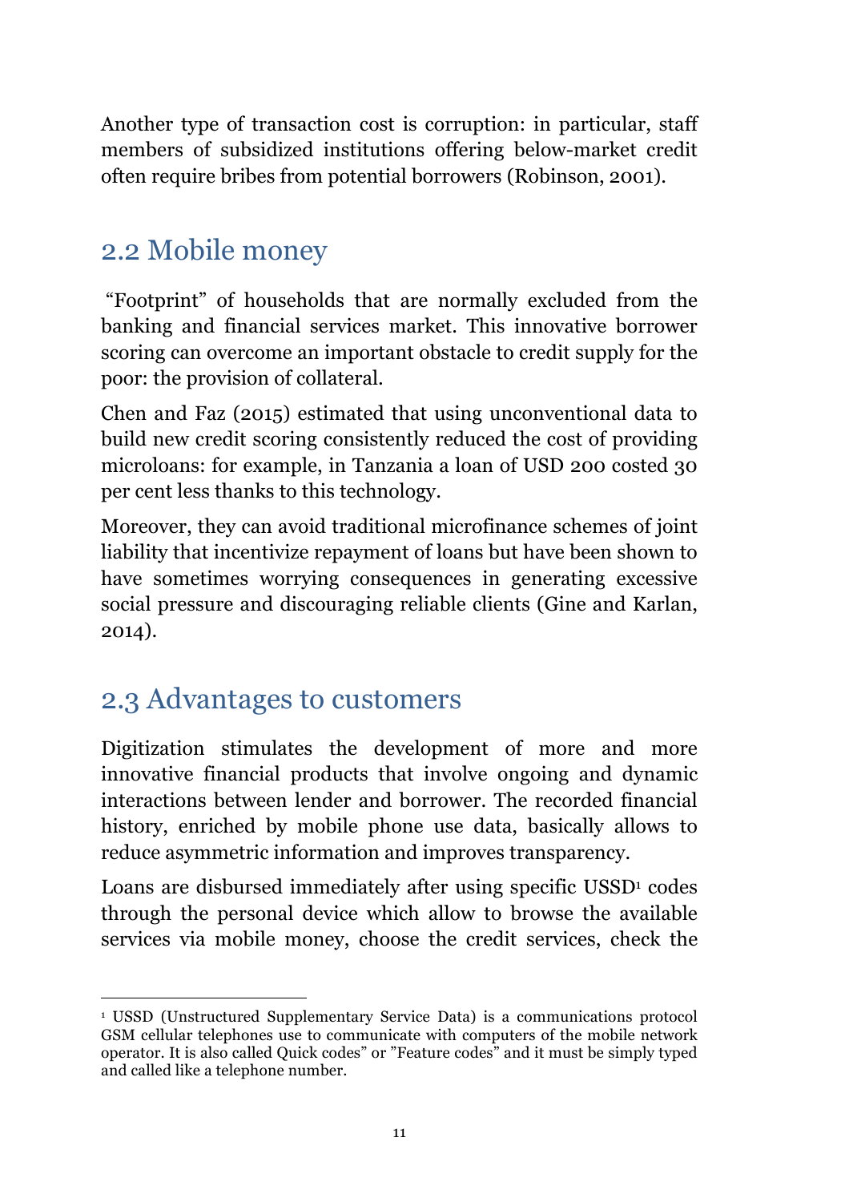Another type of transaction cost is corruption: in particular, staff members of subsidized institutions offering below-market credit often require bribes from potential borrowers (Robinson, 2001).

## 2.2 Mobile money

"Footprint" of households that are normally excluded from the banking and financial services market. This innovative borrower scoring can overcome an important obstacle to credit supply for the poor: the provision of collateral.

Chen and Faz (2015) estimated that using unconventional data to build new credit scoring consistently reduced the cost of providing microloans: for example, in Tanzania a loan of USD 200 costed 30 per cent less thanks to this technology.

Moreover, they can avoid traditional microfinance schemes of joint liability that incentivize repayment of loans but have been shown to have sometimes worrying consequences in generating excessive social pressure and discouraging reliable clients (Gine and Karlan, 2014).

## 2.3 Advantages to customers

Digitization stimulates the development of more and more innovative financial products that involve ongoing and dynamic interactions between lender and borrower. The recorded financial history, enriched by mobile phone use data, basically allows to reduce asymmetric information and improves transparency.

Loans are disbursed immediately after using specific USSD[1] codes through the personal device which allow to browse the available services via mobile money, choose the credit services, check the

---

[1] USSD (Unstructured Supplementary Service Data) is a communications protocol GSM cellular telephones use to communicate with computers of the mobile network operator. It is also called Quick codes" or "Feature codes" and it must be simply typed and called like a telephone number.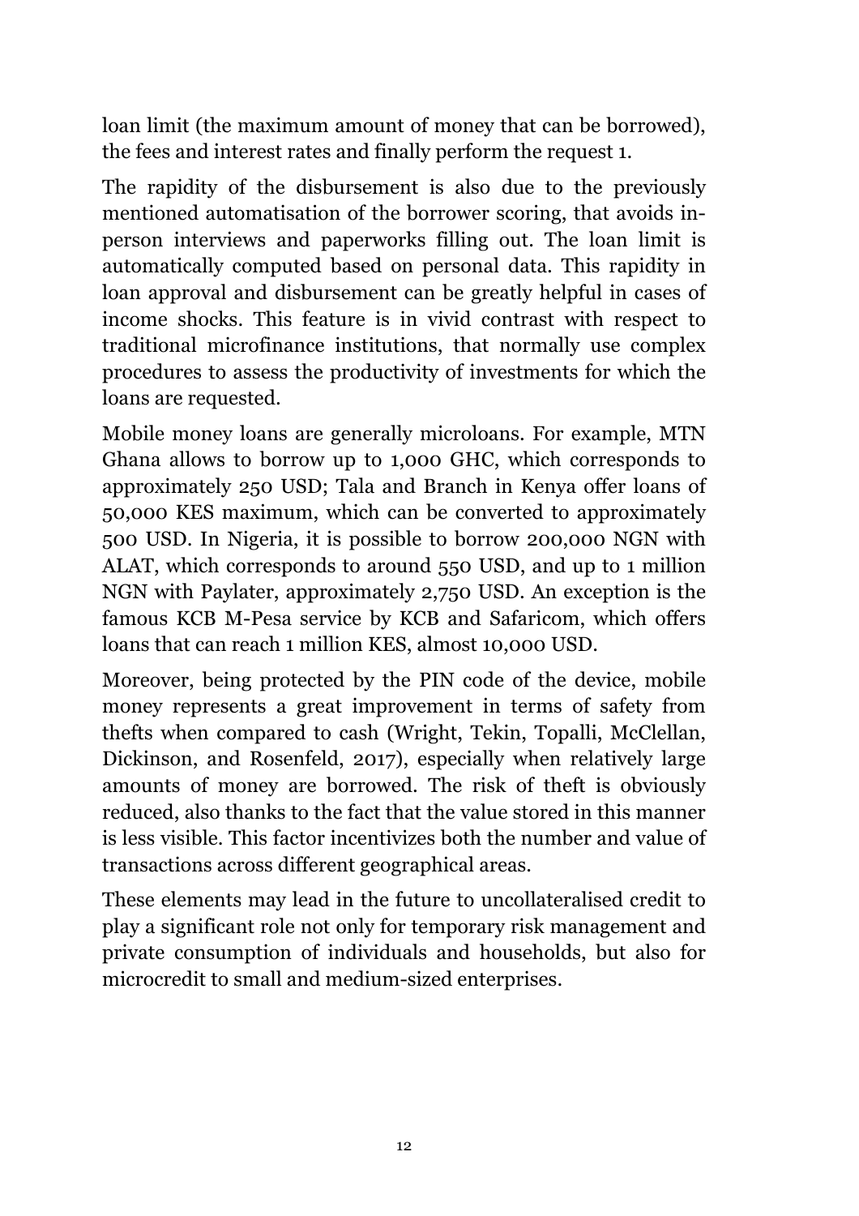loan limit (the maximum amount of money that can be borrowed), the fees and interest rates and finally perform the request 1.

The rapidity of the disbursement is also due to the previously mentioned automatisation of the borrower scoring, that avoids in-person interviews and paperworks filling out. The loan limit is automatically computed based on personal data. This rapidity in loan approval and disbursement can be greatly helpful in cases of income shocks. This feature is in vivid contrast with respect to traditional microfinance institutions, that normally use complex procedures to assess the productivity of investments for which the loans are requested.

Mobile money loans are generally microloans. For example, MTN Ghana allows to borrow up to 1,000 GHC, which corresponds to approximately 250 USD; Tala and Branch in Kenya offer loans of 50,000 KES maximum, which can be converted to approximately 500 USD. In Nigeria, it is possible to borrow 200,000 NGN with ALAT, which corresponds to around 550 USD, and up to 1 million NGN with Paylater, approximately 2,750 USD. An exception is the famous KCB M-Pesa service by KCB and Safaricom, which offers loans that can reach 1 million KES, almost 10,000 USD.

Moreover, being protected by the PIN code of the device, mobile money represents a great improvement in terms of safety from thefts when compared to cash (Wright, Tekin, Topalli, McClellan, Dickinson, and Rosenfeld, 2017), especially when relatively large amounts of money are borrowed. The risk of theft is obviously reduced, also thanks to the fact that the value stored in this manner is less visible. This factor incentivizes both the number and value of transactions across different geographical areas.

These elements may lead in the future to uncollateralised credit to play a significant role not only for temporary risk management and private consumption of individuals and households, but also for microcredit to small and medium-sized enterprises.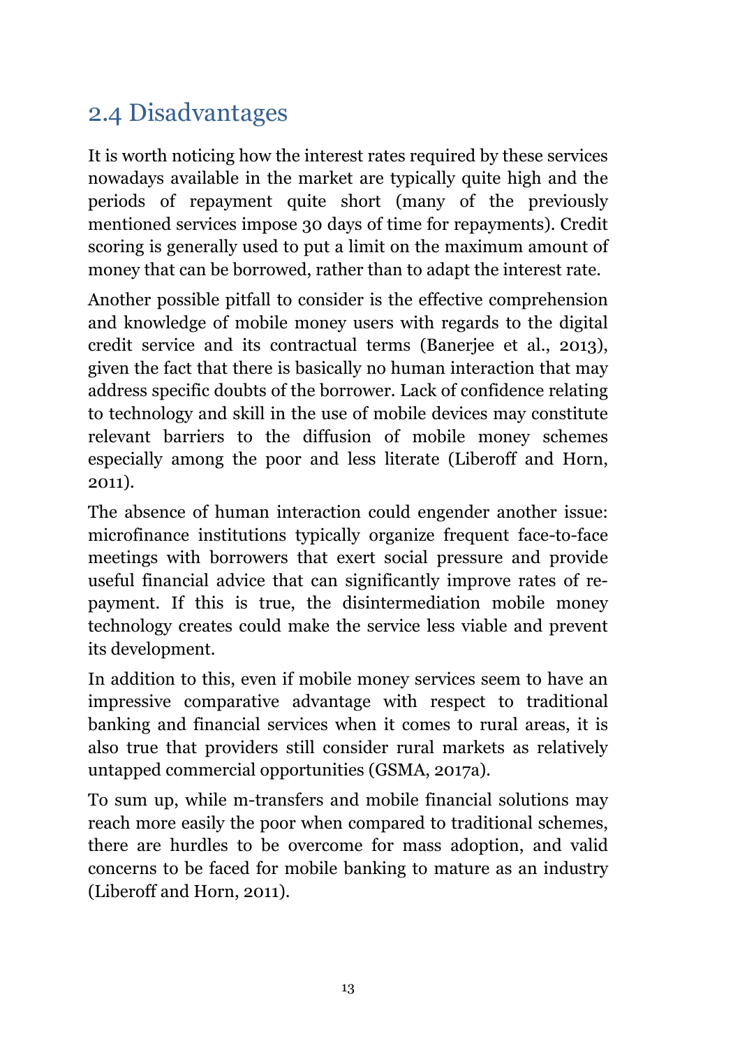## 2.4 Disadvantages

It is worth noticing how the interest rates required by these services nowadays available in the market are typically quite high and the periods of repayment quite short (many of the previously mentioned services impose 30 days of time for repayments). Credit scoring is generally used to put a limit on the maximum amount of money that can be borrowed, rather than to adapt the interest rate.

Another possible pitfall to consider is the effective comprehension and knowledge of mobile money users with regards to the digital credit service and its contractual terms (Banerjee et al., 2013), given the fact that there is basically no human interaction that may address specific doubts of the borrower. Lack of confidence relating to technology and skill in the use of mobile devices may constitute relevant barriers to the diffusion of mobile money schemes especially among the poor and less literate (Liberoff and Horn, 2011).

The absence of human interaction could engender another issue: microfinance institutions typically organize frequent face-to-face meetings with borrowers that exert social pressure and provide useful financial advice that can significantly improve rates of re-payment. If this is true, the disintermediation mobile money technology creates could make the service less viable and prevent its development.

In addition to this, even if mobile money services seem to have an impressive comparative advantage with respect to traditional banking and financial services when it comes to rural areas, it is also true that providers still consider rural markets as relatively untapped commercial opportunities (GSMA, 2017a).

To sum up, while m-transfers and mobile financial solutions may reach more easily the poor when compared to traditional schemes, there are hurdles to be overcome for mass adoption, and valid concerns to be faced for mobile banking to mature as an industry (Liberoff and Horn, 2011).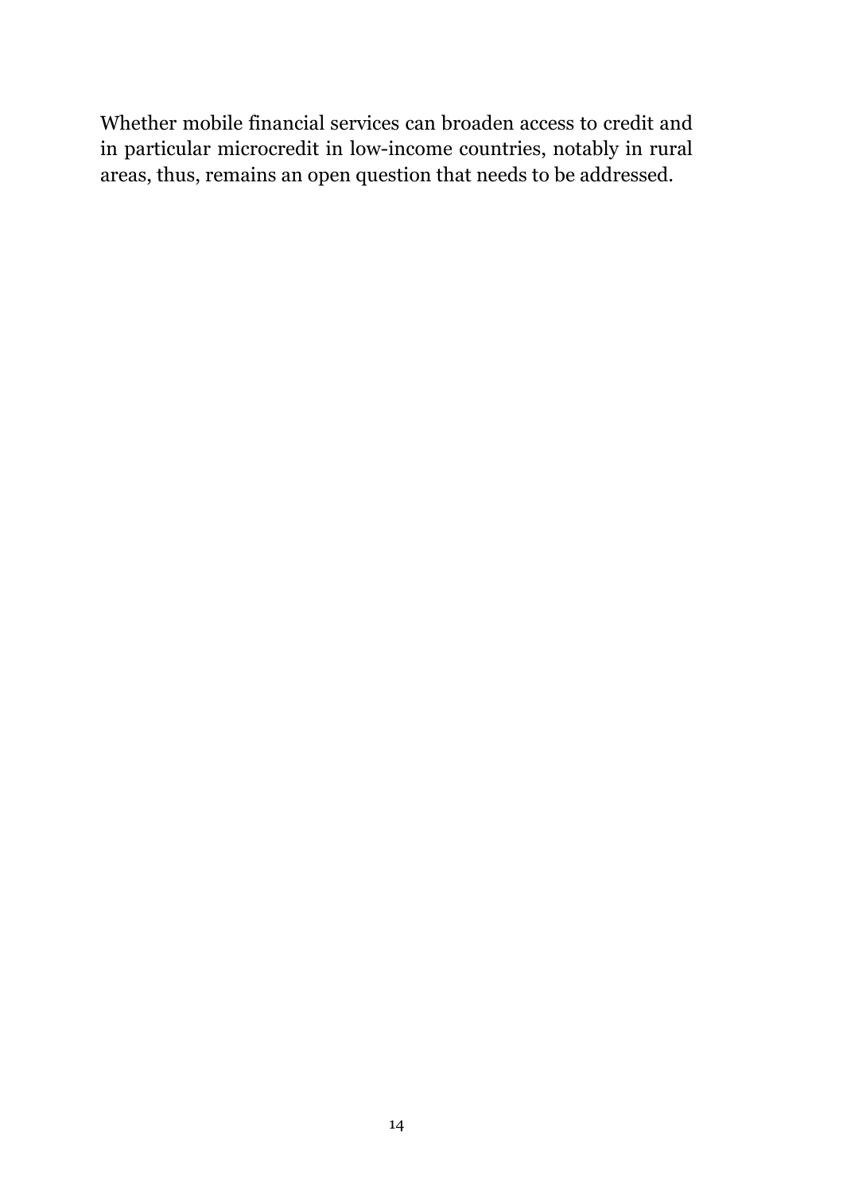Whether mobile financial services can broaden access to credit and in particular microcredit in low-income countries, notably in rural areas, thus, remains an open question that needs to be addressed.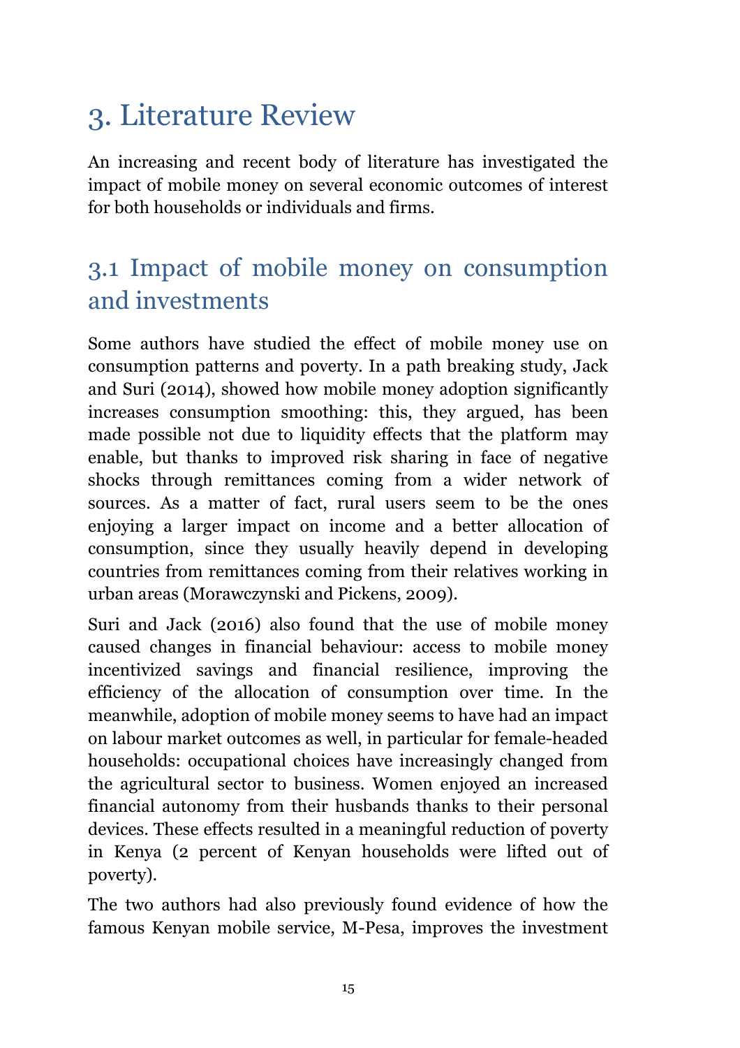# 3. Literature Review

An increasing and recent body of literature has investigated the impact of mobile money on several economic outcomes of interest for both households or individuals and firms.

## 3.1 Impact of mobile money on consumption and investments

Some authors have studied the effect of mobile money use on consumption patterns and poverty. In a path breaking study, Jack and Suri (2014), showed how mobile money adoption significantly increases consumption smoothing: this, they argued, has been made possible not due to liquidity effects that the platform may enable, but thanks to improved risk sharing in face of negative shocks through remittances coming from a wider network of sources. As a matter of fact, rural users seem to be the ones enjoying a larger impact on income and a better allocation of consumption, since they usually heavily depend in developing countries from remittances coming from their relatives working in urban areas (Morawczynski and Pickens, 2009).

Suri and Jack (2016) also found that the use of mobile money caused changes in financial behaviour: access to mobile money incentivized savings and financial resilience, improving the efficiency of the allocation of consumption over time. In the meanwhile, adoption of mobile money seems to have had an impact on labour market outcomes as well, in particular for female-headed households: occupational choices have increasingly changed from the agricultural sector to business. Women enjoyed an increased financial autonomy from their husbands thanks to their personal devices. These effects resulted in a meaningful reduction of poverty in Kenya (2 percent of Kenyan households were lifted out of poverty).

The two authors had also previously found evidence of how the famous Kenyan mobile service, M-Pesa, improves the investment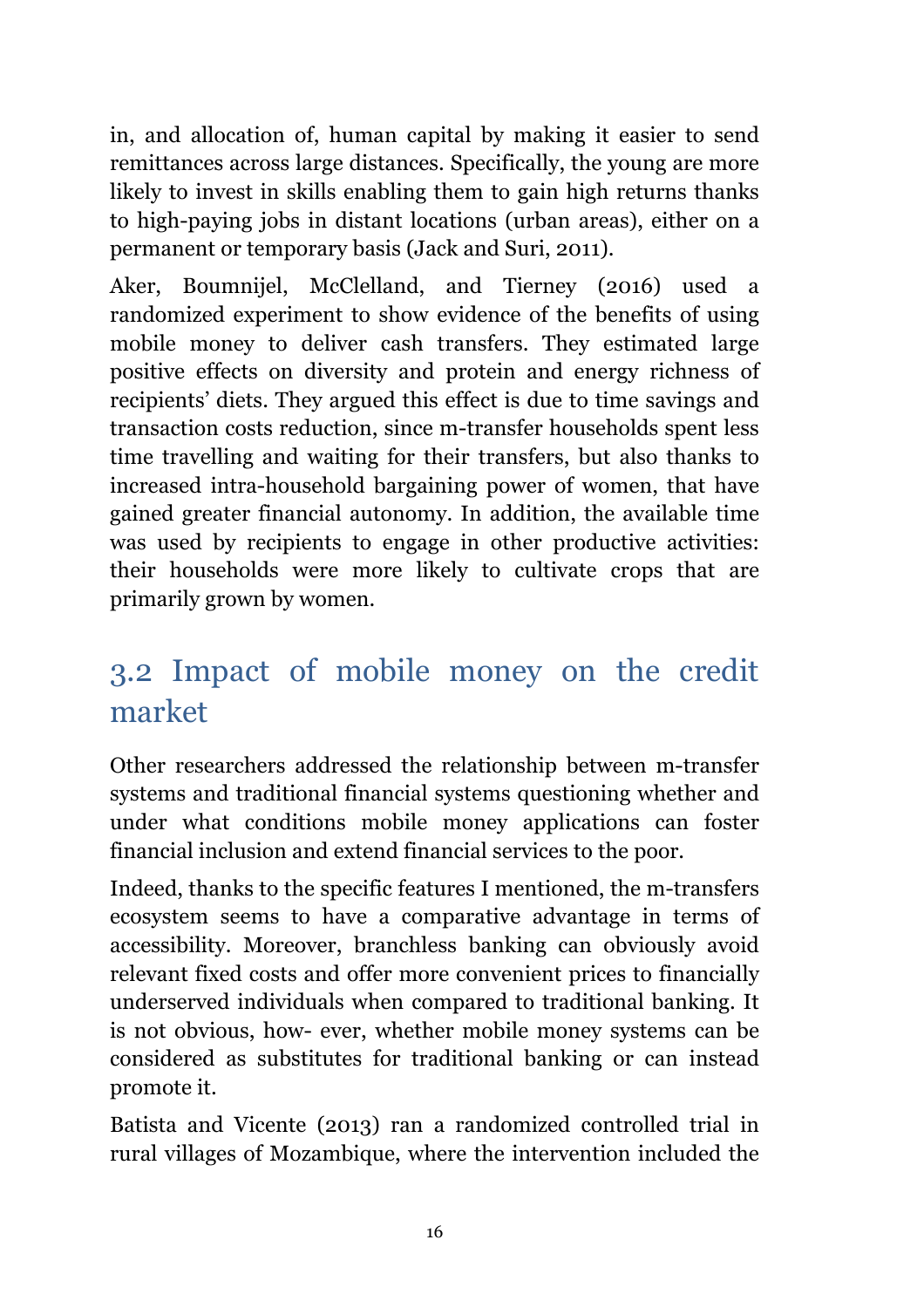in, and allocation of, human capital by making it easier to send remittances across large distances. Specifically, the young are more likely to invest in skills enabling them to gain high returns thanks to high-paying jobs in distant locations (urban areas), either on a permanent or temporary basis (Jack and Suri, 2011).

Aker, Boumnijel, McClelland, and Tierney (2016) used a randomized experiment to show evidence of the benefits of using mobile money to deliver cash transfers. They estimated large positive effects on diversity and protein and energy richness of recipients' diets. They argued this effect is due to time savings and transaction costs reduction, since m-transfer households spent less time travelling and waiting for their transfers, but also thanks to increased intra-household bargaining power of women, that have gained greater financial autonomy. In addition, the available time was used by recipients to engage in other productive activities: their households were more likely to cultivate crops that are primarily grown by women.

## 3.2 Impact of mobile money on the credit market

Other researchers addressed the relationship between m-transfer systems and traditional financial systems questioning whether and under what conditions mobile money applications can foster financial inclusion and extend financial services to the poor.

Indeed, thanks to the specific features I mentioned, the m-transfers ecosystem seems to have a comparative advantage in terms of accessibility. Moreover, branchless banking can obviously avoid relevant fixed costs and offer more convenient prices to financially underserved individuals when compared to traditional banking. It is not obvious, how- ever, whether mobile money systems can be considered as substitutes for traditional banking or can instead promote it.

Batista and Vicente (2013) ran a randomized controlled trial in rural villages of Mozambique, where the intervention included the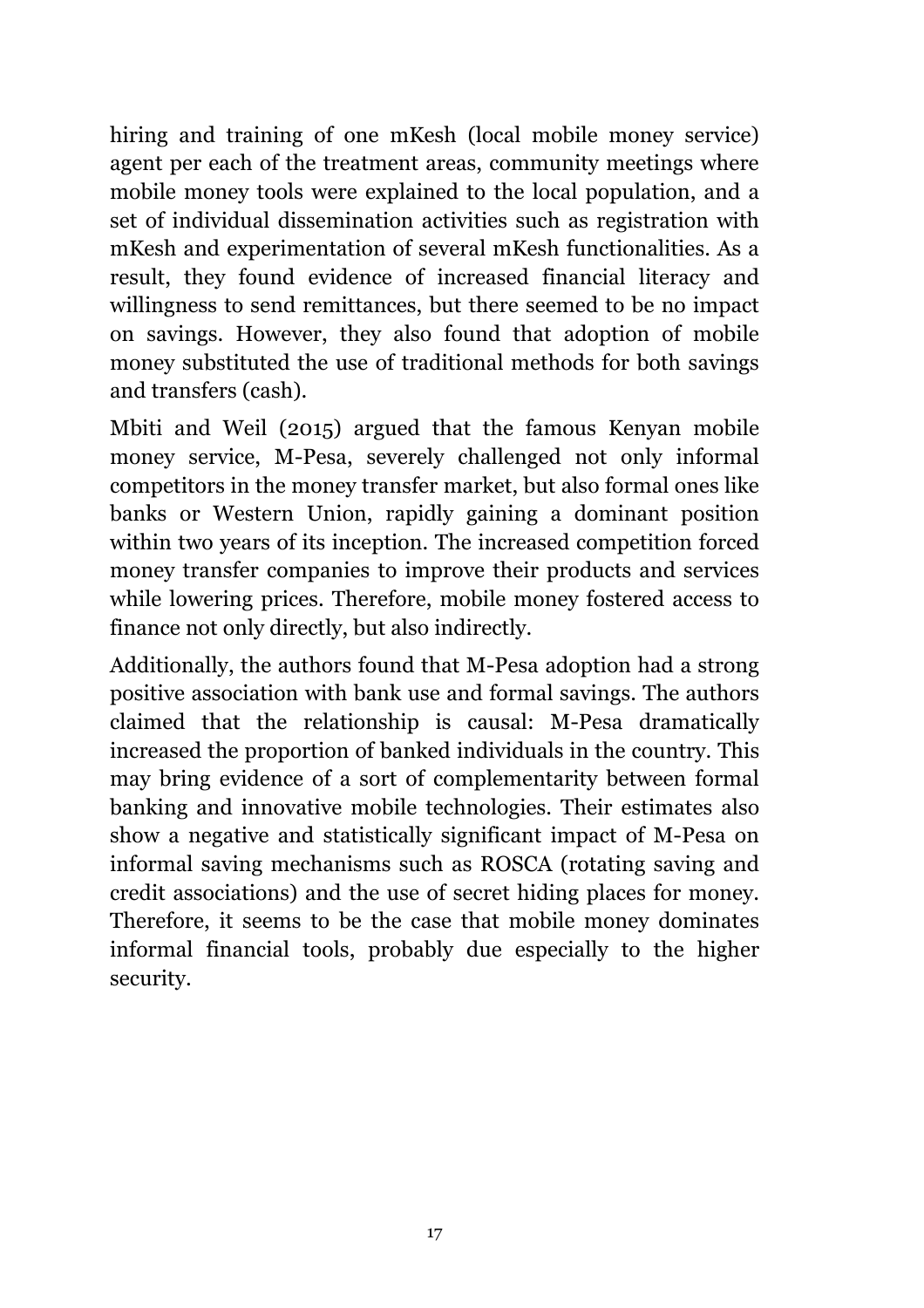hiring and training of one mKesh (local mobile money service) agent per each of the treatment areas, community meetings where mobile money tools were explained to the local population, and a set of individual dissemination activities such as registration with mKesh and experimentation of several mKesh functionalities. As a result, they found evidence of increased financial literacy and willingness to send remittances, but there seemed to be no impact on savings. However, they also found that adoption of mobile money substituted the use of traditional methods for both savings and transfers (cash).

Mbiti and Weil (2015) argued that the famous Kenyan mobile money service, M-Pesa, severely challenged not only informal competitors in the money transfer market, but also formal ones like banks or Western Union, rapidly gaining a dominant position within two years of its inception. The increased competition forced money transfer companies to improve their products and services while lowering prices. Therefore, mobile money fostered access to finance not only directly, but also indirectly.

Additionally, the authors found that M-Pesa adoption had a strong positive association with bank use and formal savings. The authors claimed that the relationship is causal: M-Pesa dramatically increased the proportion of banked individuals in the country. This may bring evidence of a sort of complementarity between formal banking and innovative mobile technologies. Their estimates also show a negative and statistically significant impact of M-Pesa on informal saving mechanisms such as ROSCA (rotating saving and credit associations) and the use of secret hiding places for money. Therefore, it seems to be the case that mobile money dominates informal financial tools, probably due especially to the higher security.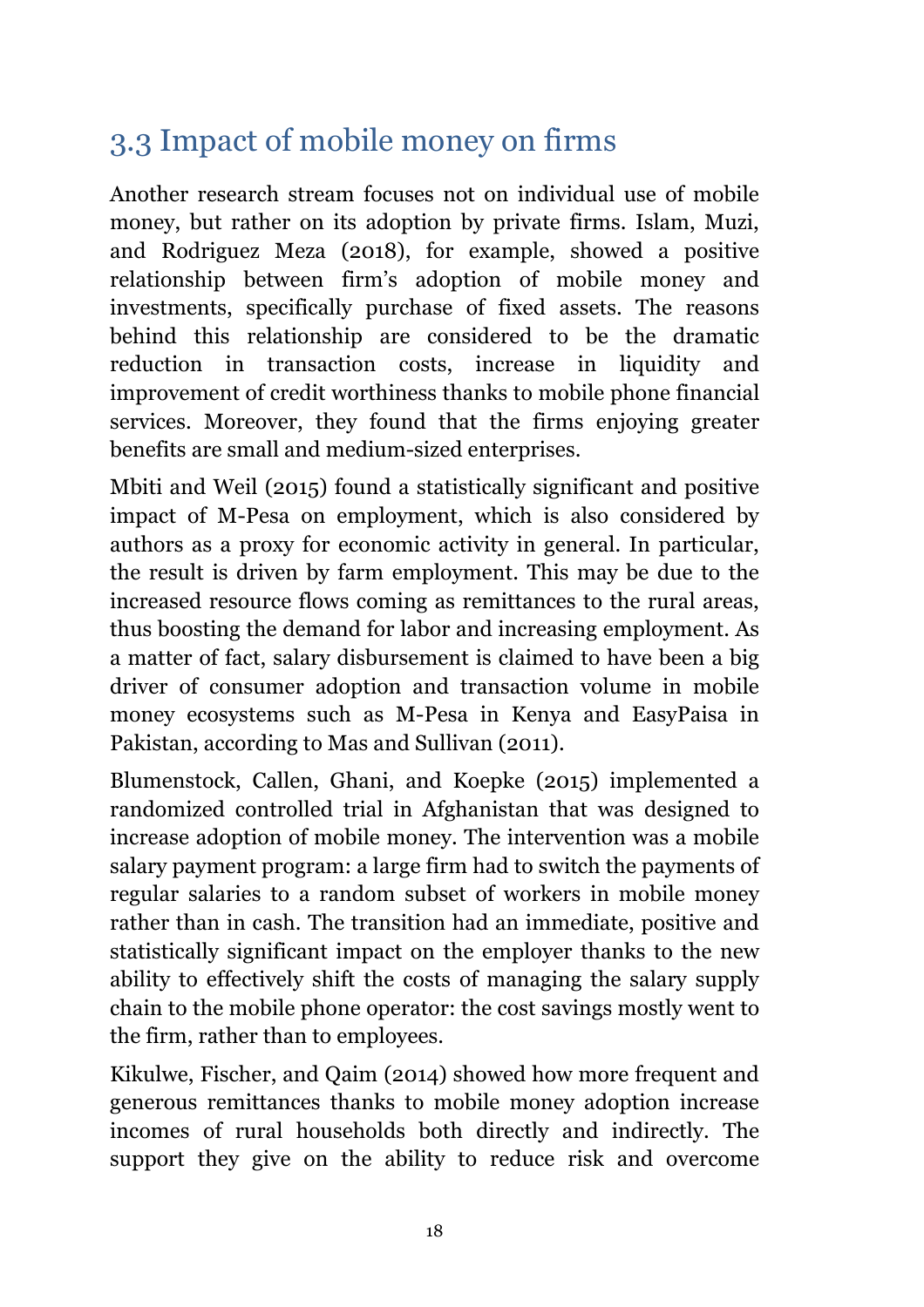## 3.3 Impact of mobile money on firms

Another research stream focuses not on individual use of mobile money, but rather on its adoption by private firms. Islam, Muzi, and Rodriguez Meza (2018), for example, showed a positive relationship between firm's adoption of mobile money and investments, specifically purchase of fixed assets. The reasons behind this relationship are considered to be the dramatic reduction in transaction costs, increase in liquidity and improvement of credit worthiness thanks to mobile phone financial services. Moreover, they found that the firms enjoying greater benefits are small and medium-sized enterprises.

Mbiti and Weil (2015) found a statistically significant and positive impact of M-Pesa on employment, which is also considered by authors as a proxy for economic activity in general. In particular, the result is driven by farm employment. This may be due to the increased resource flows coming as remittances to the rural areas, thus boosting the demand for labor and increasing employment. As a matter of fact, salary disbursement is claimed to have been a big driver of consumer adoption and transaction volume in mobile money ecosystems such as M-Pesa in Kenya and EasyPaisa in Pakistan, according to Mas and Sullivan (2011).

Blumenstock, Callen, Ghani, and Koepke (2015) implemented a randomized controlled trial in Afghanistan that was designed to increase adoption of mobile money. The intervention was a mobile salary payment program: a large firm had to switch the payments of regular salaries to a random subset of workers in mobile money rather than in cash. The transition had an immediate, positive and statistically significant impact on the employer thanks to the new ability to effectively shift the costs of managing the salary supply chain to the mobile phone operator: the cost savings mostly went to the firm, rather than to employees.

Kikulwe, Fischer, and Qaim (2014) showed how more frequent and generous remittances thanks to mobile money adoption increase incomes of rural households both directly and indirectly. The support they give on the ability to reduce risk and overcome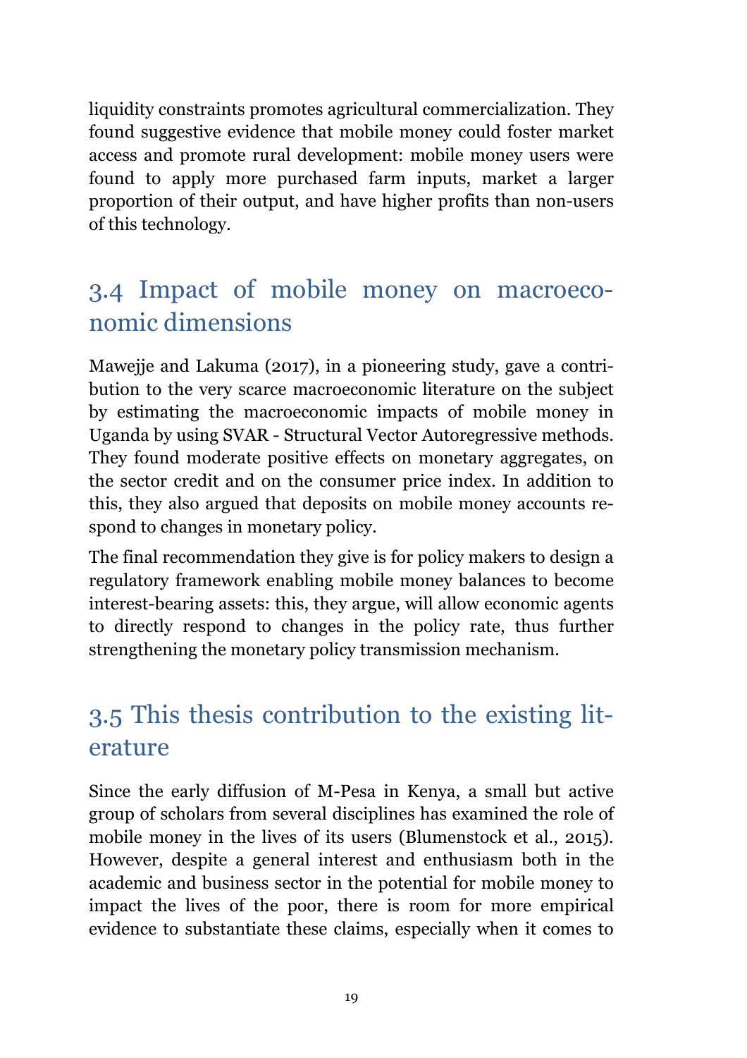liquidity constraints promotes agricultural commercialization. They found suggestive evidence that mobile money could foster market access and promote rural development: mobile money users were found to apply more purchased farm inputs, market a larger proportion of their output, and have higher profits than non-users of this technology.

## 3.4 Impact of mobile money on macroeconomic dimensions

Mawejje and Lakuma (2017), in a pioneering study, gave a contribution to the very scarce macroeconomic literature on the subject by estimating the macroeconomic impacts of mobile money in Uganda by using SVAR - Structural Vector Autoregressive methods. They found moderate positive effects on monetary aggregates, on the sector credit and on the consumer price index. In addition to this, they also argued that deposits on mobile money accounts respond to changes in monetary policy.

The final recommendation they give is for policy makers to design a regulatory framework enabling mobile money balances to become interest-bearing assets: this, they argue, will allow economic agents to directly respond to changes in the policy rate, thus further strengthening the monetary policy transmission mechanism.

## 3.5 This thesis contribution to the existing literature

Since the early diffusion of M-Pesa in Kenya, a small but active group of scholars from several disciplines has examined the role of mobile money in the lives of its users (Blumenstock et al., 2015). However, despite a general interest and enthusiasm both in the academic and business sector in the potential for mobile money to impact the lives of the poor, there is room for more empirical evidence to substantiate these claims, especially when it comes to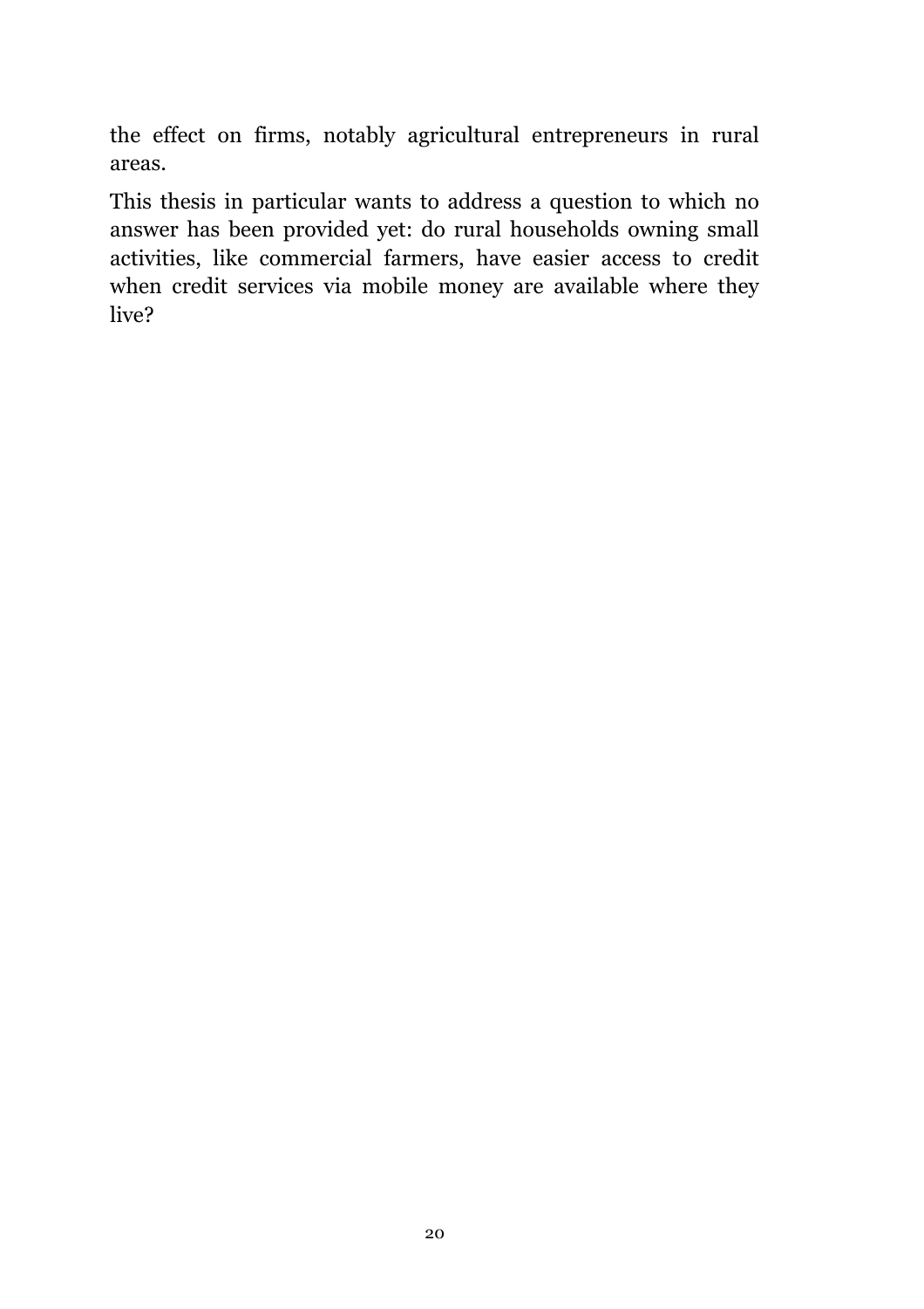the effect on firms, notably agricultural entrepreneurs in rural areas.

This thesis in particular wants to address a question to which no answer has been provided yet: do rural households owning small activities, like commercial farmers, have easier access to credit when credit services via mobile money are available where they live?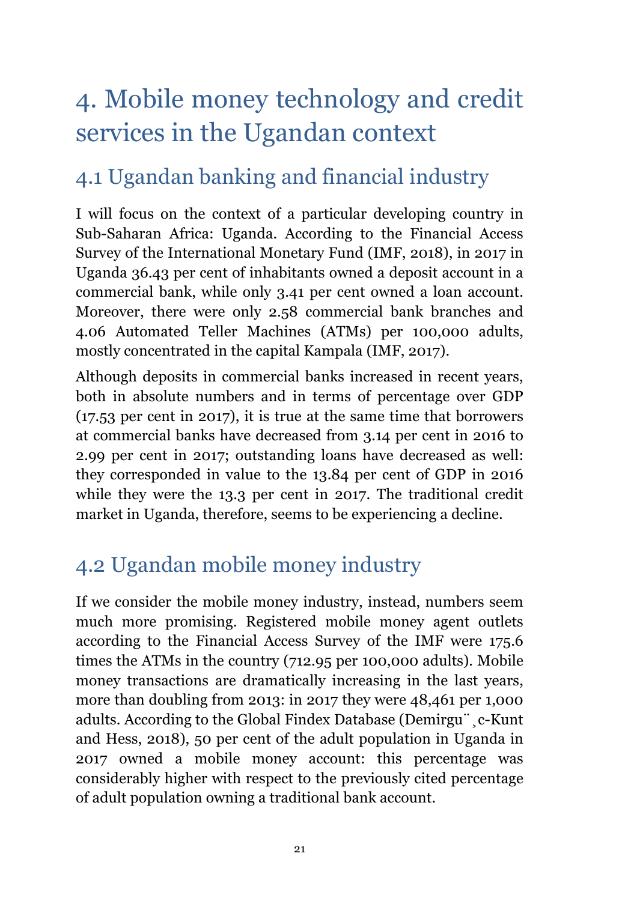# 4. Mobile money technology and credit services in the Ugandan context

## 4.1 Ugandan banking and financial industry

I will focus on the context of a particular developing country in Sub-Saharan Africa: Uganda. According to the Financial Access Survey of the International Monetary Fund (IMF, 2018), in 2017 in Uganda 36.43 per cent of inhabitants owned a deposit account in a commercial bank, while only 3.41 per cent owned a loan account. Moreover, there were only 2.58 commercial bank branches and 4.06 Automated Teller Machines (ATMs) per 100,000 adults, mostly concentrated in the capital Kampala (IMF, 2017).

Although deposits in commercial banks increased in recent years, both in absolute numbers and in terms of percentage over GDP (17.53 per cent in 2017), it is true at the same time that borrowers at commercial banks have decreased from 3.14 per cent in 2016 to 2.99 per cent in 2017; outstanding loans have decreased as well: they corresponded in value to the 13.84 per cent of GDP in 2016 while they were the 13.3 per cent in 2017. The traditional credit market in Uganda, therefore, seems to be experiencing a decline.

## 4.2 Ugandan mobile money industry

If we consider the mobile money industry, instead, numbers seem much more promising. Registered mobile money agent outlets according to the Financial Access Survey of the IMF were 175.6 times the ATMs in the country (712.95 per 100,000 adults). Mobile money transactions are dramatically increasing in the last years, more than doubling from 2013: in 2017 they were 48,461 per 1,000 adults. According to the Global Findex Database (Demirgüç-Kunt and Hess, 2018), 50 per cent of the adult population in Uganda in 2017 owned a mobile money account: this percentage was considerably higher with respect to the previously cited percentage of adult population owning a traditional bank account.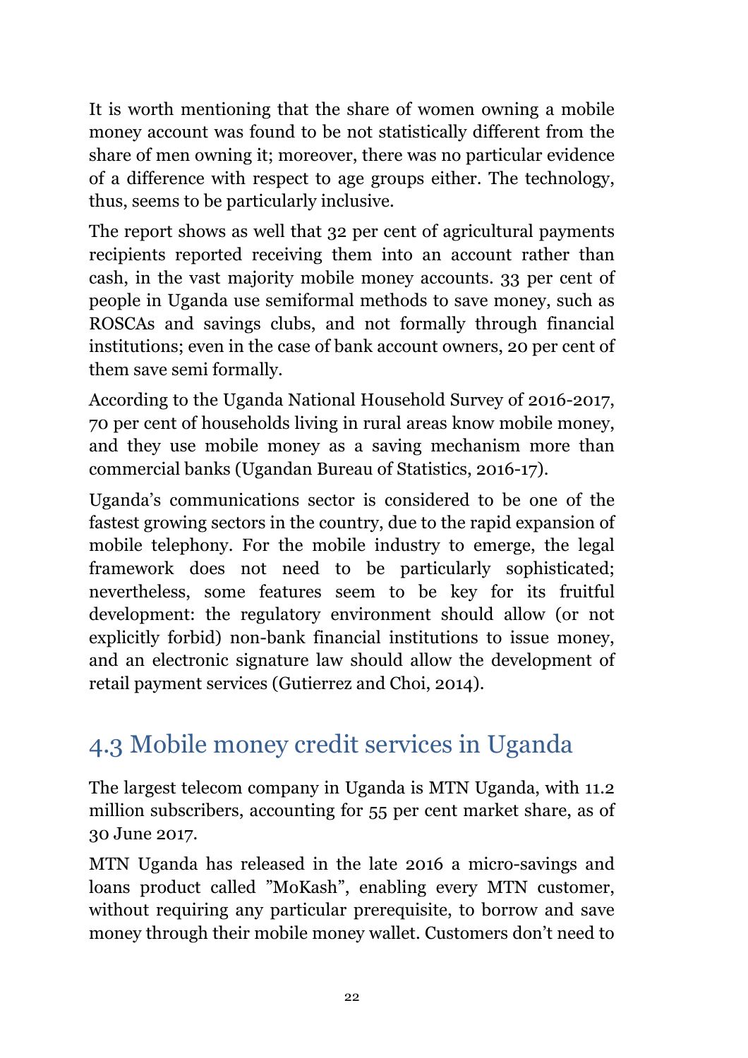It is worth mentioning that the share of women owning a mobile money account was found to be not statistically different from the share of men owning it; moreover, there was no particular evidence of a difference with respect to age groups either. The technology, thus, seems to be particularly inclusive.

The report shows as well that 32 per cent of agricultural payments recipients reported receiving them into an account rather than cash, in the vast majority mobile money accounts. 33 per cent of people in Uganda use semiformal methods to save money, such as ROSCAs and savings clubs, and not formally through financial institutions; even in the case of bank account owners, 20 per cent of them save semi formally.

According to the Uganda National Household Survey of 2016-2017, 70 per cent of households living in rural areas know mobile money, and they use mobile money as a saving mechanism more than commercial banks (Ugandan Bureau of Statistics, 2016-17).

Uganda's communications sector is considered to be one of the fastest growing sectors in the country, due to the rapid expansion of mobile telephony. For the mobile industry to emerge, the legal framework does not need to be particularly sophisticated; nevertheless, some features seem to be key for its fruitful development: the regulatory environment should allow (or not explicitly forbid) non-bank financial institutions to issue money, and an electronic signature law should allow the development of retail payment services (Gutierrez and Choi, 2014).

## 4.3 Mobile money credit services in Uganda

The largest telecom company in Uganda is MTN Uganda, with 11.2 million subscribers, accounting for 55 per cent market share, as of 30 June 2017.

MTN Uganda has released in the late 2016 a micro-savings and loans product called "MoKash", enabling every MTN customer, without requiring any particular prerequisite, to borrow and save money through their mobile money wallet. Customers don't need to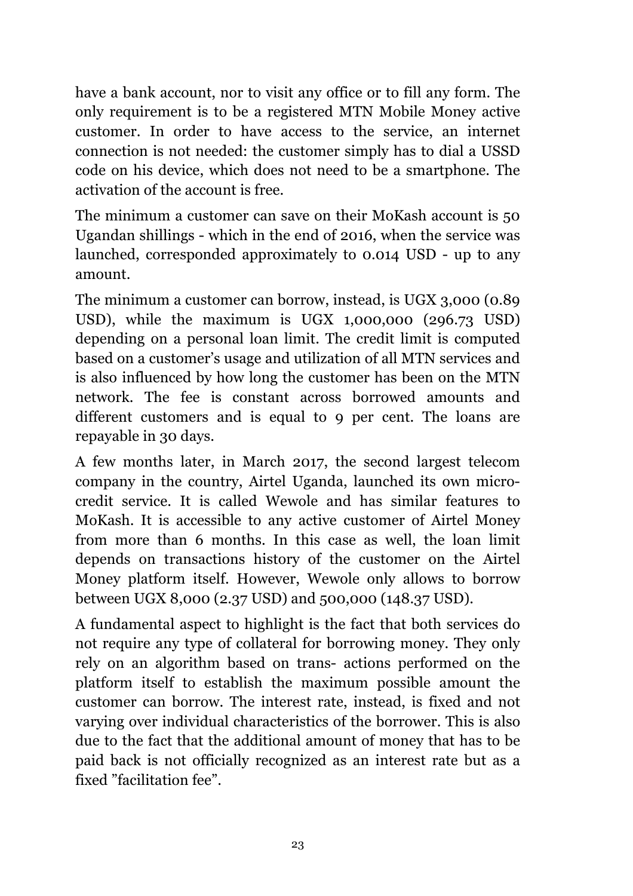have a bank account, nor to visit any office or to fill any form. The only requirement is to be a registered MTN Mobile Money active customer. In order to have access to the service, an internet connection is not needed: the customer simply has to dial a USSD code on his device, which does not need to be a smartphone. The activation of the account is free.

The minimum a customer can save on their MoKash account is 50 Ugandan shillings - which in the end of 2016, when the service was launched, corresponded approximately to 0.014 USD - up to any amount.

The minimum a customer can borrow, instead, is UGX 3,000 (0.89 USD), while the maximum is UGX 1,000,000 (296.73 USD) depending on a personal loan limit. The credit limit is computed based on a customer's usage and utilization of all MTN services and is also influenced by how long the customer has been on the MTN network. The fee is constant across borrowed amounts and different customers and is equal to 9 per cent. The loans are repayable in 30 days.

A few months later, in March 2017, the second largest telecom company in the country, Airtel Uganda, launched its own micro-credit service. It is called Wewole and has similar features to MoKash. It is accessible to any active customer of Airtel Money from more than 6 months. In this case as well, the loan limit depends on transactions history of the customer on the Airtel Money platform itself. However, Wewole only allows to borrow between UGX 8,000 (2.37 USD) and 500,000 (148.37 USD).

A fundamental aspect to highlight is the fact that both services do not require any type of collateral for borrowing money. They only rely on an algorithm based on trans- actions performed on the platform itself to establish the maximum possible amount the customer can borrow. The interest rate, instead, is fixed and not varying over individual characteristics of the borrower. This is also due to the fact that the additional amount of money that has to be paid back is not officially recognized as an interest rate but as a fixed "facilitation fee".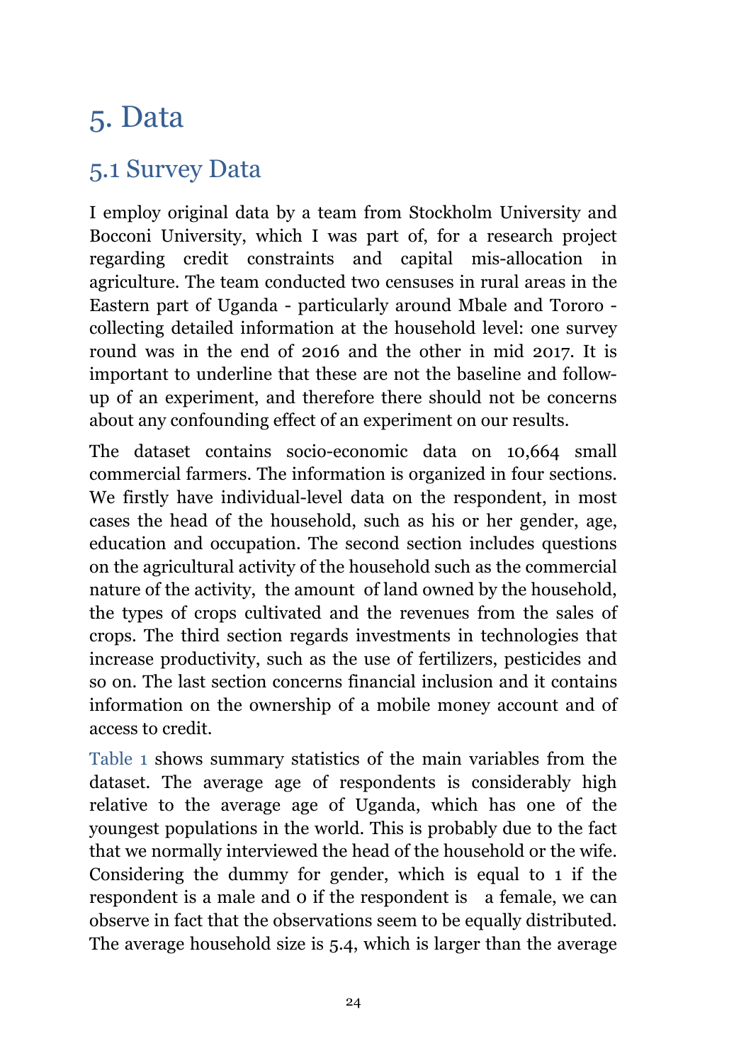# 5. Data

## 5.1 Survey Data

I employ original data by a team from Stockholm University and Bocconi University, which I was part of, for a research project regarding credit constraints and capital mis-allocation in agriculture. The team conducted two censuses in rural areas in the Eastern part of Uganda - particularly around Mbale and Tororo - collecting detailed information at the household level: one survey round was in the end of 2016 and the other in mid 2017. It is important to underline that these are not the baseline and follow-up of an experiment, and therefore there should not be concerns about any confounding effect of an experiment on our results.

The dataset contains socio-economic data on 10,664 small commercial farmers. The information is organized in four sections. We firstly have individual-level data on the respondent, in most cases the head of the household, such as his or her gender, age, education and occupation. The second section includes questions on the agricultural activity of the household such as the commercial nature of the activity, the amount of land owned by the household, the types of crops cultivated and the revenues from the sales of crops. The third section regards investments in technologies that increase productivity, such as the use of fertilizers, pesticides and so on. The last section concerns financial inclusion and it contains information on the ownership of a mobile money account and of access to credit.

Table 1 shows summary statistics of the main variables from the dataset. The average age of respondents is considerably high relative to the average age of Uganda, which has one of the youngest populations in the world. This is probably due to the fact that we normally interviewed the head of the household or the wife. Considering the dummy for gender, which is equal to 1 if the respondent is a male and 0 if the respondent is a female, we can observe in fact that the observations seem to be equally distributed. The average household size is 5.4, which is larger than the average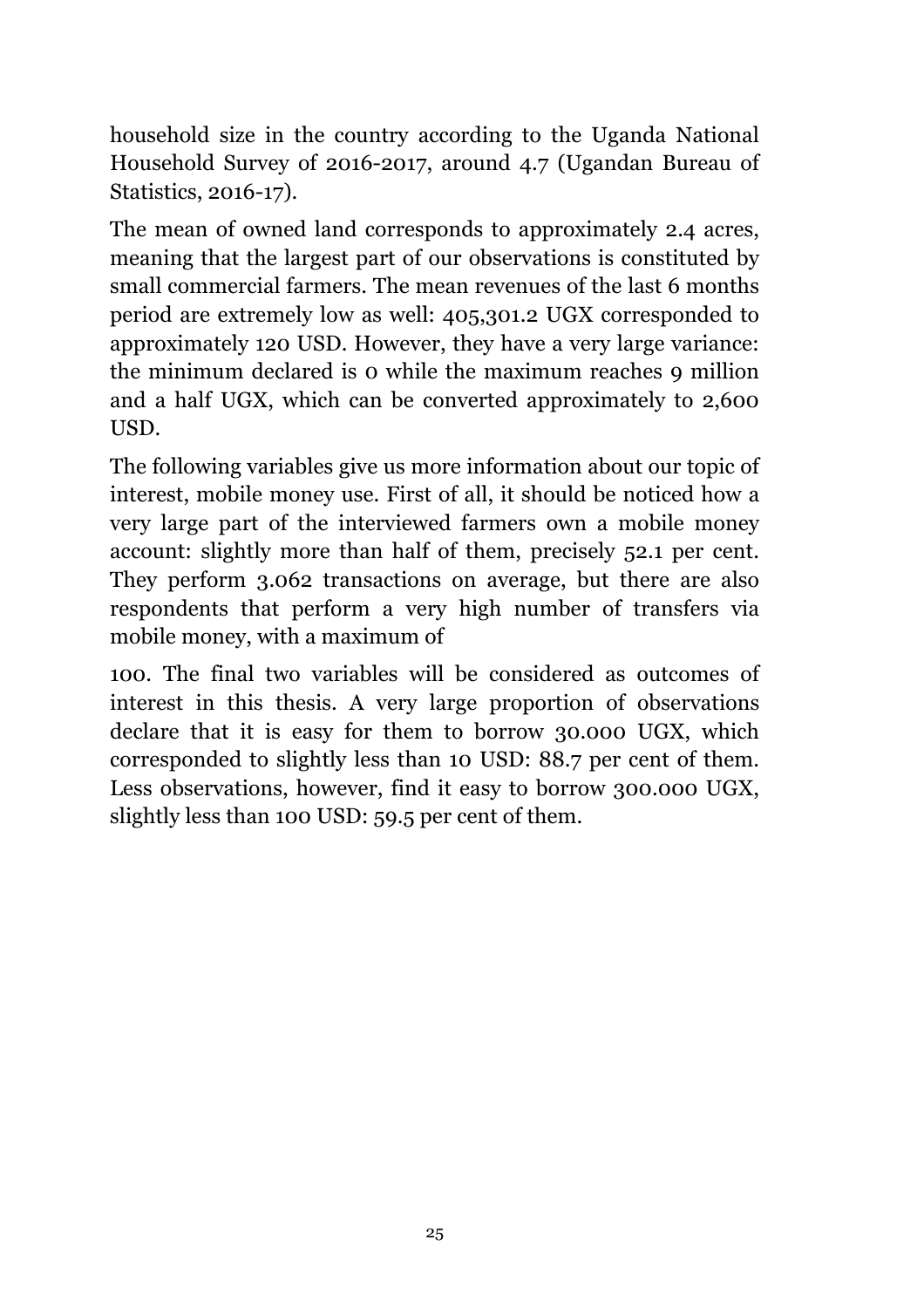household size in the country according to the Uganda National Household Survey of 2016-2017, around 4.7 (Ugandan Bureau of Statistics, 2016-17).

The mean of owned land corresponds to approximately 2.4 acres, meaning that the largest part of our observations is constituted by small commercial farmers. The mean revenues of the last 6 months period are extremely low as well: 405,301.2 UGX corresponded to approximately 120 USD. However, they have a very large variance: the minimum declared is 0 while the maximum reaches 9 million and a half UGX, which can be converted approximately to 2,600 USD.

The following variables give us more information about our topic of interest, mobile money use. First of all, it should be noticed how a very large part of the interviewed farmers own a mobile money account: slightly more than half of them, precisely 52.1 per cent. They perform 3.062 transactions on average, but there are also respondents that perform a very high number of transfers via mobile money, with a maximum of

100. The final two variables will be considered as outcomes of interest in this thesis. A very large proportion of observations declare that it is easy for them to borrow 30.000 UGX, which corresponded to slightly less than 10 USD: 88.7 per cent of them. Less observations, however, find it easy to borrow 300.000 UGX, slightly less than 100 USD: 59.5 per cent of them.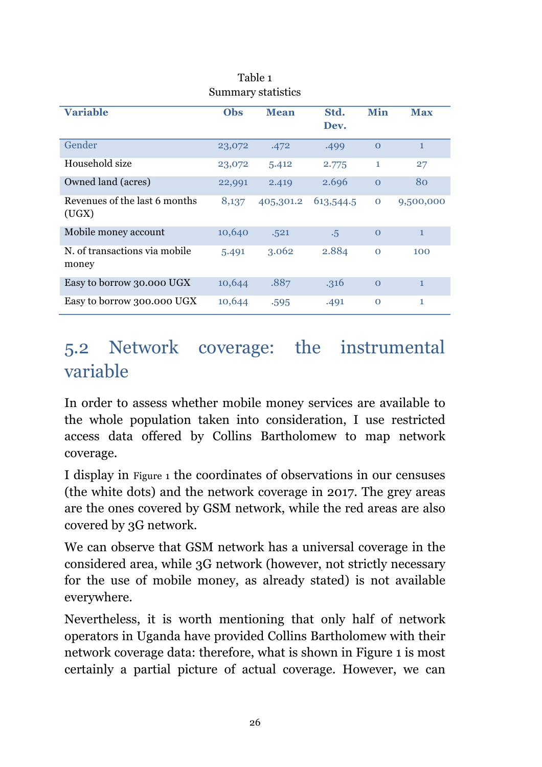Table 1
Summary statistics

| Variable | Obs | Mean | Std. Dev. | Min | Max |
|---|---|---|---|---|---|
| Gender | 23,072 | .472 | .499 | 0 | 1 |
| Household size | 23,072 | 5.412 | 2.775 | 1 | 27 |
| Owned land (acres) | 22,991 | 2.419 | 2.696 | 0 | 80 |
| Revenues of the last 6 months (UGX) | 8,137 | 405,301.2 | 613,544.5 | 0 | 9,500,000 |
| Mobile money account | 10,640 | .521 | .5 | 0 | 1 |
| N. of transactions via mobile money | 5.491 | 3.062 | 2.884 | 0 | 100 |
| Easy to borrow 30.000 UGX | 10,644 | .887 | .316 | 0 | 1 |
| Easy to borrow 300.000 UGX | 10,644 | .595 | .491 | 0 | 1 |

## 5.2 Network coverage: the instrumental variable

In order to assess whether mobile money services are available to the whole population taken into consideration, I use restricted access data offered by Collins Bartholomew to map network coverage.

I display in Figure 1 the coordinates of observations in our censuses (the white dots) and the network coverage in 2017. The grey areas are the ones covered by GSM network, while the red areas are also covered by 3G network.

We can observe that GSM network has a universal coverage in the considered area, while 3G network (however, not strictly necessary for the use of mobile money, as already stated) is not available everywhere.

Nevertheless, it is worth mentioning that only half of network operators in Uganda have provided Collins Bartholomew with their network coverage data: therefore, what is shown in Figure 1 is most certainly a partial picture of actual coverage. However, we can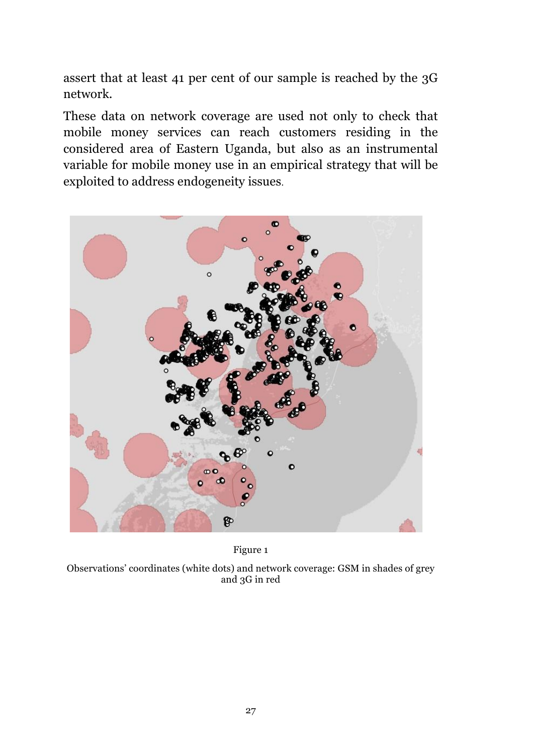assert that at least 41 per cent of our sample is reached by the 3G network.

These data on network coverage are used not only to check that mobile money services can reach customers residing in the considered area of Eastern Uganda, but also as an instrumental variable for mobile money use in an empirical strategy that will be exploited to address endogeneity issues.

Figure 1

Observations' coordinates (white dots) and network coverage: GSM in shades of grey and 3G in red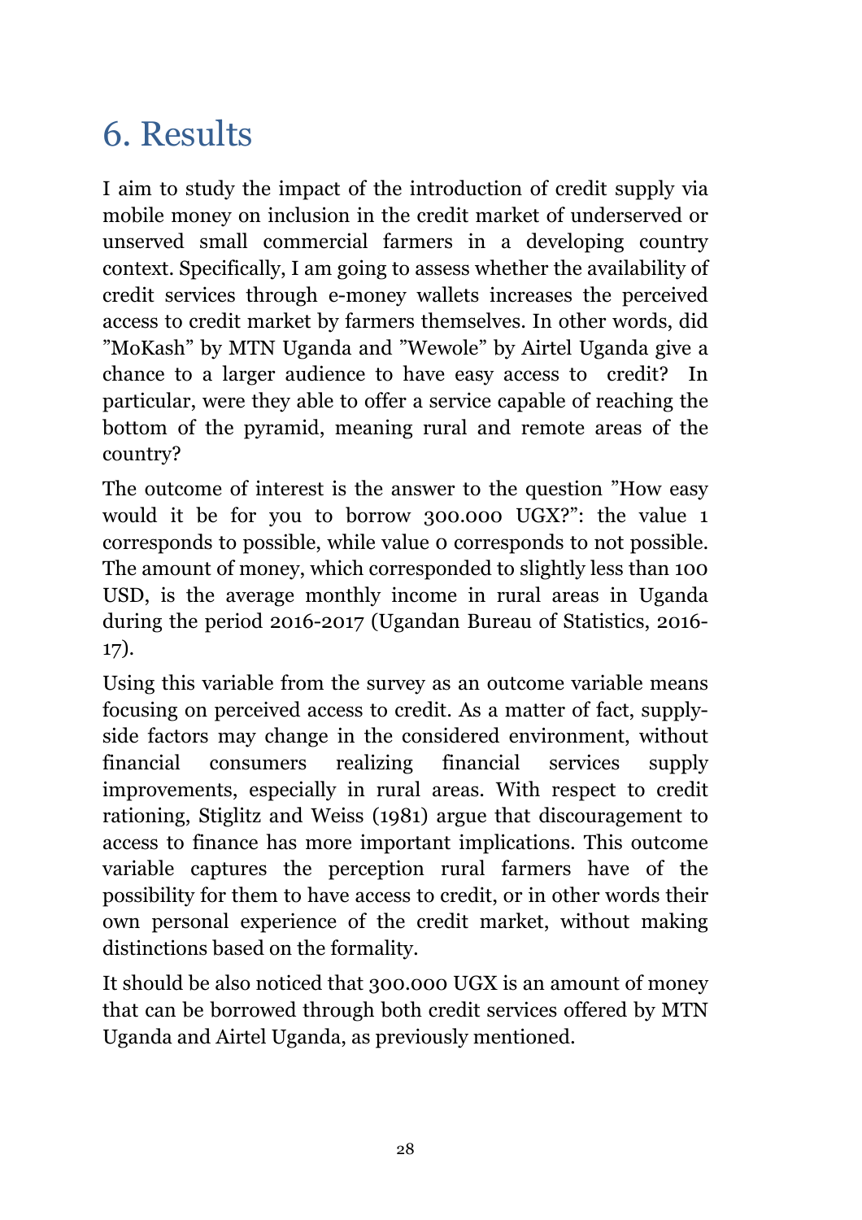# 6. Results

I aim to study the impact of the introduction of credit supply via mobile money on inclusion in the credit market of underserved or unserved small commercial farmers in a developing country context. Specifically, I am going to assess whether the availability of credit services through e-money wallets increases the perceived access to credit market by farmers themselves. In other words, did "MoKash" by MTN Uganda and "Wewole" by Airtel Uganda give a chance to a larger audience to have easy access to credit? In particular, were they able to offer a service capable of reaching the bottom of the pyramid, meaning rural and remote areas of the country?

The outcome of interest is the answer to the question "How easy would it be for you to borrow 300.000 UGX?": the value 1 corresponds to possible, while value 0 corresponds to not possible. The amount of money, which corresponded to slightly less than 100 USD, is the average monthly income in rural areas in Uganda during the period 2016-2017 (Ugandan Bureau of Statistics, 2016-17).

Using this variable from the survey as an outcome variable means focusing on perceived access to credit. As a matter of fact, supply-side factors may change in the considered environment, without financial consumers realizing financial services supply improvements, especially in rural areas. With respect to credit rationing, Stiglitz and Weiss (1981) argue that discouragement to access to finance has more important implications. This outcome variable captures the perception rural farmers have of the possibility for them to have access to credit, or in other words their own personal experience of the credit market, without making distinctions based on the formality.

It should be also noticed that 300.000 UGX is an amount of money that can be borrowed through both credit services offered by MTN Uganda and Airtel Uganda, as previously mentioned.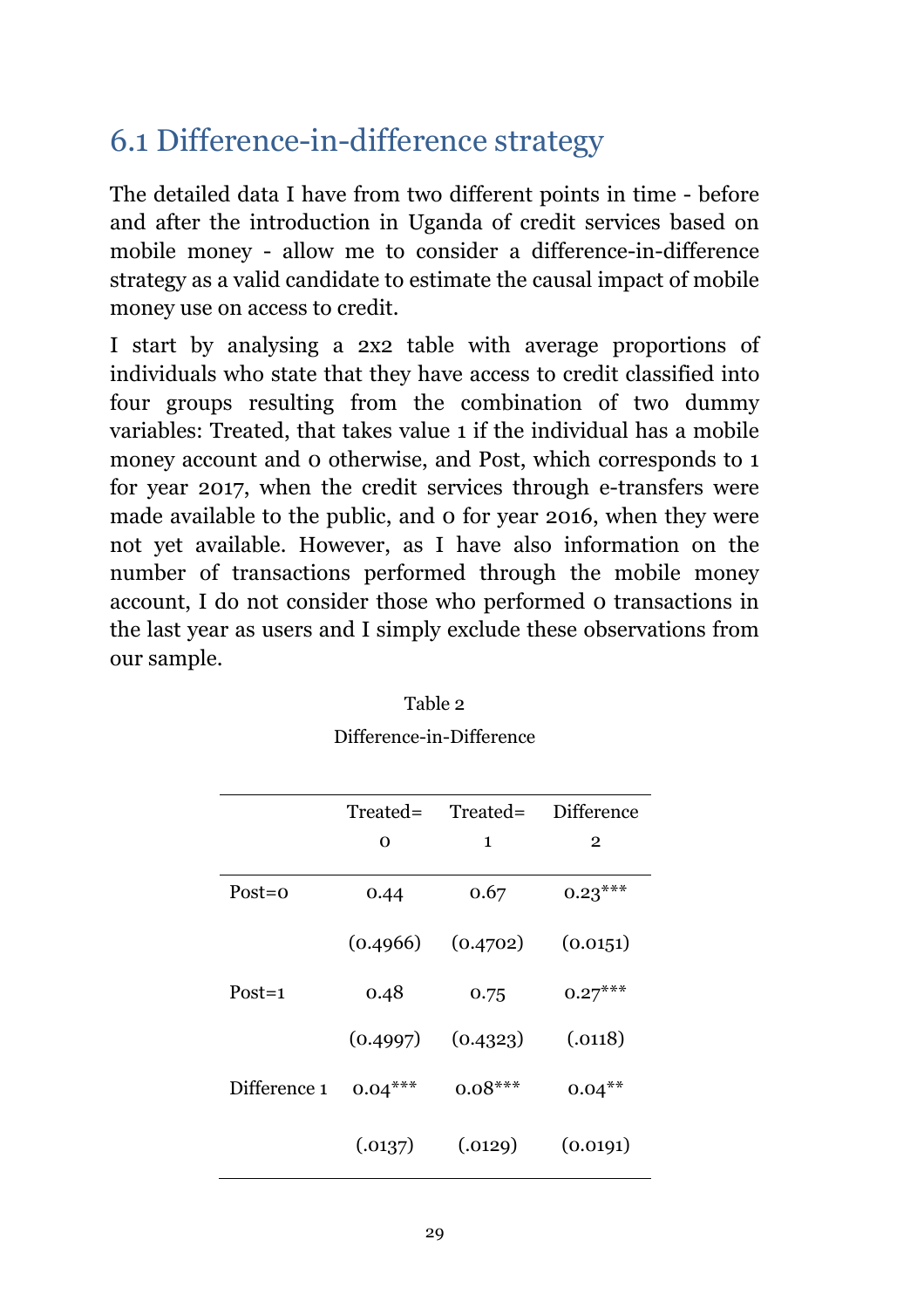## 6.1 Difference-in-difference strategy

The detailed data I have from two different points in time - before and after the introduction in Uganda of credit services based on mobile money - allow me to consider a difference-in-difference strategy as a valid candidate to estimate the causal impact of mobile money use on access to credit.

I start by analysing a 2x2 table with average proportions of individuals who state that they have access to credit classified into four groups resulting from the combination of two dummy variables: Treated, that takes value 1 if the individual has a mobile money account and 0 otherwise, and Post, which corresponds to 1 for year 2017, when the credit services through e-transfers were made available to the public, and 0 for year 2016, when they were not yet available. However, as I have also information on the number of transactions performed through the mobile money account, I do not consider those who performed 0 transactions in the last year as users and I simply exclude these observations from our sample.

Table 2

Difference-in-Difference

| | Treated= 0 | Treated= 1 | Difference 2 |
|---|---|---|---|
| Post=0 | 0.44 | 0.67 | 0.23*** |
| | (0.4966) | (0.4702) | (0.0151) |
| Post=1 | 0.48 | 0.75 | 0.27*** |
| | (0.4997) | (0.4323) | (.0118) |
| Difference 1 | 0.04*** | 0.08*** | 0.04** |
| | (.0137) | (.0129) | (0.0191) |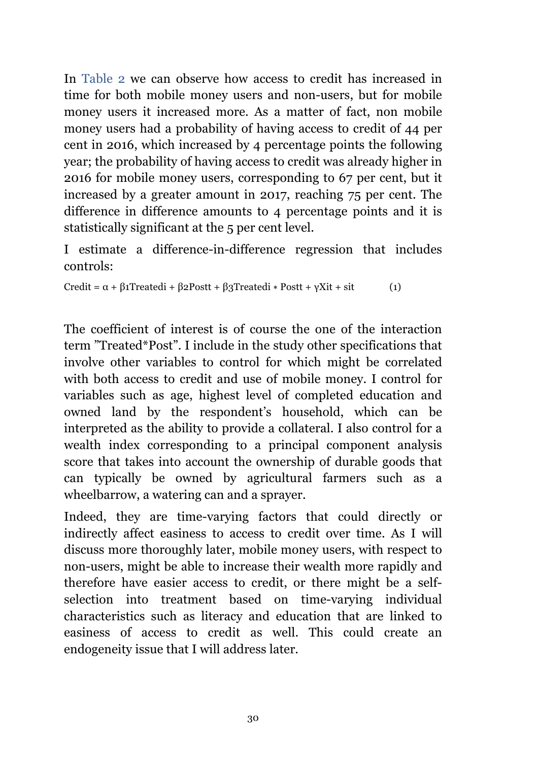In Table 2 we can observe how access to credit has increased in time for both mobile money users and non-users, but for mobile money users it increased more. As a matter of fact, non mobile money users had a probability of having access to credit of 44 per cent in 2016, which increased by 4 percentage points the following year; the probability of having access to credit was already higher in 2016 for mobile money users, corresponding to 67 per cent, but it increased by a greater amount in 2017, reaching 75 per cent. The difference in difference amounts to 4 percentage points and it is statistically significant at the 5 per cent level.

I estimate a difference-in-difference regression that includes controls:

$$Credit = \alpha + \beta_1 Treated_i + \beta_2 Post_t + \beta_3 Treated_i * Post_t + \gamma X_{it} + s_{it} \tag{1}$$

The coefficient of interest is of course the one of the interaction term ”Treated*Post”. I include in the study other specifications that involve other variables to control for which might be correlated with both access to credit and use of mobile money. I control for variables such as age, highest level of completed education and owned land by the respondent’s household, which can be interpreted as the ability to provide a collateral. I also control for a wealth index corresponding to a principal component analysis score that takes into account the ownership of durable goods that can typically be owned by agricultural farmers such as a wheelbarrow, a watering can and a sprayer.

Indeed, they are time-varying factors that could directly or indirectly affect easiness to access to credit over time. As I will discuss more thoroughly later, mobile money users, with respect to non-users, might be able to increase their wealth more rapidly and therefore have easier access to credit, or there might be a self-selection into treatment based on time-varying individual characteristics such as literacy and education that are linked to easiness of access to credit as well. This could create an endogeneity issue that I will address later.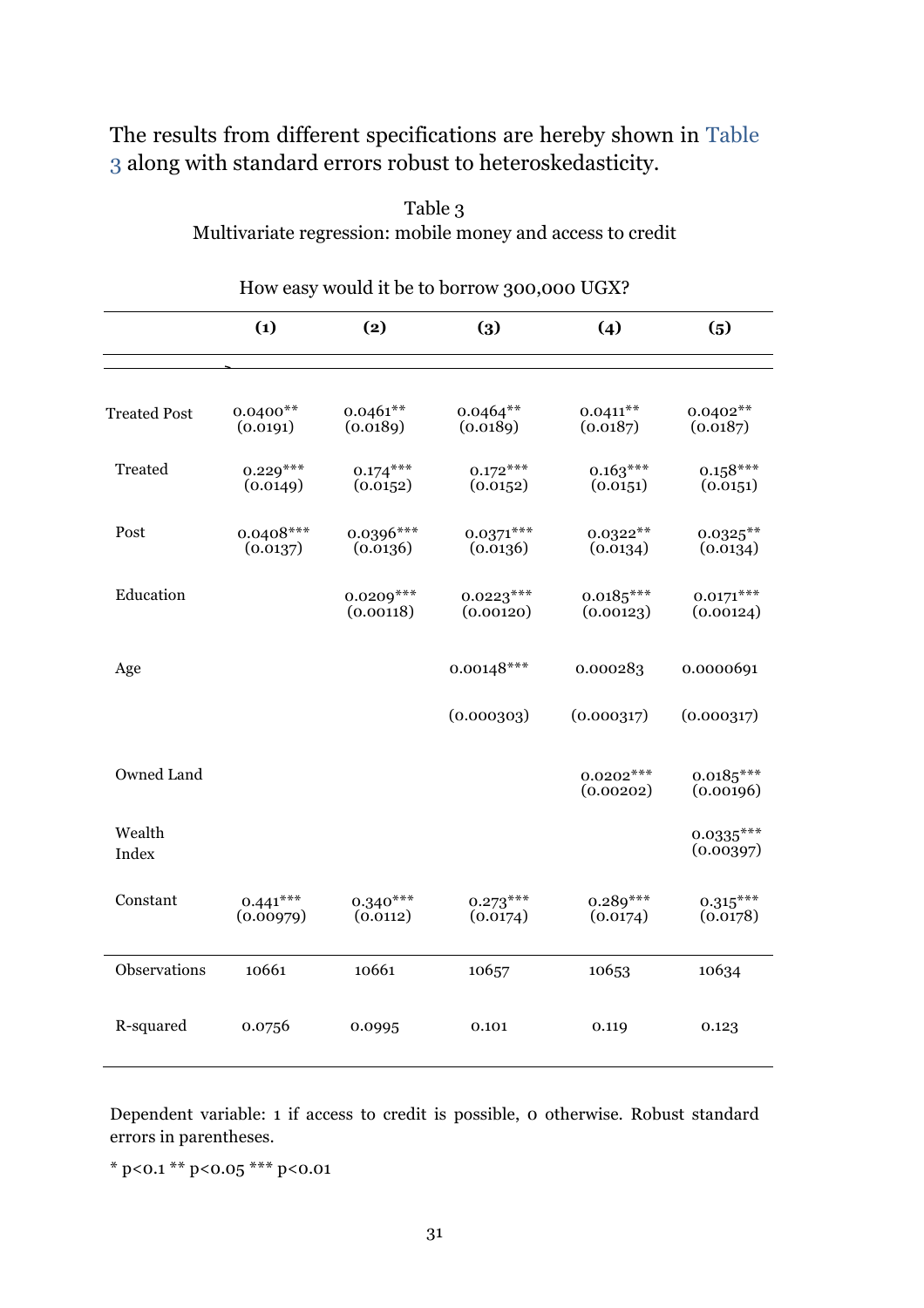The results from different specifications are hereby shown in Table 3 along with standard errors robust to heteroskedasticity.

Table 3
Multivariate regression: mobile money and access to credit

How easy would it be to borrow 300,000 UGX?

| | (1) | (2) | (3) | (4) | (5) |
|---|---|---|---|---|---|
| Treated Post | 0.0400** (0.0191) | 0.0461** (0.0189) | 0.0464** (0.0189) | 0.0411** (0.0187) | 0.0402** (0.0187) |
| Treated | 0.229*** (0.0149) | 0.174*** (0.0152) | 0.172*** (0.0152) | 0.163*** (0.0151) | 0.158*** (0.0151) |
| Post | 0.0408*** (0.0137) | 0.0396*** (0.0136) | 0.0371*** (0.0136) | 0.0322** (0.0134) | 0.0325** (0.0134) |
| Education | | 0.0209*** (0.00118) | 0.0223*** (0.00120) | 0.0185*** (0.00123) | 0.0171*** (0.00124) |
| Age | | | 0.00148*** (0.000303) | 0.000283 (0.000317) | 0.0000691 (0.000317) |
| Owned Land | | | | 0.0202*** (0.00202) | 0.0185*** (0.00196) |
| Wealth Index | | | | | 0.0335*** (0.00397) |
| Constant | 0.441*** (0.00979) | 0.340*** (0.0112) | 0.273*** (0.0174) | 0.289*** (0.0174) | 0.315*** (0.0178) |
| Observations | 10661 | 10661 | 10657 | 10653 | 10634 |
| R-squared | 0.0756 | 0.0995 | 0.101 | 0.119 | 0.123 |

Dependent variable: 1 if access to credit is possible, 0 otherwise. Robust standard errors in parentheses.

* p<0.1 ** p<0.05 *** p<0.01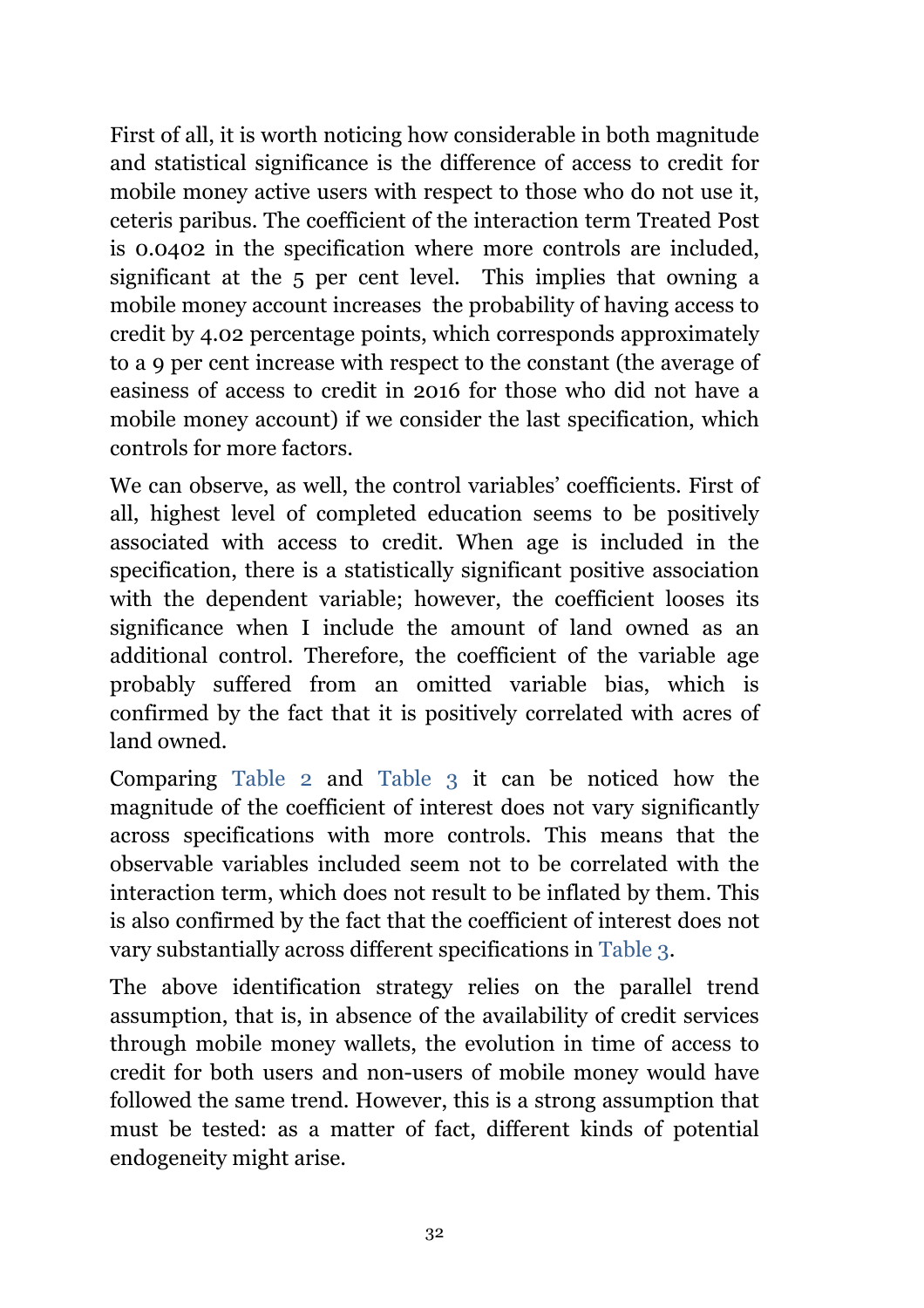First of all, it is worth noticing how considerable in both magnitude and statistical significance is the difference of access to credit for mobile money active users with respect to those who do not use it, ceteris paribus. The coefficient of the interaction term Treated Post is 0.0402 in the specification where more controls are included, significant at the 5 per cent level. This implies that owning a mobile money account increases the probability of having access to credit by 4.02 percentage points, which corresponds approximately to a 9 per cent increase with respect to the constant (the average of easiness of access to credit in 2016 for those who did not have a mobile money account) if we consider the last specification, which controls for more factors.

We can observe, as well, the control variables' coefficients. First of all, highest level of completed education seems to be positively associated with access to credit. When age is included in the specification, there is a statistically significant positive association with the dependent variable; however, the coefficient looses its significance when I include the amount of land owned as an additional control. Therefore, the coefficient of the variable age probably suffered from an omitted variable bias, which is confirmed by the fact that it is positively correlated with acres of land owned.

Comparing Table 2 and Table 3 it can be noticed how the magnitude of the coefficient of interest does not vary significantly across specifications with more controls. This means that the observable variables included seem not to be correlated with the interaction term, which does not result to be inflated by them. This is also confirmed by the fact that the coefficient of interest does not vary substantially across different specifications in Table 3.

The above identification strategy relies on the parallel trend assumption, that is, in absence of the availability of credit services through mobile money wallets, the evolution in time of access to credit for both users and non-users of mobile money would have followed the same trend. However, this is a strong assumption that must be tested: as a matter of fact, different kinds of potential endogeneity might arise.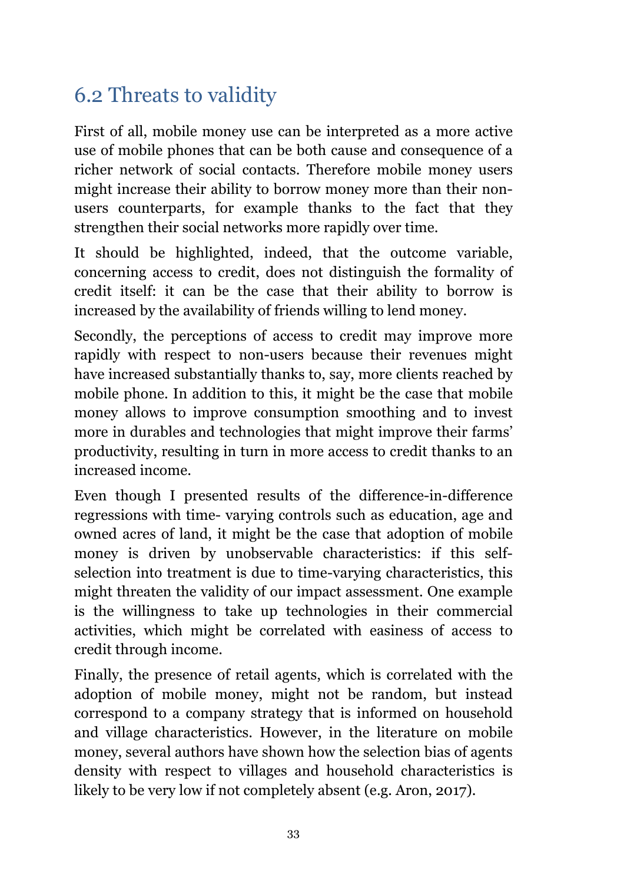## 6.2 Threats to validity

First of all, mobile money use can be interpreted as a more active use of mobile phones that can be both cause and consequence of a richer network of social contacts. Therefore mobile money users might increase their ability to borrow money more than their non-users counterparts, for example thanks to the fact that they strengthen their social networks more rapidly over time.

It should be highlighted, indeed, that the outcome variable, concerning access to credit, does not distinguish the formality of credit itself: it can be the case that their ability to borrow is increased by the availability of friends willing to lend money.

Secondly, the perceptions of access to credit may improve more rapidly with respect to non-users because their revenues might have increased substantially thanks to, say, more clients reached by mobile phone. In addition to this, it might be the case that mobile money allows to improve consumption smoothing and to invest more in durables and technologies that might improve their farms' productivity, resulting in turn in more access to credit thanks to an increased income.

Even though I presented results of the difference-in-difference regressions with time- varying controls such as education, age and owned acres of land, it might be the case that adoption of mobile money is driven by unobservable characteristics: if this self-selection into treatment is due to time-varying characteristics, this might threaten the validity of our impact assessment. One example is the willingness to take up technologies in their commercial activities, which might be correlated with easiness of access to credit through income.

Finally, the presence of retail agents, which is correlated with the adoption of mobile money, might not be random, but instead correspond to a company strategy that is informed on household and village characteristics. However, in the literature on mobile money, several authors have shown how the selection bias of agents density with respect to villages and household characteristics is likely to be very low if not completely absent (e.g. Aron, 2017).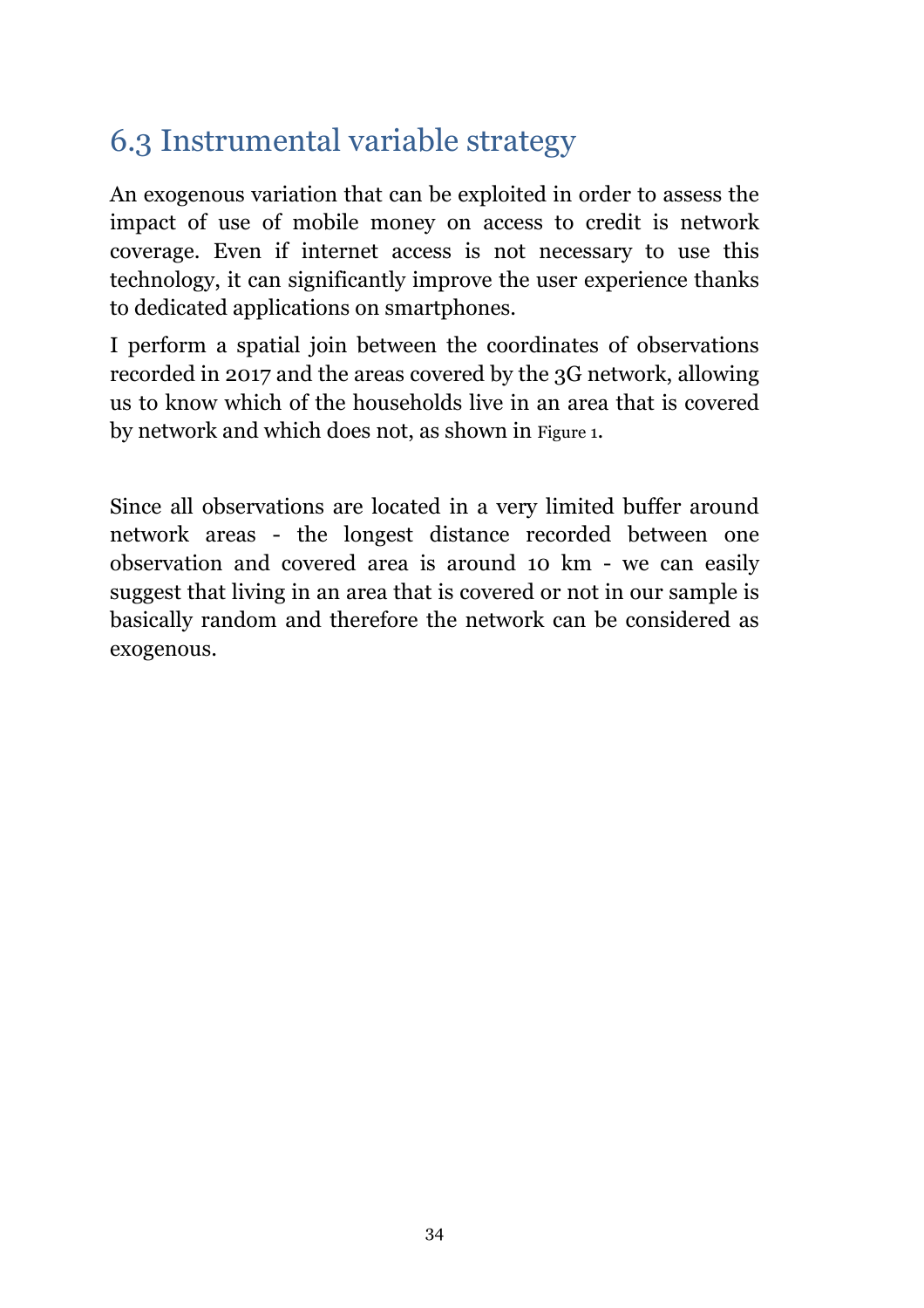## 6.3 Instrumental variable strategy

An exogenous variation that can be exploited in order to assess the impact of use of mobile money on access to credit is network coverage. Even if internet access is not necessary to use this technology, it can significantly improve the user experience thanks to dedicated applications on smartphones.

I perform a spatial join between the coordinates of observations recorded in 2017 and the areas covered by the 3G network, allowing us to know which of the households live in an area that is covered by network and which does not, as shown in Figure 1.

Since all observations are located in a very limited buffer around network areas - the longest distance recorded between one observation and covered area is around 10 km - we can easily suggest that living in an area that is covered or not in our sample is basically random and therefore the network can be considered as exogenous.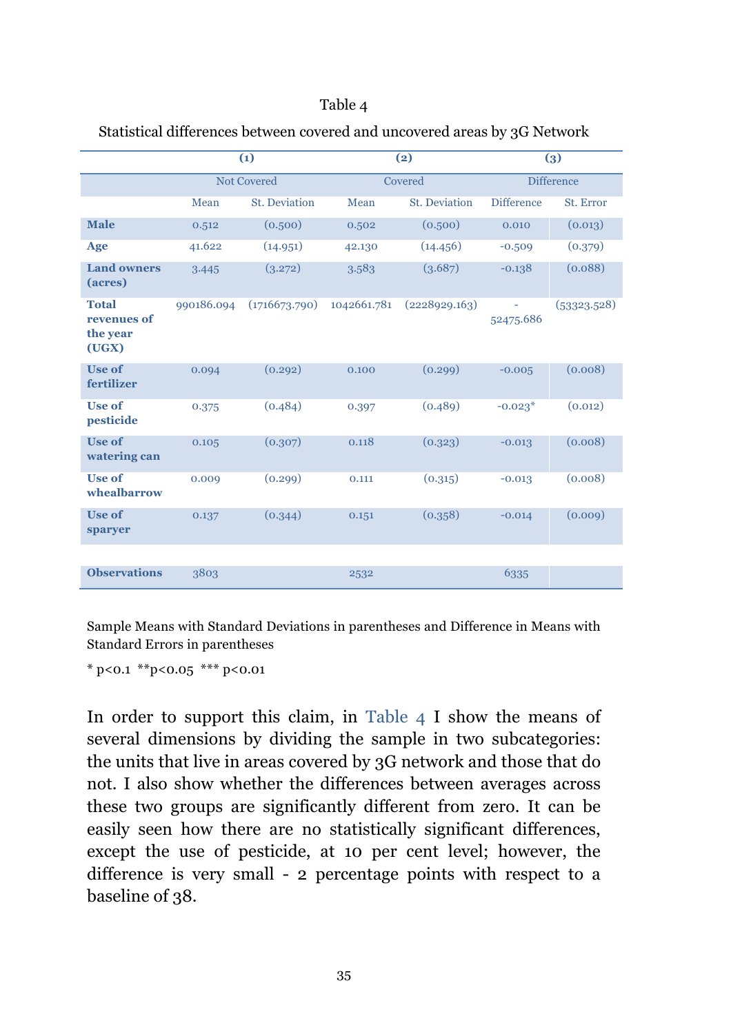Table 4

Statistical differences between covered and uncovered areas by 3G Network

| | (1) | | (2) | | (3) | |
|---|---|---|---|---|---|---|
| | Not Covered | | Covered | | Difference | |
| | Mean | St. Deviation | Mean | St. Deviation | Difference | St. Error |
| **Male** | 0.512 | (0.500) | 0.502 | (0.500) | 0.010 | (0.013) |
| **Age** | 41.622 | (14.951) | 42.130 | (14.456) | -0.509 | (0.379) |
| **Land owners (acres)** | 3.445 | (3.272) | 3.583 | (3.687) | -0.138 | (0.088) |
| **Total revenues of the year (UGX)** | 990186.094 | (1716673.790) | 1042661.781 | (2228929.163) | -52475.686 | (53323.528) |
| **Use of fertilizer** | 0.094 | (0.292) | 0.100 | (0.299) | -0.005 | (0.008) |
| **Use of pesticide** | 0.375 | (0.484) | 0.397 | (0.489) | -0.023* | (0.012) |
| **Use of watering can** | 0.105 | (0.307) | 0.118 | (0.323) | -0.013 | (0.008) |
| **Use of whealbarrow** | 0.009 | (0.299) | 0.111 | (0.315) | -0.013 | (0.008) |
| **Use of sparyer** | 0.137 | (0.344) | 0.151 | (0.358) | -0.014 | (0.009) |
| **Observations** | 3803 | | 2532 | | 6335 | |

Sample Means with Standard Deviations in parentheses and Difference in Means with Standard Errors in parentheses

* p<0.1 **p<0.05 *** p<0.01

In order to support this claim, in Table 4 I show the means of several dimensions by dividing the sample in two subcategories: the units that live in areas covered by 3G network and those that do not. I also show whether the differences between averages across these two groups are significantly different from zero. It can be easily seen how there are no statistically significant differences, except the use of pesticide, at 10 per cent level; however, the difference is very small - 2 percentage points with respect to a baseline of 38.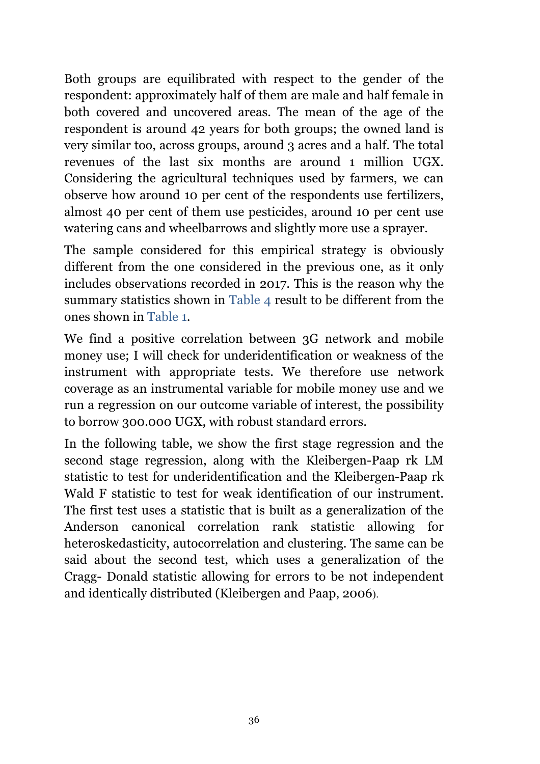Both groups are equilibrated with respect to the gender of the respondent: approximately half of them are male and half female in both covered and uncovered areas. The mean of the age of the respondent is around 42 years for both groups; the owned land is very similar too, across groups, around 3 acres and a half. The total revenues of the last six months are around 1 million UGX. Considering the agricultural techniques used by farmers, we can observe how around 10 per cent of the respondents use fertilizers, almost 40 per cent of them use pesticides, around 10 per cent use watering cans and wheelbarrows and slightly more use a sprayer.

The sample considered for this empirical strategy is obviously different from the one considered in the previous one, as it only includes observations recorded in 2017. This is the reason why the summary statistics shown in Table 4 result to be different from the ones shown in Table 1.

We find a positive correlation between 3G network and mobile money use; I will check for underidentification or weakness of the instrument with appropriate tests. We therefore use network coverage as an instrumental variable for mobile money use and we run a regression on our outcome variable of interest, the possibility to borrow 300.000 UGX, with robust standard errors.

In the following table, we show the first stage regression and the second stage regression, along with the Kleibergen-Paap rk LM statistic to test for underidentification and the Kleibergen-Paap rk Wald F statistic to test for weak identification of our instrument. The first test uses a statistic that is built as a generalization of the Anderson canonical correlation rank statistic allowing for heteroskedasticity, autocorrelation and clustering. The same can be said about the second test, which uses a generalization of the Cragg- Donald statistic allowing for errors to be not independent and identically distributed (Kleibergen and Paap, 2006).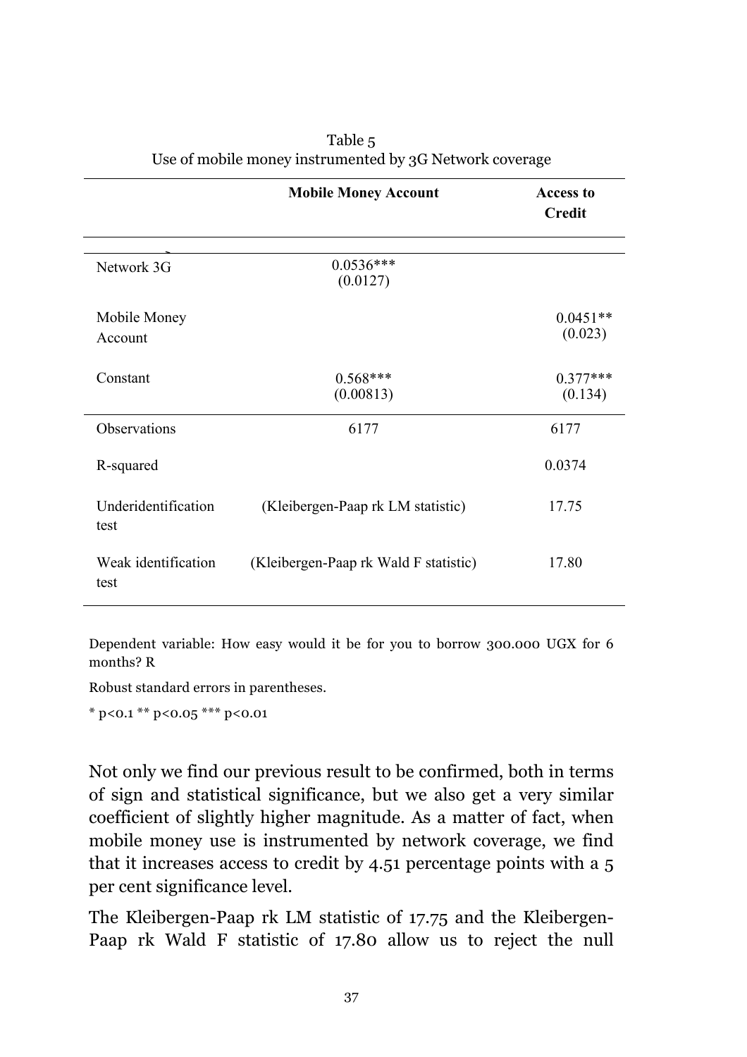Table 5
Use of mobile money instrumented by 3G Network coverage

| | **Mobile Money Account** | **Access to Credit** |
|---|---|---|
| Network 3G | 0.0536***<br>(0.0127) | |
| Mobile Money Account | | 0.0451**<br>(0.023) |
| Constant | 0.568***<br>(0.00813) | 0.377***<br>(0.134) |
| Observations | 6177 | 6177 |
| R-squared | | 0.0374 |
| Underidentification test | (Kleibergen-Paap rk LM statistic) | 17.75 |
| Weak identification test | (Kleibergen-Paap rk Wald F statistic) | 17.80 |

Dependent variable: How easy would it be for you to borrow 300.000 UGX for 6 months? R

Robust standard errors in parentheses.

* p<0.1 ** p<0.05 *** p<0.01

Not only we find our previous result to be confirmed, both in terms of sign and statistical significance, but we also get a very similar coefficient of slightly higher magnitude. As a matter of fact, when mobile money use is instrumented by network coverage, we find that it increases access to credit by 4.51 percentage points with a 5 per cent significance level.

The Kleibergen-Paap rk LM statistic of 17.75 and the Kleibergen-Paap rk Wald F statistic of 17.80 allow us to reject the null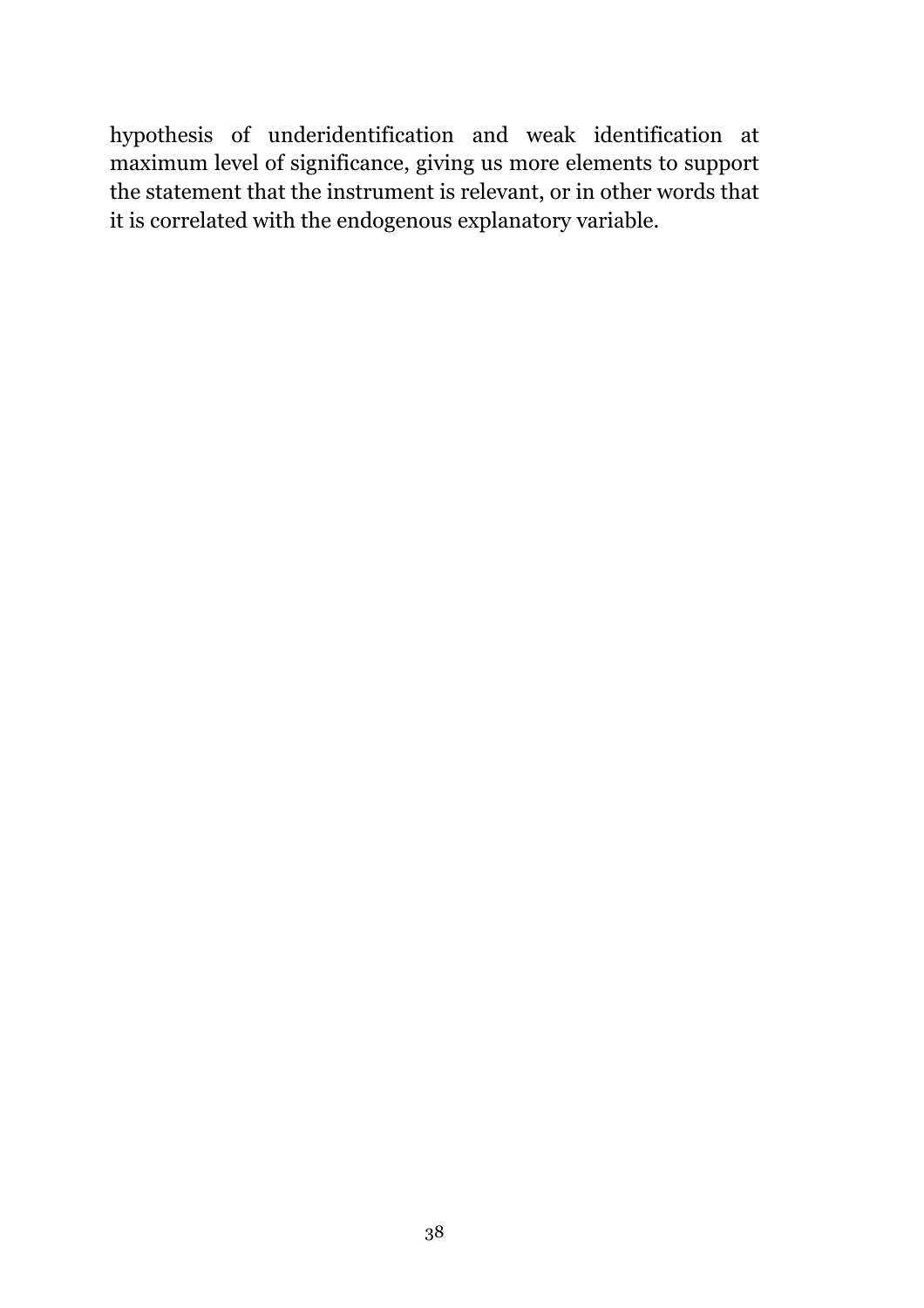hypothesis of underidentification and weak identification at maximum level of significance, giving us more elements to support the statement that the instrument is relevant, or in other words that it is correlated with the endogenous explanatory variable.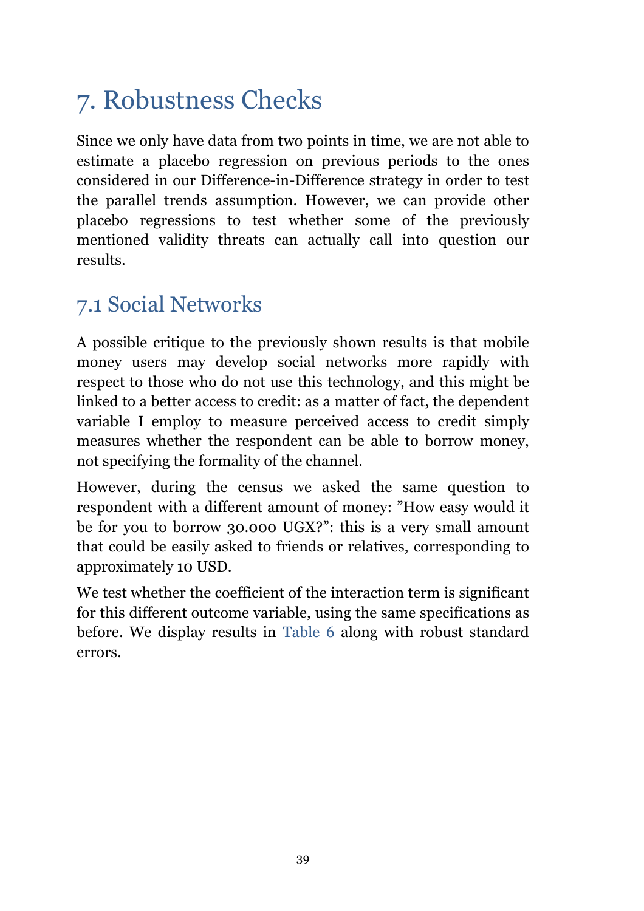# 7. Robustness Checks

Since we only have data from two points in time, we are not able to estimate a placebo regression on previous periods to the ones considered in our Difference-in-Difference strategy in order to test the parallel trends assumption. However, we can provide other placebo regressions to test whether some of the previously mentioned validity threats can actually call into question our results.

## 7.1 Social Networks

A possible critique to the previously shown results is that mobile money users may develop social networks more rapidly with respect to those who do not use this technology, and this might be linked to a better access to credit: as a matter of fact, the dependent variable I employ to measure perceived access to credit simply measures whether the respondent can be able to borrow money, not specifying the formality of the channel.

However, during the census we asked the same question to respondent with a different amount of money: "How easy would it be for you to borrow 30.000 UGX?": this is a very small amount that could be easily asked to friends or relatives, corresponding to approximately 10 USD.

We test whether the coefficient of the interaction term is significant for this different outcome variable, using the same specifications as before. We display results in Table 6 along with robust standard errors.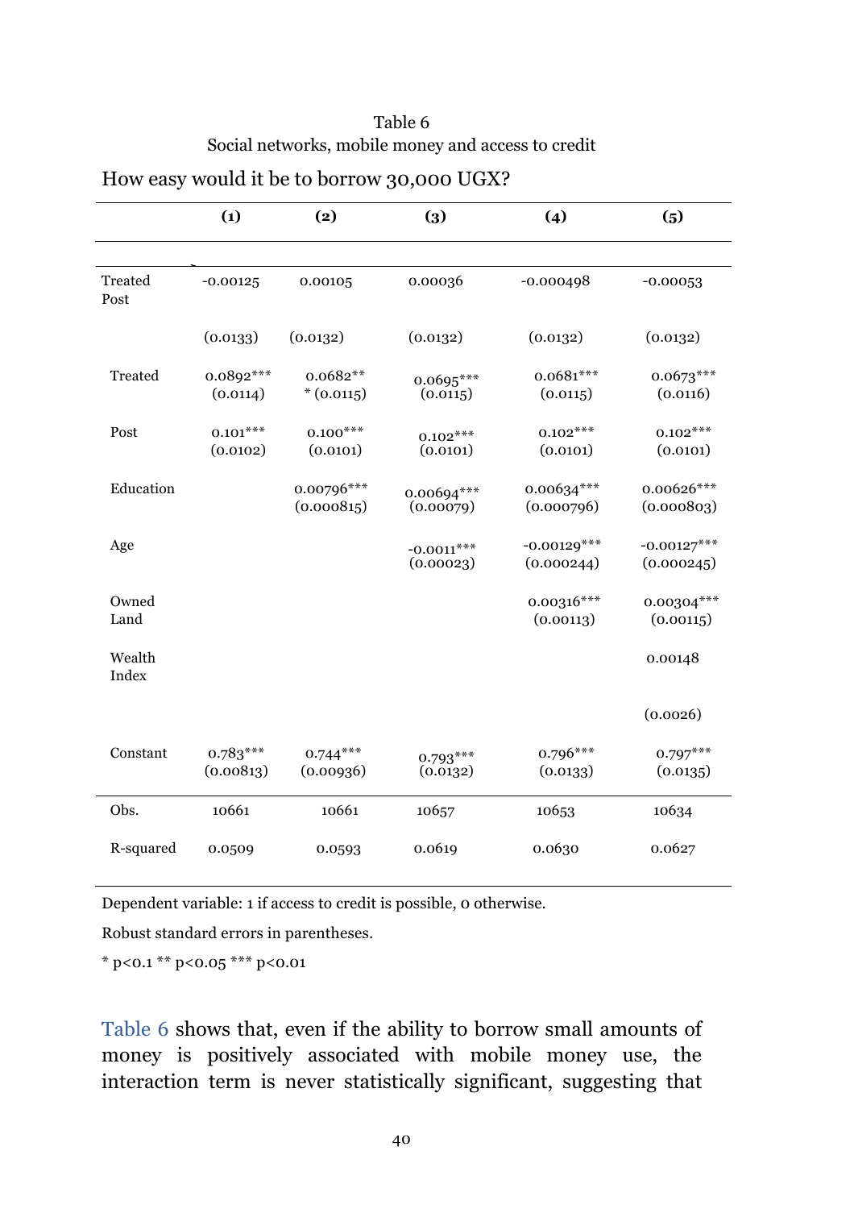Table 6
Social networks, mobile money and access to credit

How easy would it be to borrow 30,000 UGX?

| | (1) | (2) | (3) | (4) | (5) |
|---|---|---|---|---|---|
| Treated Post | -0.00125 | 0.00105 | 0.00036 | -0.000498 | -0.00053 |
| | (0.0133) | (0.0132) | (0.0132) | (0.0132) | (0.0132) |
| Treated | 0.0892*** (0.0114) | 0.0682*** (0.0115) | 0.0695*** (0.0115) | 0.0681*** (0.0115) | 0.0673*** (0.0116) |
| Post | 0.101*** (0.0102) | 0.100*** (0.0101) | 0.102*** (0.0101) | 0.102*** (0.0101) | 0.102*** (0.0101) |
| Education | | 0.00796*** (0.000815) | 0.00694*** (0.00079) | 0.00634*** (0.000796) | 0.00626*** (0.000803) |
| Age | | | -0.0011*** (0.00023) | -0.00129*** (0.000244) | -0.00127*** (0.000245) |
| Owned Land | | | | 0.00316*** (0.00113) | 0.00304*** (0.00115) |
| Wealth Index | | | | | 0.00148 |
| | | | | | (0.0026) |
| Constant | 0.783*** (0.00813) | 0.744*** (0.00936) | 0.793*** (0.0132) | 0.796*** (0.0133) | 0.797*** (0.0135) |
| Obs. | 10661 | 10661 | 10657 | 10653 | 10634 |
| R-squared | 0.0509 | 0.0593 | 0.0619 | 0.0630 | 0.0627 |

Dependent variable: 1 if access to credit is possible, 0 otherwise.

Robust standard errors in parentheses.

* p<0.1 ** p<0.05 *** p<0.01

Table 6 shows that, even if the ability to borrow small amounts of money is positively associated with mobile money use, the interaction term is never statistically significant, suggesting that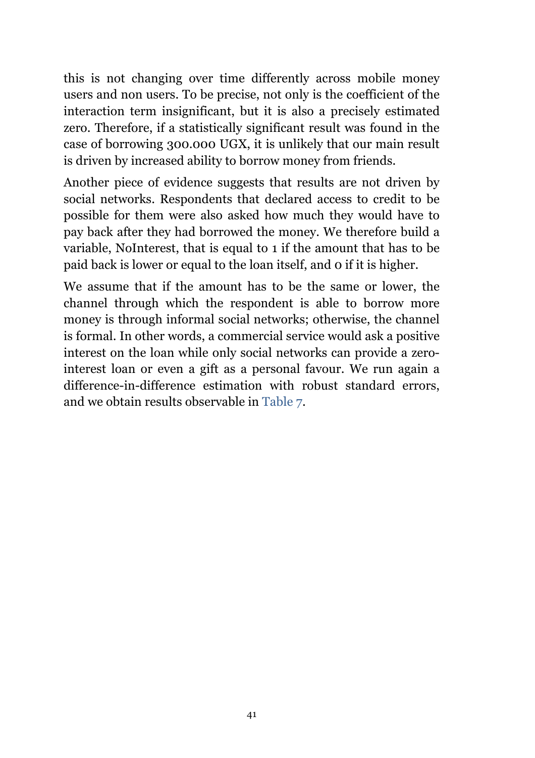this is not changing over time differently across mobile money users and non users. To be precise, not only is the coefficient of the interaction term insignificant, but it is also a precisely estimated zero. Therefore, if a statistically significant result was found in the case of borrowing 300.000 UGX, it is unlikely that our main result is driven by increased ability to borrow money from friends.

Another piece of evidence suggests that results are not driven by social networks. Respondents that declared access to credit to be possible for them were also asked how much they would have to pay back after they had borrowed the money. We therefore build a variable, NoInterest, that is equal to 1 if the amount that has to be paid back is lower or equal to the loan itself, and 0 if it is higher.

We assume that if the amount has to be the same or lower, the channel through which the respondent is able to borrow more money is through informal social networks; otherwise, the channel is formal. In other words, a commercial service would ask a positive interest on the loan while only social networks can provide a zero-interest loan or even a gift as a personal favour. We run again a difference-in-difference estimation with robust standard errors, and we obtain results observable in Table 7.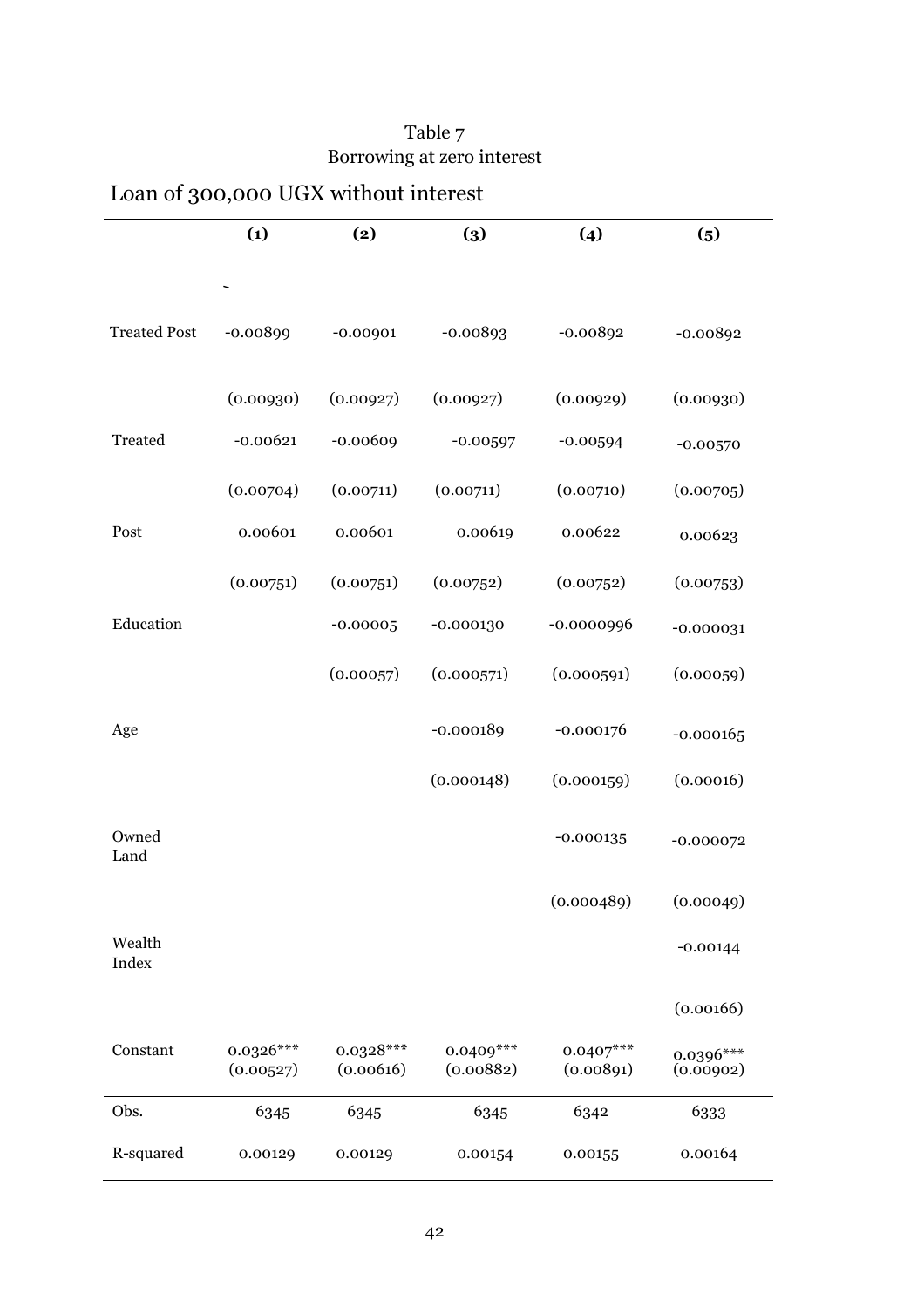Table 7
Borrowing at zero interest

Loan of 300,000 UGX without interest

| | (1) | (2) | (3) | (4) | (5) |
|---|---|---|---|---|---|
| Treated Post | -0.00899 | -0.00901 | -0.00893 | -0.00892 | -0.00892 |
| | (0.00930) | (0.00927) | (0.00927) | (0.00929) | (0.00930) |
| Treated | -0.00621 | -0.00609 | -0.00597 | -0.00594 | -0.00570 |
| | (0.00704) | (0.00711) | (0.00711) | (0.00710) | (0.00705) |
| Post | 0.00601 | 0.00601 | 0.00619 | 0.00622 | 0.00623 |
| | (0.00751) | (0.00751) | (0.00752) | (0.00752) | (0.00753) |
| Education | | -0.00005 | -0.000130 | -0.0000996 | -0.000031 |
| | | (0.00057) | (0.000571) | (0.000591) | (0.00059) |
| Age | | | -0.000189 | -0.000176 | -0.000165 |
| | | | (0.000148) | (0.000159) | (0.00016) |
| Owned Land | | | | -0.000135 | -0.000072 |
| | | | | (0.000489) | (0.00049) |
| Wealth Index | | | | | -0.00144 |
| | | | | | (0.00166) |
| Constant | 0.0326*** | 0.0328*** | 0.0409*** | 0.0407*** | 0.0396*** |
| | (0.00527) | (0.00616) | (0.00882) | (0.00891) | (0.00902) |
| Obs. | 6345 | 6345 | 6345 | 6342 | 6333 |
| R-squared | 0.00129 | 0.00129 | 0.00154 | 0.00155 | 0.00164 |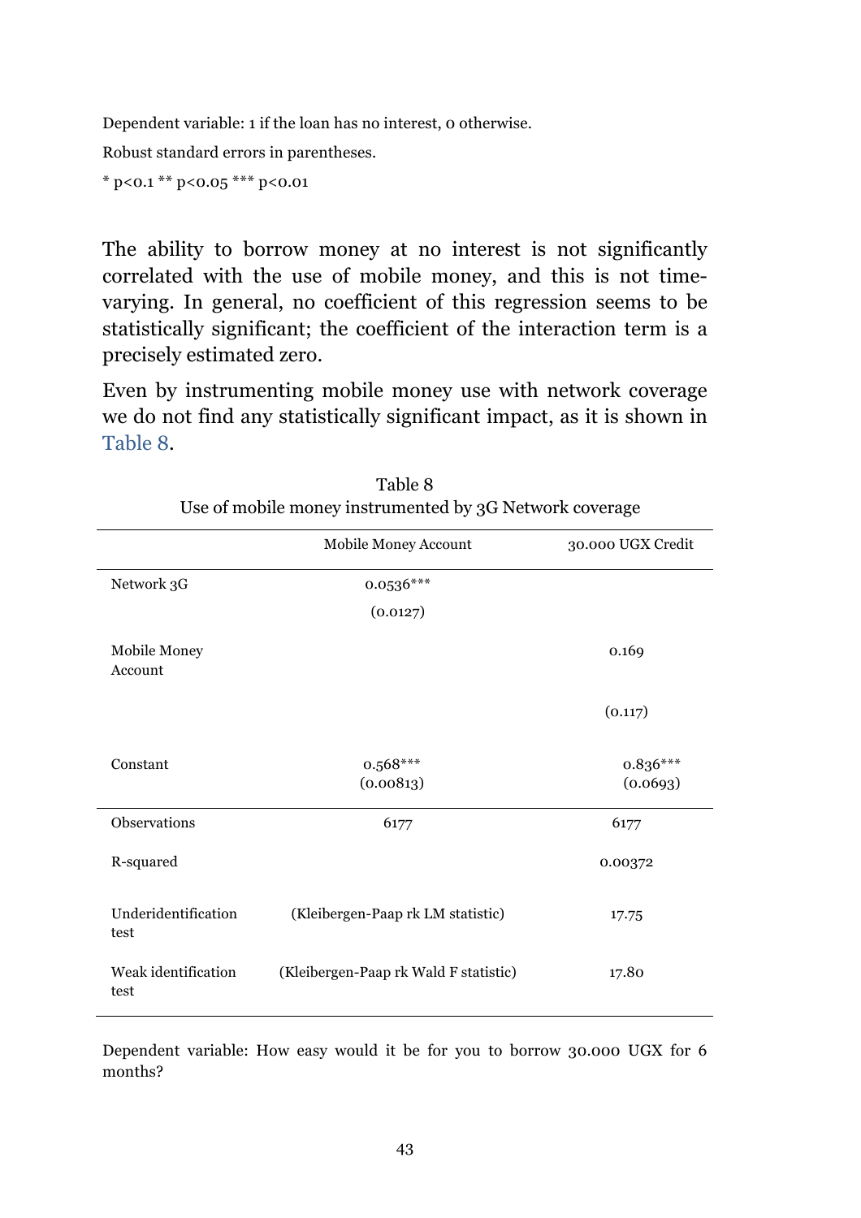Dependent variable: 1 if the loan has no interest, 0 otherwise.

Robust standard errors in parentheses.

* p<0.1 ** p<0.05 *** p<0.01

The ability to borrow money at no interest is not significantly correlated with the use of mobile money, and this is not time-varying. In general, no coefficient of this regression seems to be statistically significant; the coefficient of the interaction term is a precisely estimated zero.

Even by instrumenting mobile money use with network coverage we do not find any statistically significant impact, as it is shown in Table 8.

Table 8
Use of mobile money instrumented by 3G Network coverage

| | Mobile Money Account | 30.000 UGX Credit |
|---|---|---|
| Network 3G | 0.0536*** | |
| | (0.0127) | |
| Mobile Money Account | | 0.169 |
| | | (0.117) |
| Constant | 0.568*** | 0.836*** |
| | (0.00813) | (0.0693) |
| Observations | 6177 | 6177 |
| R-squared | | 0.00372 |
| Underidentification test | (Kleibergen-Paap rk LM statistic) | 17.75 |
| Weak identification test | (Kleibergen-Paap rk Wald F statistic) | 17.80 |

Dependent variable: How easy would it be for you to borrow 30.000 UGX for 6 months?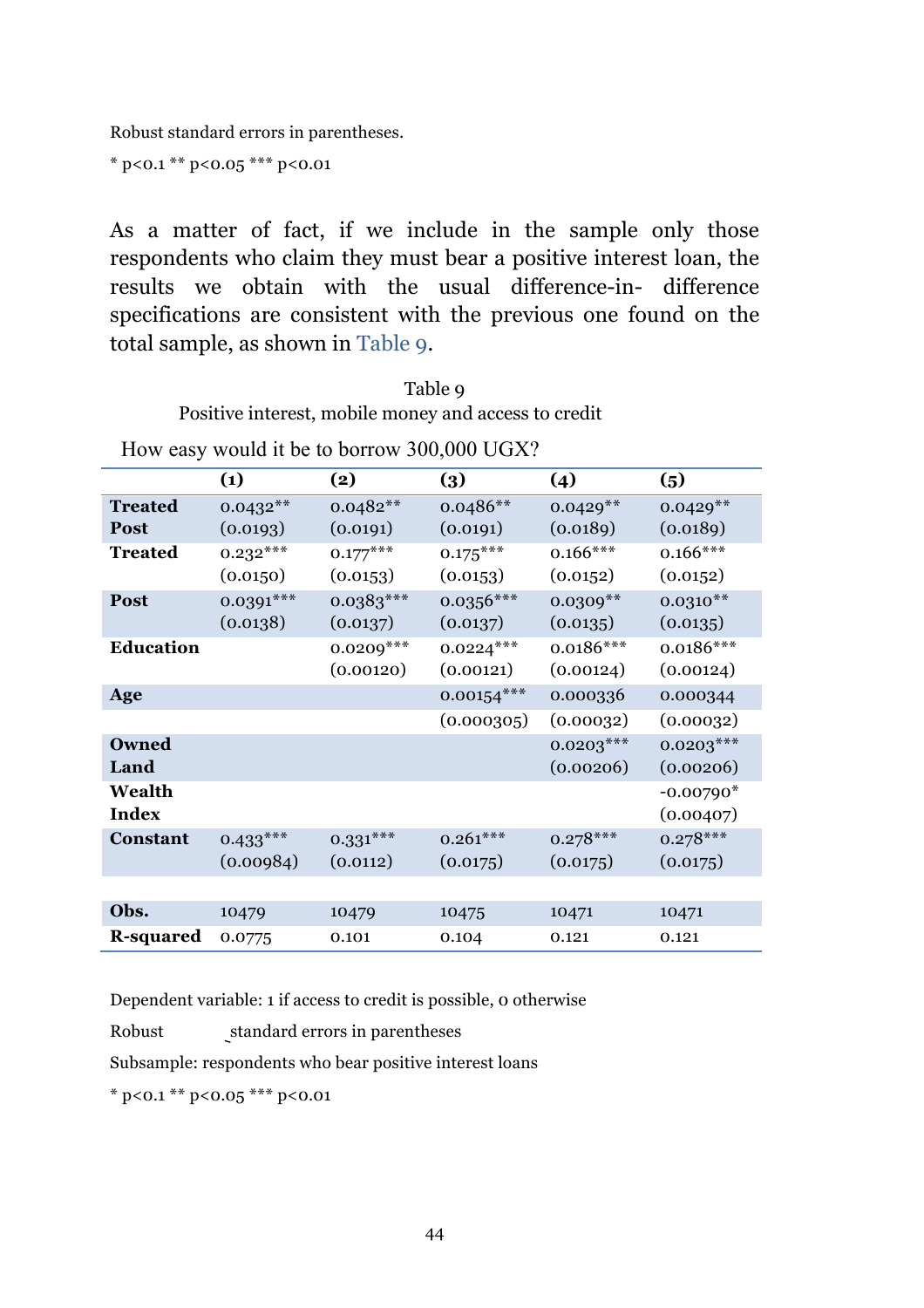Robust standard errors in parentheses.

* p<0.1 ** p<0.05 *** p<0.01

As a matter of fact, if we include in the sample only those respondents who claim they must bear a positive interest loan, the results we obtain with the usual difference-in- difference specifications are consistent with the previous one found on the total sample, as shown in Table 9.

Table 9
Positive interest, mobile money and access to credit

How easy would it be to borrow 300,000 UGX?

| | (1) | (2) | (3) | (4) | (5) |
|---|---|---|---|---|---|
| **Treated Post** | 0.0432** | 0.0482** | 0.0486** | 0.0429** | 0.0429** |
| | (0.0193) | (0.0191) | (0.0191) | (0.0189) | (0.0189) |
| **Treated** | 0.232*** | 0.177*** | 0.175*** | 0.166*** | 0.166*** |
| | (0.0150) | (0.0153) | (0.0153) | (0.0152) | (0.0152) |
| **Post** | 0.0391*** | 0.0383*** | 0.0356*** | 0.0309** | 0.0310** |
| | (0.0138) | (0.0137) | (0.0137) | (0.0135) | (0.0135) |
| **Education** | | 0.0209*** | 0.0224*** | 0.0186*** | 0.0186*** |
| | | (0.00120) | (0.00121) | (0.00124) | (0.00124) |
| **Age** | | | 0.00154*** | 0.000336 | 0.000344 |
| | | | (0.000305) | (0.00032) | (0.00032) |
| **Owned Land** | | | | 0.0203*** | 0.0203*** |
| | | | | (0.00206) | (0.00206) |
| **Wealth Index** | | | | | -0.00790* |
| | | | | | (0.00407) |
| **Constant** | 0.433*** | 0.331*** | 0.261*** | 0.278*** | 0.278*** |
| | (0.00984) | (0.0112) | (0.0175) | (0.0175) | (0.0175) |
| | | | | | |
| **Obs.** | 10479 | 10479 | 10475 | 10471 | 10471 |
| **R-squared** | 0.0775 | 0.101 | 0.104 | 0.121 | 0.121 |

Dependent variable: 1 if access to credit is possible, 0 otherwise

Robust standard errors in parentheses

Subsample: respondents who bear positive interest loans

* p<0.1 ** p<0.05 *** p<0.01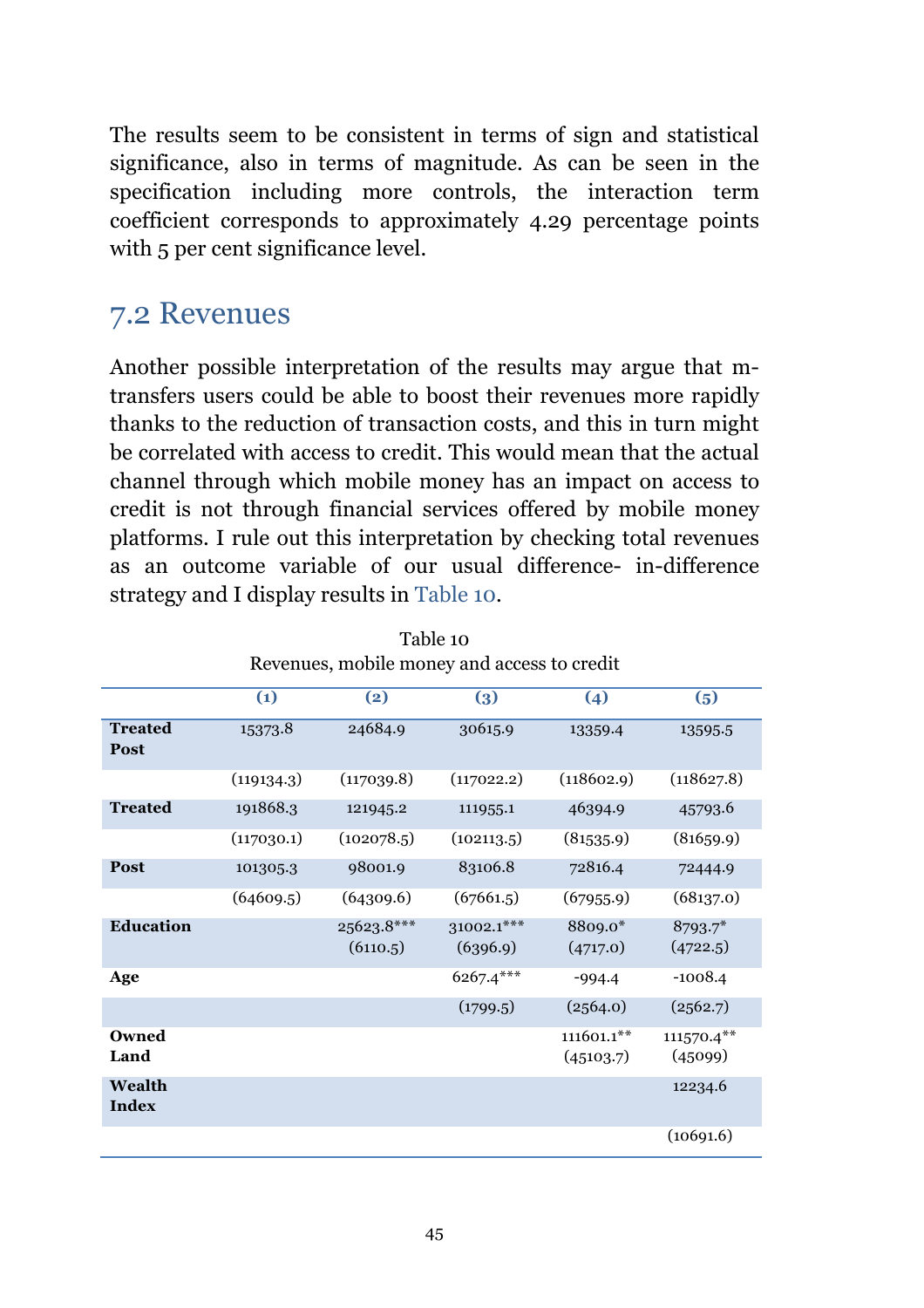The results seem to be consistent in terms of sign and statistical significance, also in terms of magnitude. As can be seen in the specification including more controls, the interaction term coefficient corresponds to approximately 4.29 percentage points with 5 per cent significance level.

## 7.2 Revenues

Another possible interpretation of the results may argue that m-transfers users could be able to boost their revenues more rapidly thanks to the reduction of transaction costs, and this in turn might be correlated with access to credit. This would mean that the actual channel through which mobile money has an impact on access to credit is not through financial services offered by mobile money platforms. I rule out this interpretation by checking total revenues as an outcome variable of our usual difference- in-difference strategy and I display results in Table 10.

Table 10
Revenues, mobile money and access to credit

| | (1) | (2) | (3) | (4) | (5) |
|---|---|---|---|---|---|
| **Treated Post** | 15373.8 | 24684.9 | 30615.9 | 13359.4 | 13595.5 |
| | (119134.3) | (117039.8) | (117022.2) | (118602.9) | (118627.8) |
| **Treated** | 191868.3 | 121945.2 | 111955.1 | 46394.9 | 45793.6 |
| | (117030.1) | (102078.5) | (102113.5) | (81535.9) | (81659.9) |
| **Post** | 101305.3 | 98001.9 | 83106.8 | 72816.4 | 72444.9 |
| | (64609.5) | (64309.6) | (67661.5) | (67955.9) | (68137.0) |
| **Education** | | 25623.8*** (6110.5) | 31002.1*** (6396.9) | 8809.0* (4717.0) | 8793.7* (4722.5) |
| **Age** | | | 6267.4*** | -994.4 | -1008.4 |
| | | | (1799.5) | (2564.0) | (2562.7) |
| **Owned Land** | | | | 111601.1** (45103.7) | 111570.4** (45099) |
| **Wealth Index** | | | | | 12234.6 |
| | | | | | (10691.6) |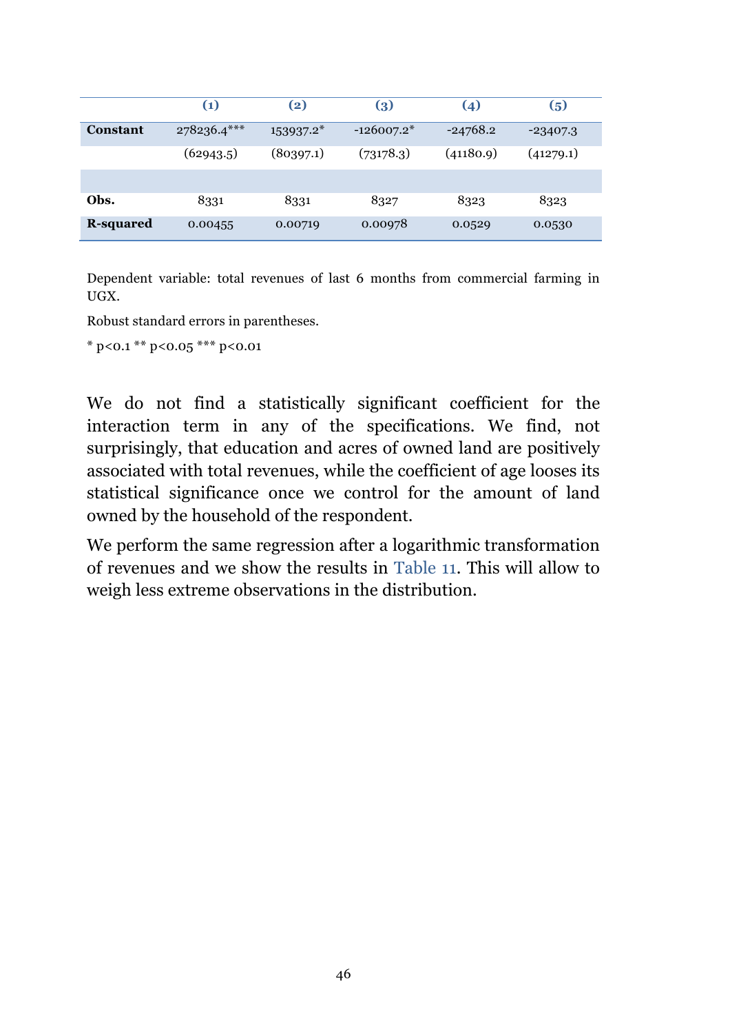| | (1) | (2) | (3) | (4) | (5) |
|---|---|---|---|---|---|
| **Constant** | 278236.4*** | 153937.2* | -126007.2* | -24768.2 | -23407.3 |
| | (62943.5) | (80397.1) | (73178.3) | (41180.9) | (41279.1) |
| | | | | | |
| **Obs.** | 8331 | 8331 | 8327 | 8323 | 8323 |
| **R-squared** | 0.00455 | 0.00719 | 0.00978 | 0.0529 | 0.0530 |

Dependent variable: total revenues of last 6 months from commercial farming in UGX.

Robust standard errors in parentheses.

* p<0.1 ** p<0.05 *** p<0.01

We do not find a statistically significant coefficient for the interaction term in any of the specifications. We find, not surprisingly, that education and acres of owned land are positively associated with total revenues, while the coefficient of age looses its statistical significance once we control for the amount of land owned by the household of the respondent.

We perform the same regression after a logarithmic transformation of revenues and we show the results in Table 11. This will allow to weigh less extreme observations in the distribution.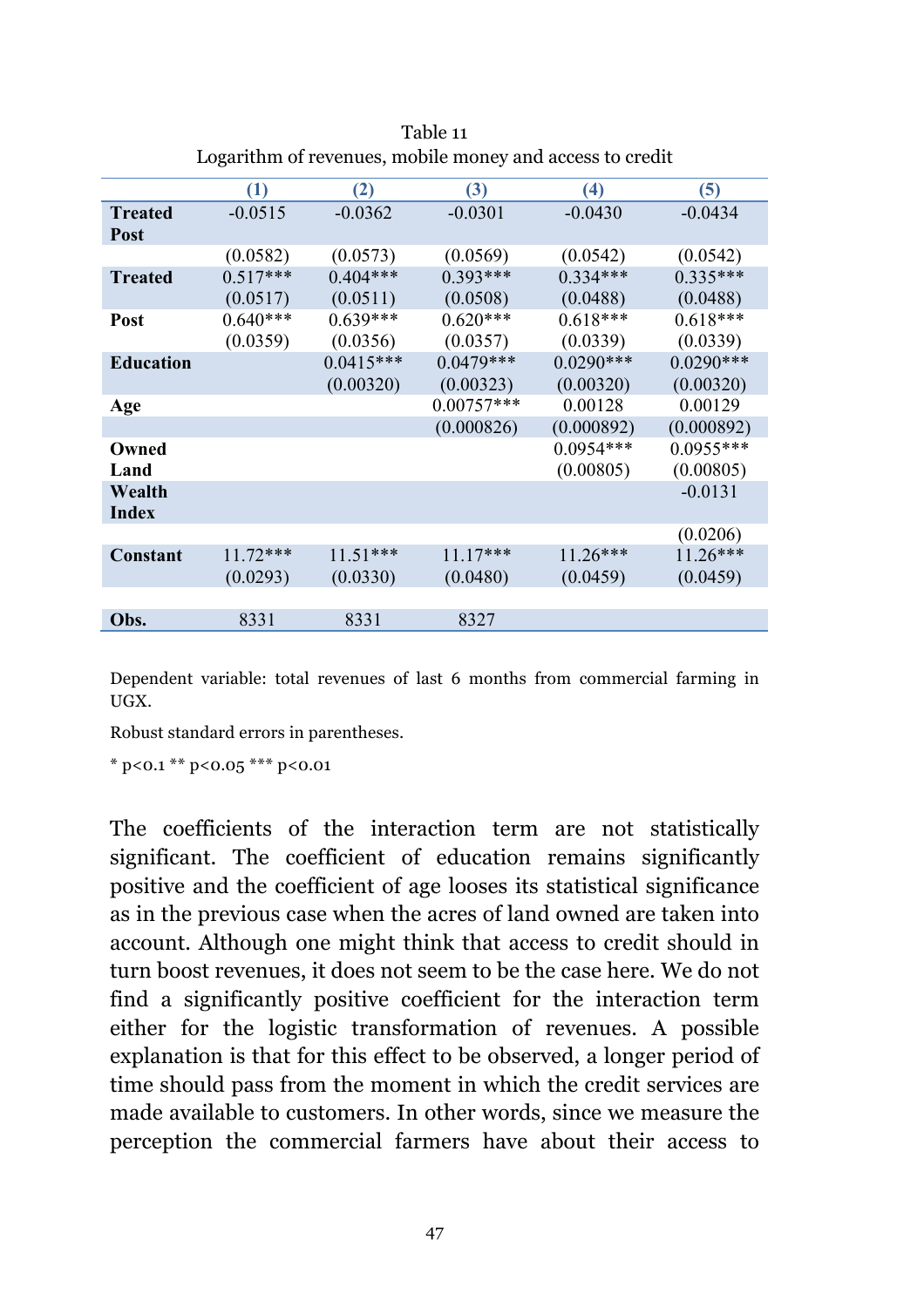Table 11

Logarithm of revenues, mobile money and access to credit

| | (1) | (2) | (3) | (4) | (5) |
|---|---|---|---|---|---|
| **Treated Post** | -0.0515 | -0.0362 | -0.0301 | -0.0430 | -0.0434 |
| | (0.0582) | (0.0573) | (0.0569) | (0.0542) | (0.0542) |
| **Treated** | 0.517*** | 0.404*** | 0.393*** | 0.334*** | 0.335*** |
| | (0.0517) | (0.0511) | (0.0508) | (0.0488) | (0.0488) |
| **Post** | 0.640*** | 0.639*** | 0.620*** | 0.618*** | 0.618*** |
| | (0.0359) | (0.0356) | (0.0357) | (0.0339) | (0.0339) |
| **Education** | | 0.0415*** | 0.0479*** | 0.0290*** | 0.0290*** |
| | | (0.00320) | (0.00323) | (0.00320) | (0.00320) |
| **Age** | | | 0.00757*** | 0.00128 | 0.00129 |
| | | | (0.000826) | (0.000892) | (0.000892) |
| **Owned Land** | | | | 0.0954*** | 0.0955*** |
| | | | | (0.00805) | (0.00805) |
| **Wealth Index** | | | | | -0.0131 |
| | | | | | (0.0206) |
| **Constant** | 11.72*** | 11.51*** | 11.17*** | 11.26*** | 11.26*** |
| | (0.0293) | (0.0330) | (0.0480) | (0.0459) | (0.0459) |
| **Obs.** | 8331 | 8331 | 8327 | | |

Dependent variable: total revenues of last 6 months from commercial farming in UGX.

Robust standard errors in parentheses.

* p<0.1 ** p<0.05 *** p<0.01

The coefficients of the interaction term are not statistically significant. The coefficient of education remains significantly positive and the coefficient of age looses its statistical significance as in the previous case when the acres of land owned are taken into account. Although one might think that access to credit should in turn boost revenues, it does not seem to be the case here. We do not find a significantly positive coefficient for the interaction term either for the logistic transformation of revenues. A possible explanation is that for this effect to be observed, a longer period of time should pass from the moment in which the credit services are made available to customers. In other words, since we measure the perception the commercial farmers have about their access to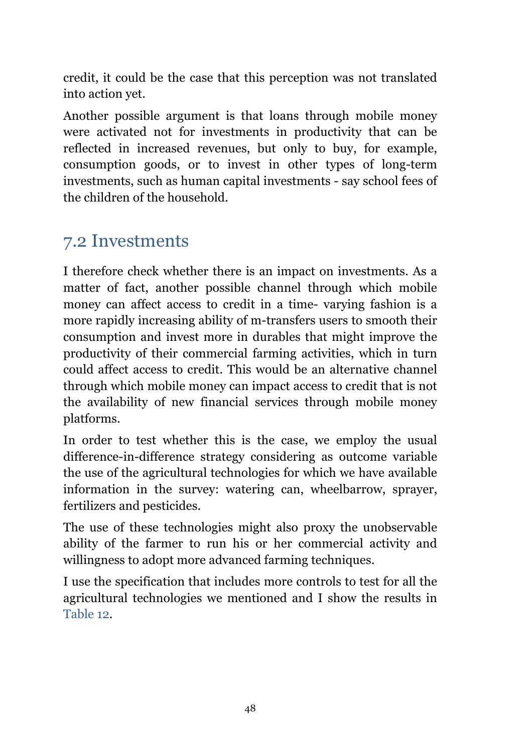credit, it could be the case that this perception was not translated into action yet.

Another possible argument is that loans through mobile money were activated not for investments in productivity that can be reflected in increased revenues, but only to buy, for example, consumption goods, or to invest in other types of long-term investments, such as human capital investments - say school fees of the children of the household.

## 7.2 Investments

I therefore check whether there is an impact on investments. As a matter of fact, another possible channel through which mobile money can affect access to credit in a time- varying fashion is a more rapidly increasing ability of m-transfers users to smooth their consumption and invest more in durables that might improve the productivity of their commercial farming activities, which in turn could affect access to credit. This would be an alternative channel through which mobile money can impact access to credit that is not the availability of new financial services through mobile money platforms.

In order to test whether this is the case, we employ the usual difference-in-difference strategy considering as outcome variable the use of the agricultural technologies for which we have available information in the survey: watering can, wheelbarrow, sprayer, fertilizers and pesticides.

The use of these technologies might also proxy the unobservable ability of the farmer to run his or her commercial activity and willingness to adopt more advanced farming techniques.

I use the specification that includes more controls to test for all the agricultural technologies we mentioned and I show the results in Table 12.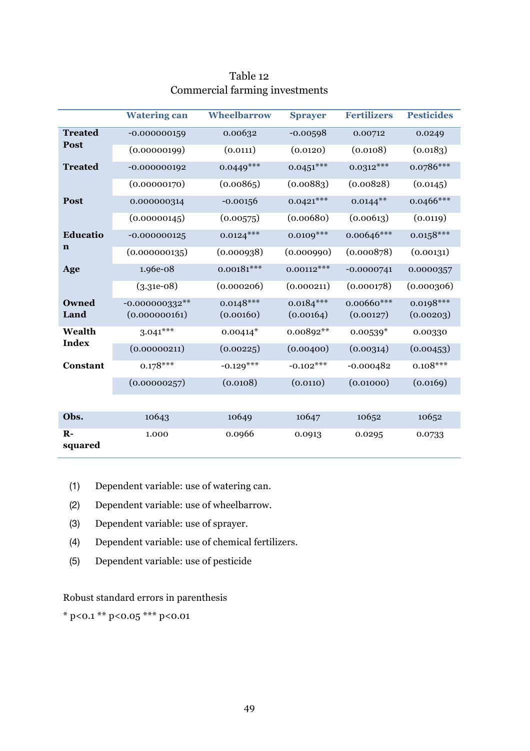Table 12
Commercial farming investments

| | Watering can | Wheelbarrow | Sprayer | Fertilizers | Pesticides |
|---|---|---|---|---|---|
| **Treated Post** | -0.000000159 | 0.00632 | -0.00598 | 0.00712 | 0.0249 |
| | (0.00000199) | (0.0111) | (0.0120) | (0.0108) | (0.0183) |
| **Treated** | -0.000000192 | 0.0449*** | 0.0451*** | 0.0312*** | 0.0786*** |
| | (0.00000170) | (0.00865) | (0.00883) | (0.00828) | (0.0145) |
| **Post** | 0.000000314 | -0.00156 | 0.0421*** | 0.0144** | 0.0466*** |
| | (0.00000145) | (0.00575) | (0.00680) | (0.00613) | (0.0119) |
| **Education** | -0.000000125 | 0.0124*** | 0.0109*** | 0.00646*** | 0.0158*** |
| | (0.000000135) | (0.000938) | (0.000990) | (0.000878) | (0.00131) |
| **Age** | 1.96e-08 | 0.00181*** | 0.00112*** | -0.0000741 | 0.0000357 |
| | (3.31e-08) | (0.000206) | (0.000211) | (0.000178) | (0.000306) |
| **Owned Land** | -0.000000332** | 0.0148*** | 0.0184*** | 0.00660*** | 0.0198*** |
| | (0.000000161) | (0.00160) | (0.00164) | (0.00127) | (0.00203) |
| **Wealth Index** | 3.041*** | 0.00414* | 0.00892** | 0.00539* | 0.00330 |
| | (0.00000211) | (0.00225) | (0.00400) | (0.00314) | (0.00453) |
| **Constant** | 0.178*** | -0.129*** | -0.102*** | -0.000482 | 0.108*** |
| | (0.00000257) | (0.0108) | (0.0110) | (0.01000) | (0.0169) |
| **Obs.** | 10643 | 10649 | 10647 | 10652 | 10652 |
| **R-squared** | 1.000 | 0.0966 | 0.0913 | 0.0295 | 0.0733 |

(1) Dependent variable: use of watering can.

(2) Dependent variable: use of wheelbarrow.

(3) Dependent variable: use of sprayer.

(4) Dependent variable: use of chemical fertilizers.

(5) Dependent variable: use of pesticide

Robust standard errors in parenthesis

* p<0.1 ** p<0.05 *** p<0.01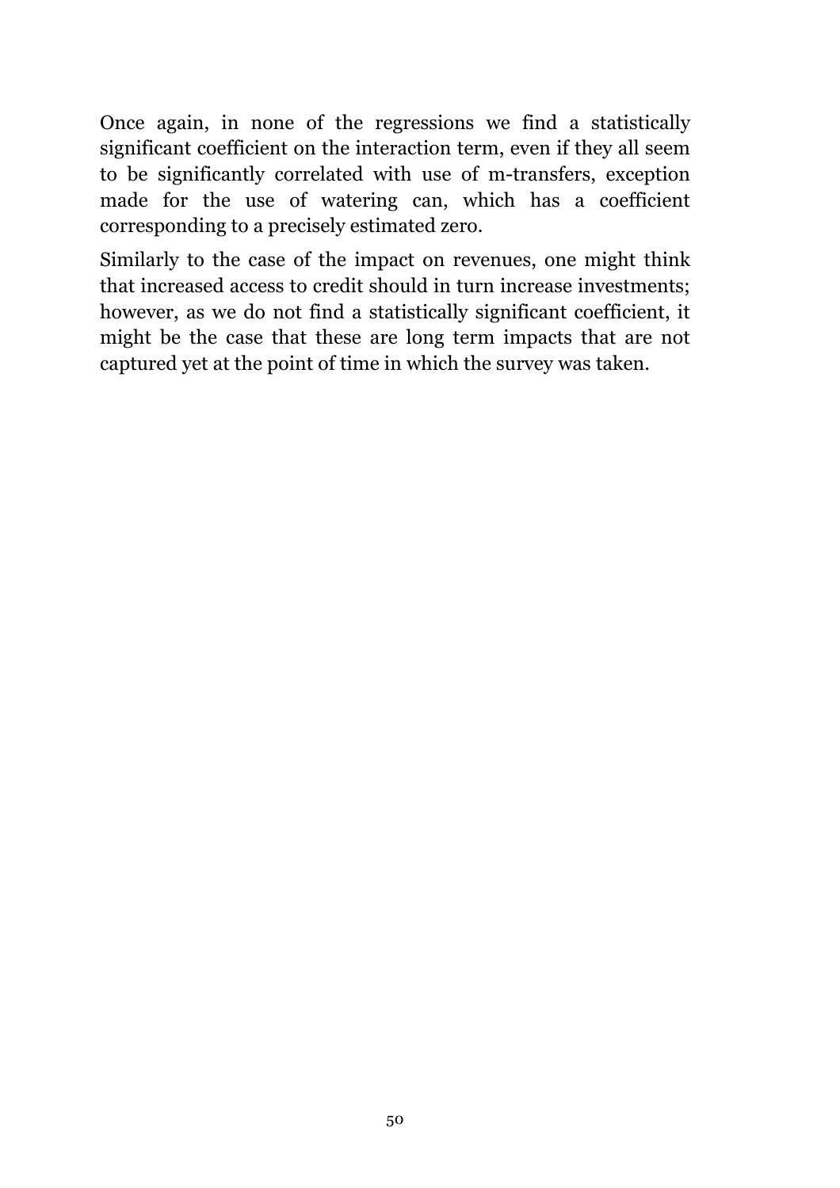Once again, in none of the regressions we find a statistically significant coefficient on the interaction term, even if they all seem to be significantly correlated with use of m-transfers, exception made for the use of watering can, which has a coefficient corresponding to a precisely estimated zero.

Similarly to the case of the impact on revenues, one might think that increased access to credit should in turn increase investments; however, as we do not find a statistically significant coefficient, it might be the case that these are long term impacts that are not captured yet at the point of time in which the survey was taken.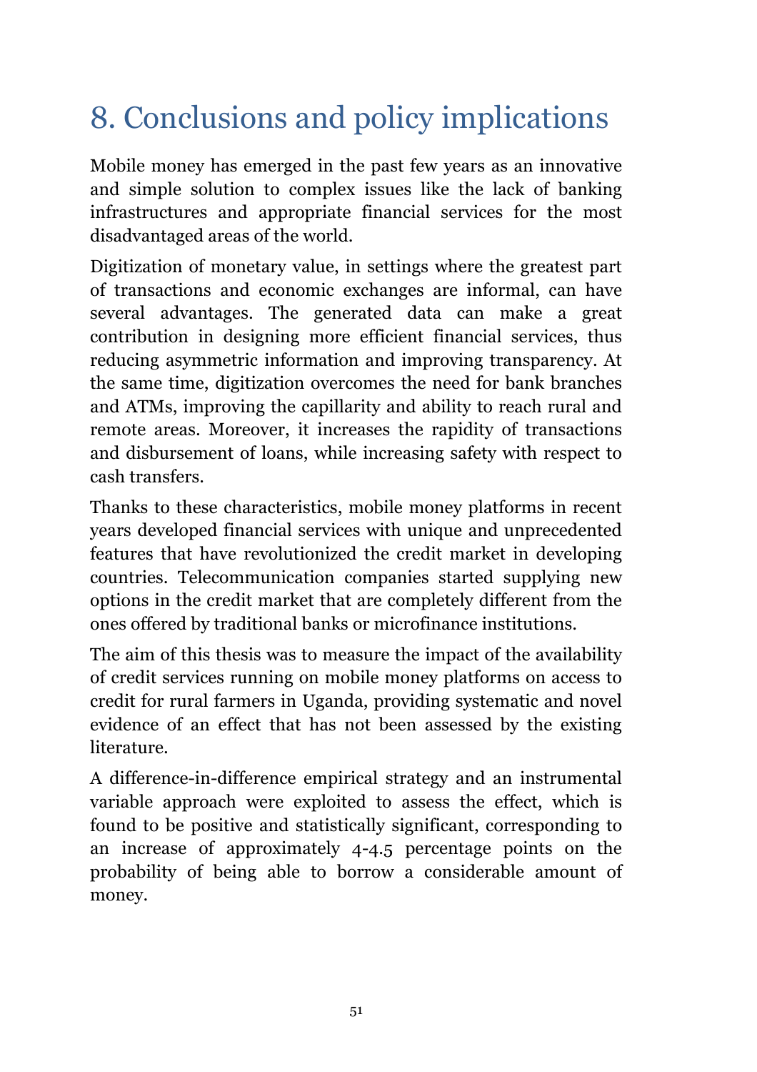# 8. Conclusions and policy implications

Mobile money has emerged in the past few years as an innovative and simple solution to complex issues like the lack of banking infrastructures and appropriate financial services for the most disadvantaged areas of the world.

Digitization of monetary value, in settings where the greatest part of transactions and economic exchanges are informal, can have several advantages. The generated data can make a great contribution in designing more efficient financial services, thus reducing asymmetric information and improving transparency. At the same time, digitization overcomes the need for bank branches and ATMs, improving the capillarity and ability to reach rural and remote areas. Moreover, it increases the rapidity of transactions and disbursement of loans, while increasing safety with respect to cash transfers.

Thanks to these characteristics, mobile money platforms in recent years developed financial services with unique and unprecedented features that have revolutionized the credit market in developing countries. Telecommunication companies started supplying new options in the credit market that are completely different from the ones offered by traditional banks or microfinance institutions.

The aim of this thesis was to measure the impact of the availability of credit services running on mobile money platforms on access to credit for rural farmers in Uganda, providing systematic and novel evidence of an effect that has not been assessed by the existing literature.

A difference-in-difference empirical strategy and an instrumental variable approach were exploited to assess the effect, which is found to be positive and statistically significant, corresponding to an increase of approximately 4-4.5 percentage points on the probability of being able to borrow a considerable amount of money.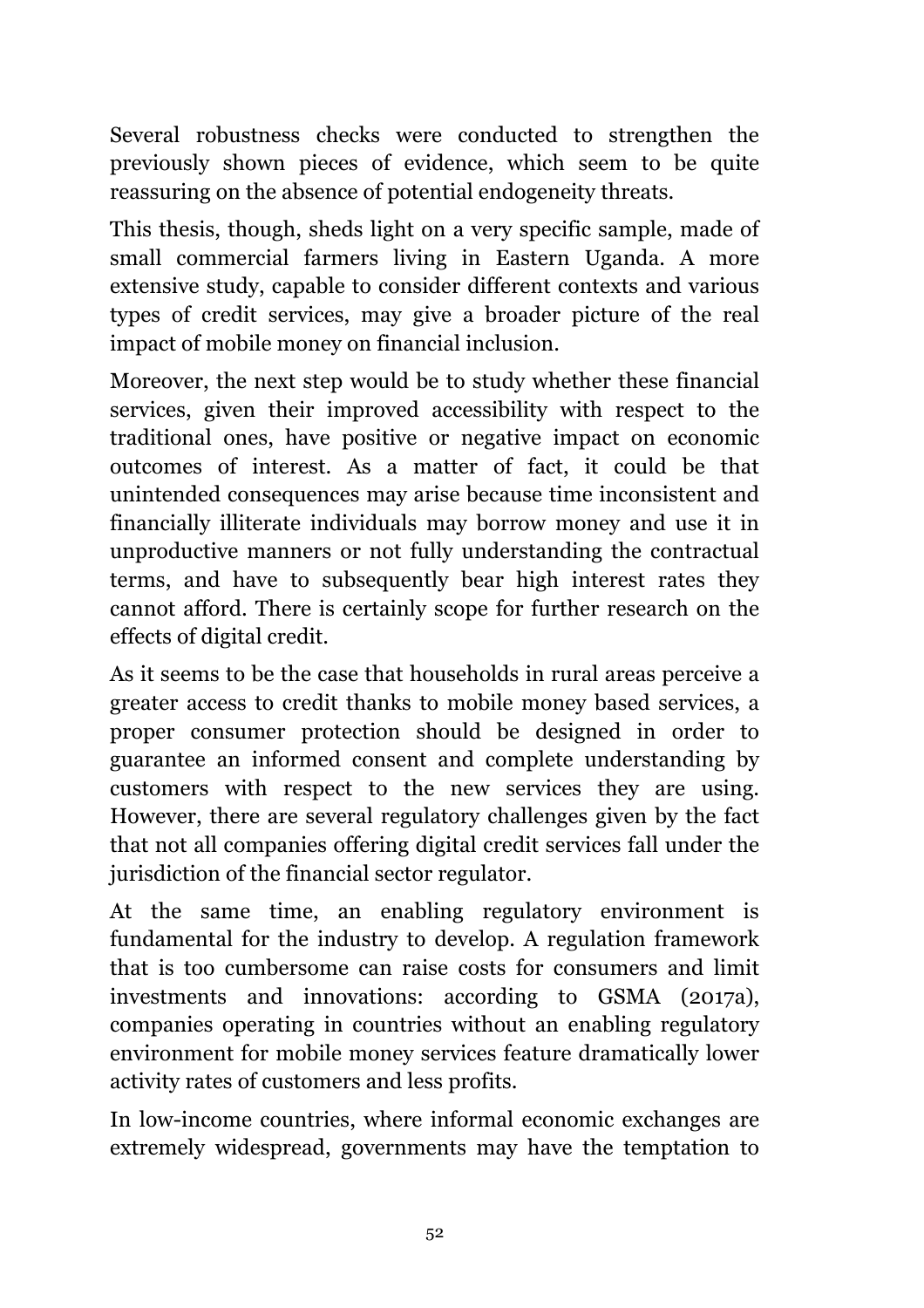Several robustness checks were conducted to strengthen the previously shown pieces of evidence, which seem to be quite reassuring on the absence of potential endogeneity threats.

This thesis, though, sheds light on a very specific sample, made of small commercial farmers living in Eastern Uganda. A more extensive study, capable to consider different contexts and various types of credit services, may give a broader picture of the real impact of mobile money on financial inclusion.

Moreover, the next step would be to study whether these financial services, given their improved accessibility with respect to the traditional ones, have positive or negative impact on economic outcomes of interest. As a matter of fact, it could be that unintended consequences may arise because time inconsistent and financially illiterate individuals may borrow money and use it in unproductive manners or not fully understanding the contractual terms, and have to subsequently bear high interest rates they cannot afford. There is certainly scope for further research on the effects of digital credit.

As it seems to be the case that households in rural areas perceive a greater access to credit thanks to mobile money based services, a proper consumer protection should be designed in order to guarantee an informed consent and complete understanding by customers with respect to the new services they are using. However, there are several regulatory challenges given by the fact that not all companies offering digital credit services fall under the jurisdiction of the financial sector regulator.

At the same time, an enabling regulatory environment is fundamental for the industry to develop. A regulation framework that is too cumbersome can raise costs for consumers and limit investments and innovations: according to GSMA (2017a), companies operating in countries without an enabling regulatory environment for mobile money services feature dramatically lower activity rates of customers and less profits.

In low-income countries, where informal economic exchanges are extremely widespread, governments may have the temptation to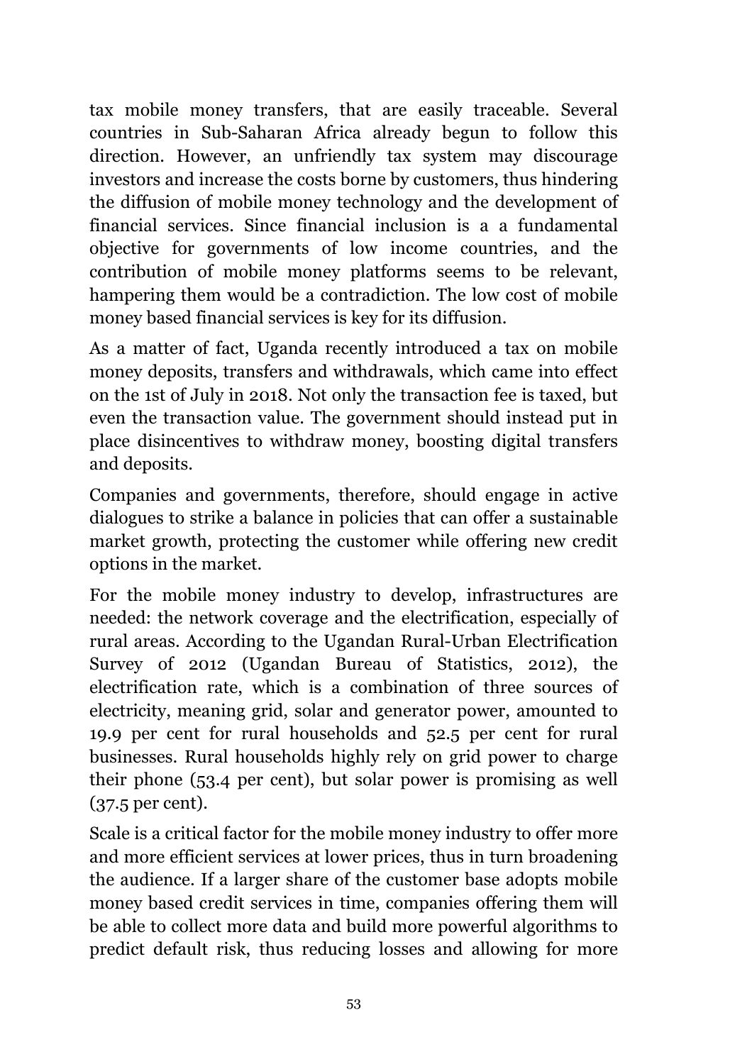tax mobile money transfers, that are easily traceable. Several countries in Sub-Saharan Africa already begun to follow this direction. However, an unfriendly tax system may discourage investors and increase the costs borne by customers, thus hindering the diffusion of mobile money technology and the development of financial services. Since financial inclusion is a a fundamental objective for governments of low income countries, and the contribution of mobile money platforms seems to be relevant, hampering them would be a contradiction. The low cost of mobile money based financial services is key for its diffusion.

As a matter of fact, Uganda recently introduced a tax on mobile money deposits, transfers and withdrawals, which came into effect on the 1st of July in 2018. Not only the transaction fee is taxed, but even the transaction value. The government should instead put in place disincentives to withdraw money, boosting digital transfers and deposits.

Companies and governments, therefore, should engage in active dialogues to strike a balance in policies that can offer a sustainable market growth, protecting the customer while offering new credit options in the market.

For the mobile money industry to develop, infrastructures are needed: the network coverage and the electrification, especially of rural areas. According to the Ugandan Rural-Urban Electrification Survey of 2012 (Ugandan Bureau of Statistics, 2012), the electrification rate, which is a combination of three sources of electricity, meaning grid, solar and generator power, amounted to 19.9 per cent for rural households and 52.5 per cent for rural businesses. Rural households highly rely on grid power to charge their phone (53.4 per cent), but solar power is promising as well (37.5 per cent).

Scale is a critical factor for the mobile money industry to offer more and more efficient services at lower prices, thus in turn broadening the audience. If a larger share of the customer base adopts mobile money based credit services in time, companies offering them will be able to collect more data and build more powerful algorithms to predict default risk, thus reducing losses and allowing for more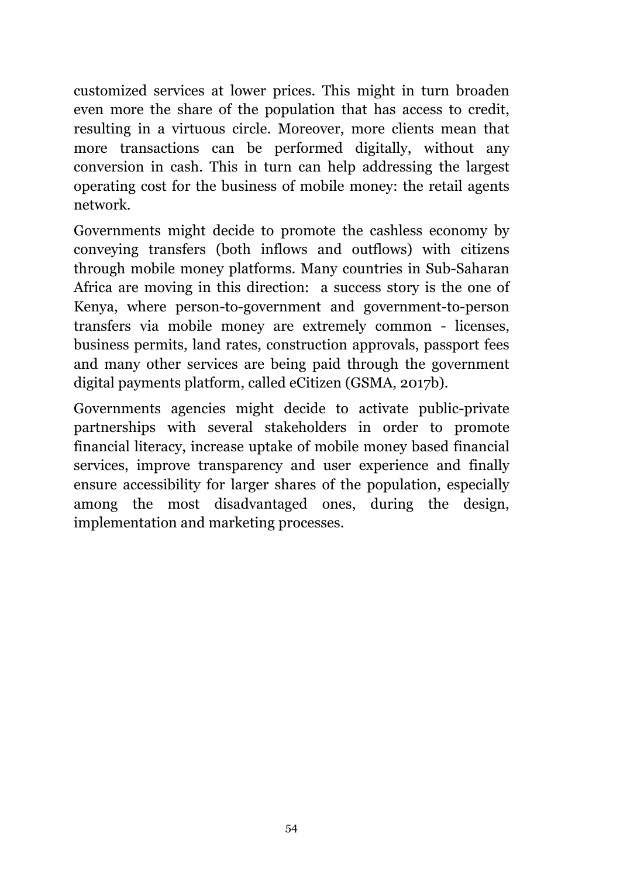customized services at lower prices. This might in turn broaden even more the share of the population that has access to credit, resulting in a virtuous circle. Moreover, more clients mean that more transactions can be performed digitally, without any conversion in cash. This in turn can help addressing the largest operating cost for the business of mobile money: the retail agents network.

Governments might decide to promote the cashless economy by conveying transfers (both inflows and outflows) with citizens through mobile money platforms. Many countries in Sub-Saharan Africa are moving in this direction:  a success story is the one of Kenya, where person-to-government and government-to-person transfers via mobile money are extremely common - licenses, business permits, land rates, construction approvals, passport fees and many other services are being paid through the government digital payments platform, called eCitizen (GSMA, 2017b).

Governments agencies might decide to activate public-private partnerships with several stakeholders in order to promote financial literacy, increase uptake of mobile money based financial services, improve transparency and user experience and finally ensure accessibility for larger shares of the population, especially among the most disadvantaged ones, during the design, implementation and marketing processes.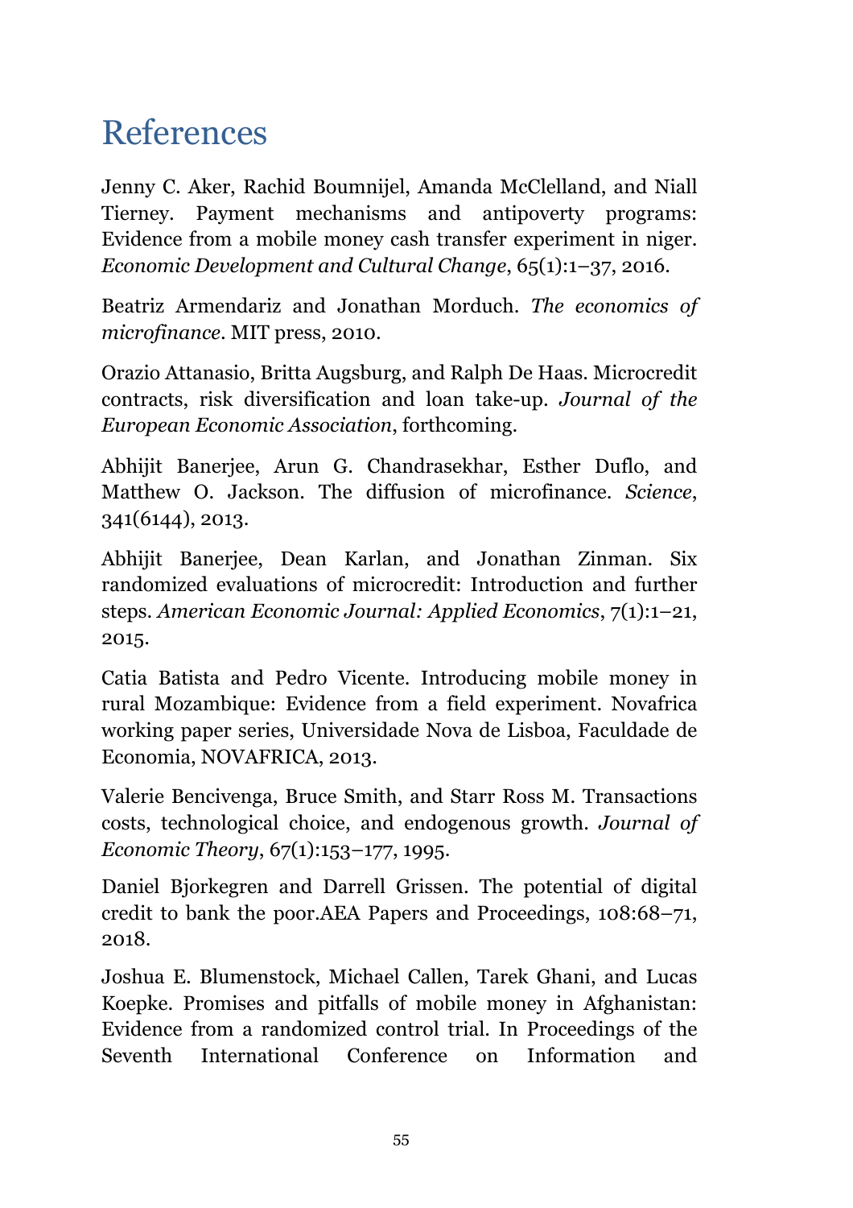# References

Jenny C. Aker, Rachid Boumnijel, Amanda McClelland, and Niall Tierney. Payment mechanisms and antipoverty programs: Evidence from a mobile money cash transfer experiment in niger. *Economic Development and Cultural Change*, 65(1):1–37, 2016.

Beatriz Armendariz and Jonathan Morduch. *The economics of microfinance*. MIT press, 2010.

Orazio Attanasio, Britta Augsburg, and Ralph De Haas. Microcredit contracts, risk diversification and loan take-up. *Journal of the European Economic Association*, forthcoming.

Abhijit Banerjee, Arun G. Chandrasekhar, Esther Duflo, and Matthew O. Jackson. The diffusion of microfinance. *Science*, 341(6144), 2013.

Abhijit Banerjee, Dean Karlan, and Jonathan Zinman. Six randomized evaluations of microcredit: Introduction and further steps. *American Economic Journal: Applied Economics*, 7(1):1–21, 2015.

Catia Batista and Pedro Vicente. Introducing mobile money in rural Mozambique: Evidence from a field experiment. Novafrica working paper series, Universidade Nova de Lisboa, Faculdade de Economia, NOVAFRICA, 2013.

Valerie Bencivenga, Bruce Smith, and Starr Ross M. Transactions costs, technological choice, and endogenous growth. *Journal of Economic Theory*, 67(1):153–177, 1995.

Daniel Bjorkegren and Darrell Grissen. The potential of digital credit to bank the poor.AEA Papers and Proceedings, 108:68–71, 2018.

Joshua E. Blumenstock, Michael Callen, Tarek Ghani, and Lucas Koepke. Promises and pitfalls of mobile money in Afghanistan: Evidence from a randomized control trial. In Proceedings of the Seventh International Conference on Information and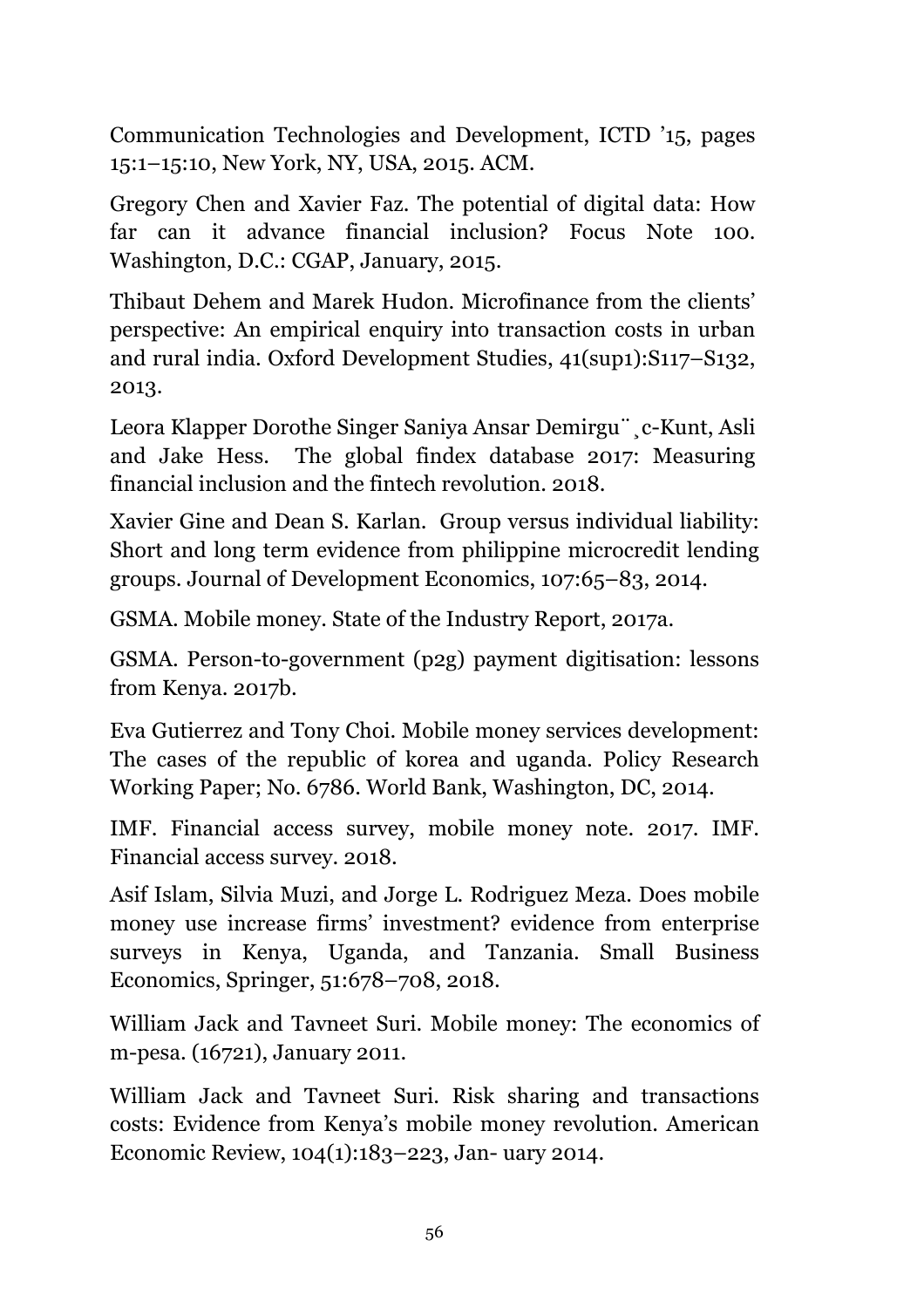Communication Technologies and Development, ICTD '15, pages 15:1–15:10, New York, NY, USA, 2015. ACM.

Gregory Chen and Xavier Faz. The potential of digital data: How far can it advance financial inclusion? Focus Note 100. Washington, D.C.: CGAP, January, 2015.

Thibaut Dehem and Marek Hudon. Microfinance from the clients' perspective: An empirical enquiry into transaction costs in urban and rural india. Oxford Development Studies, 41(sup1):S117–S132, 2013.

Leora Klapper Dorothe Singer Saniya Ansar Demirgu¨¸c-Kunt, Asli and Jake Hess. The global findex database 2017: Measuring financial inclusion and the fintech revolution. 2018.

Xavier Gine and Dean S. Karlan. Group versus individual liability: Short and long term evidence from philippine microcredit lending groups. Journal of Development Economics, 107:65–83, 2014.

GSMA. Mobile money. State of the Industry Report, 2017a.

GSMA. Person-to-government (p2g) payment digitisation: lessons from Kenya. 2017b.

Eva Gutierrez and Tony Choi. Mobile money services development: The cases of the republic of korea and uganda. Policy Research Working Paper; No. 6786. World Bank, Washington, DC, 2014.

IMF. Financial access survey, mobile money note. 2017. IMF. Financial access survey. 2018.

Asif Islam, Silvia Muzi, and Jorge L. Rodriguez Meza. Does mobile money use increase firms' investment? evidence from enterprise surveys in Kenya, Uganda, and Tanzania. Small Business Economics, Springer, 51:678–708, 2018.

William Jack and Tavneet Suri. Mobile money: The economics of m-pesa. (16721), January 2011.

William Jack and Tavneet Suri. Risk sharing and transactions costs: Evidence from Kenya's mobile money revolution. American Economic Review, 104(1):183–223, Jan- uary 2014.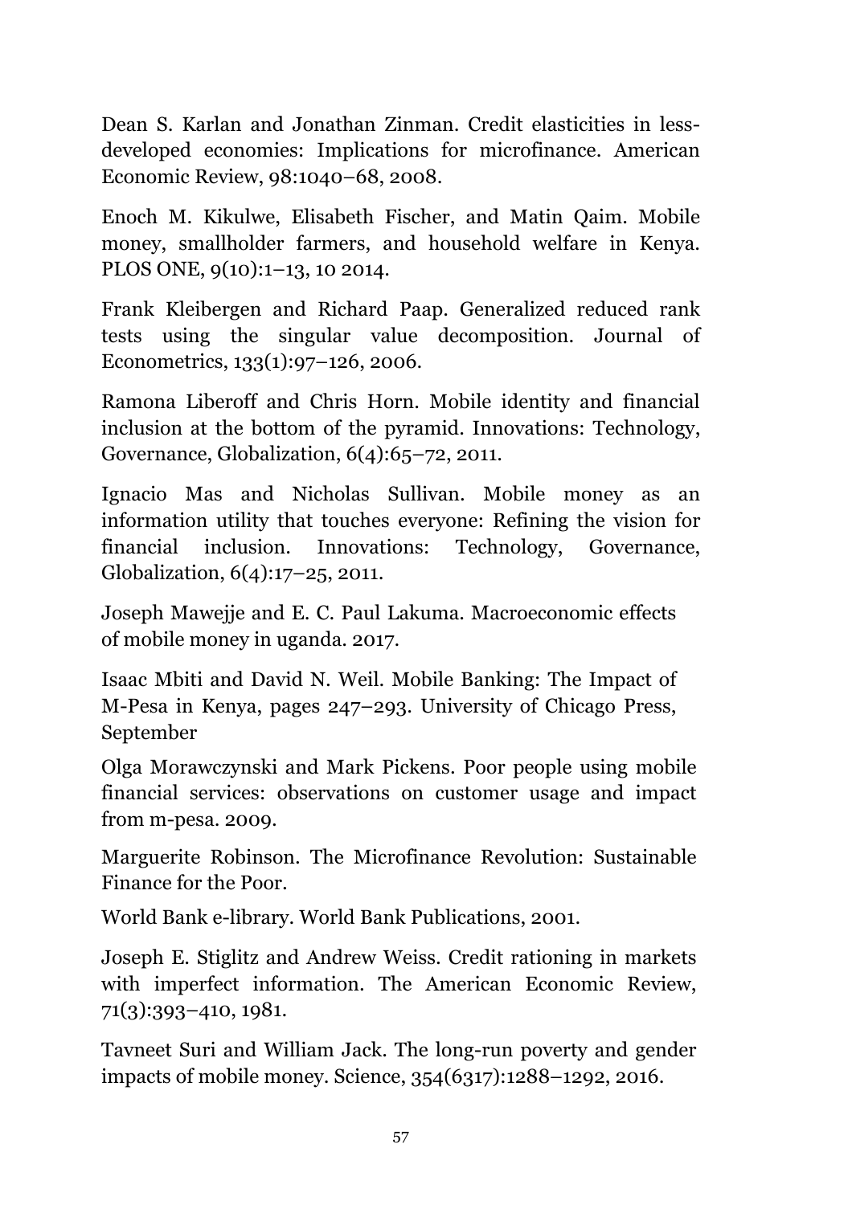Dean S. Karlan and Jonathan Zinman. Credit elasticities in less-developed economies: Implications for microfinance. American Economic Review, 98:1040–68, 2008.

Enoch M. Kikulwe, Elisabeth Fischer, and Matin Qaim. Mobile money, smallholder farmers, and household welfare in Kenya. PLOS ONE, 9(10):1–13, 10 2014.

Frank Kleibergen and Richard Paap. Generalized reduced rank tests using the singular value decomposition. Journal of Econometrics, 133(1):97–126, 2006.

Ramona Liberoff and Chris Horn. Mobile identity and financial inclusion at the bottom of the pyramid. Innovations: Technology, Governance, Globalization, 6(4):65–72, 2011.

Ignacio Mas and Nicholas Sullivan. Mobile money as an information utility that touches everyone: Refining the vision for financial inclusion. Innovations: Technology, Governance, Globalization, 6(4):17–25, 2011.

Joseph Mawejje and E. C. Paul Lakuma. Macroeconomic effects of mobile money in uganda. 2017.

Isaac Mbiti and David N. Weil. Mobile Banking: The Impact of M-Pesa in Kenya, pages 247–293. University of Chicago Press, September

Olga Morawczynski and Mark Pickens. Poor people using mobile financial services: observations on customer usage and impact from m-pesa. 2009.

Marguerite Robinson. The Microfinance Revolution: Sustainable Finance for the Poor.

World Bank e-library. World Bank Publications, 2001.

Joseph E. Stiglitz and Andrew Weiss. Credit rationing in markets with imperfect information. The American Economic Review, 71(3):393–410, 1981.

Tavneet Suri and William Jack. The long-run poverty and gender impacts of mobile money. Science, 354(6317):1288–1292, 2016.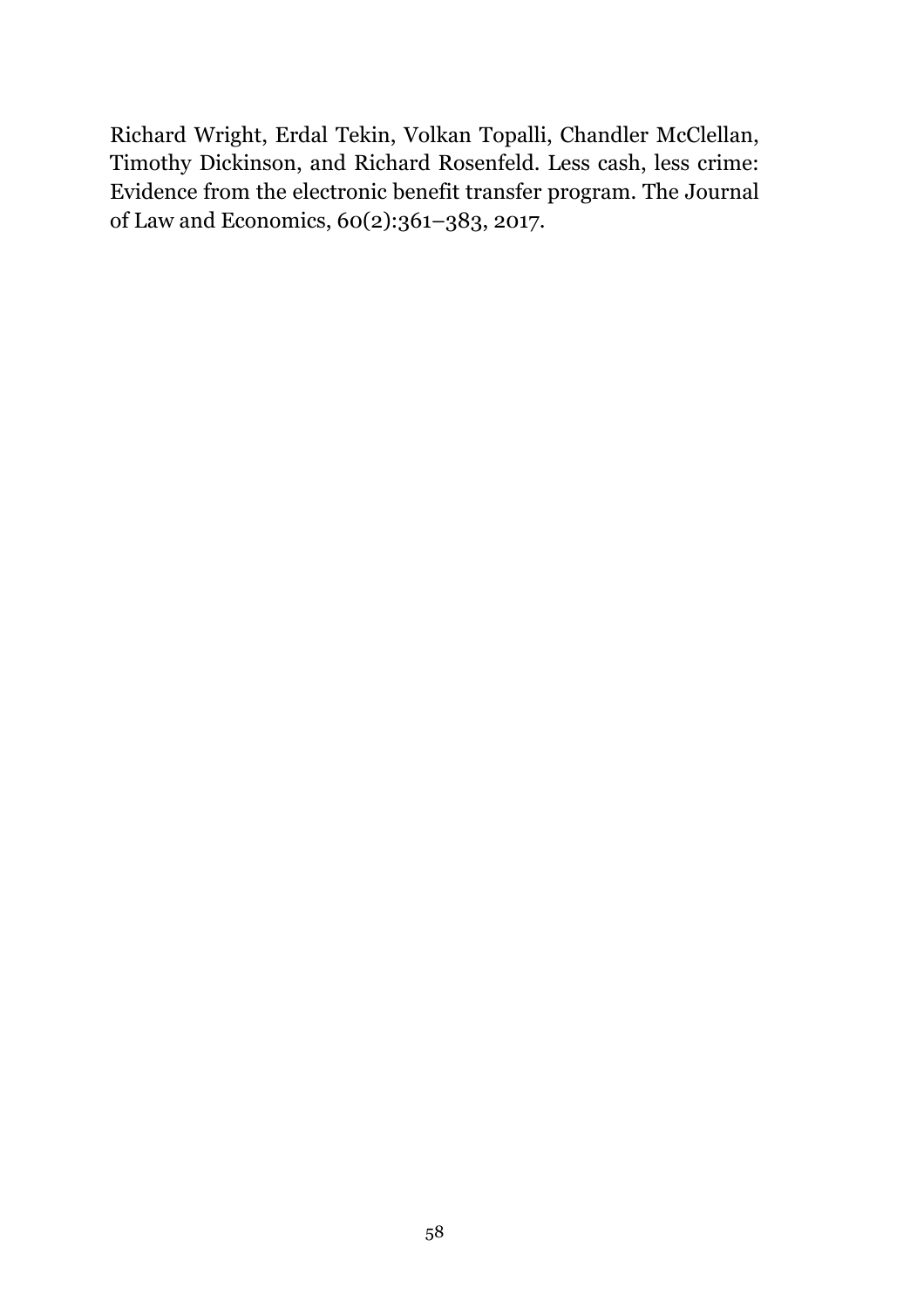Richard Wright, Erdal Tekin, Volkan Topalli, Chandler McClellan, Timothy Dickinson, and Richard Rosenfeld. Less cash, less crime: Evidence from the electronic benefit transfer program. The Journal of Law and Economics, 60(2):361–383, 2017.